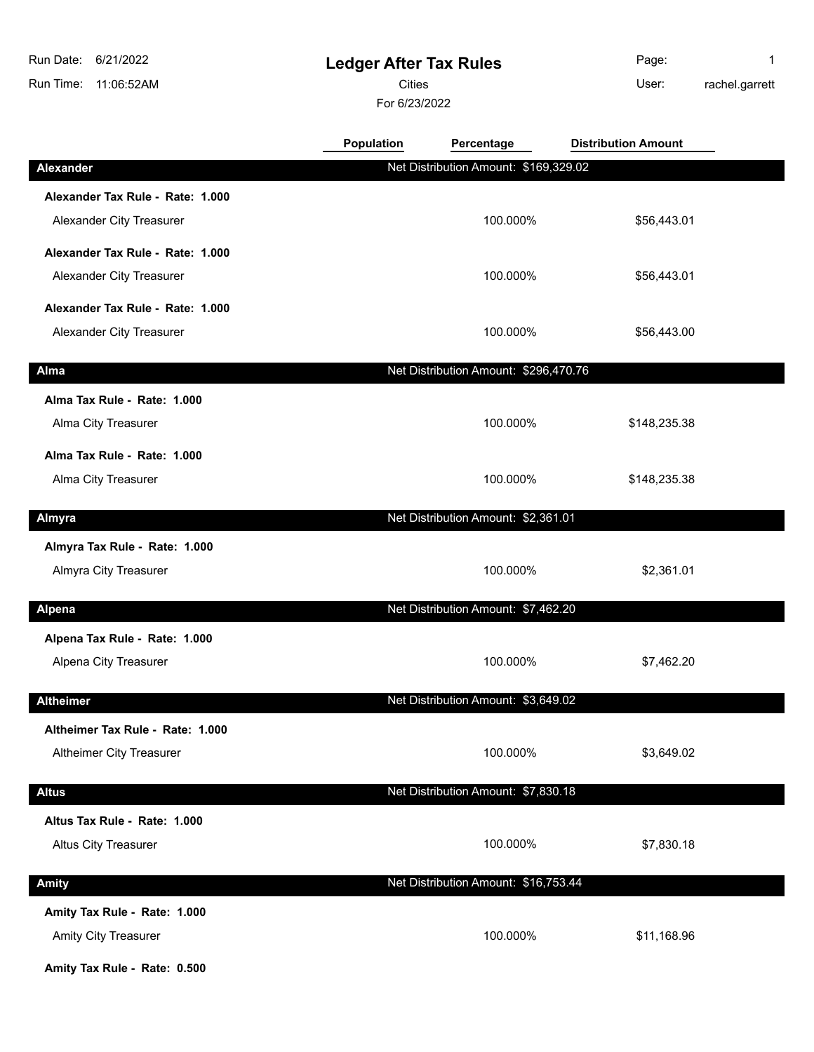# Ledger After Tax Rules

Run Date: 6/21/2022
Run Time: 11:06:52AM

Cities

For 6/23/2022

Page: 1
User: rachel.garrett

| | Population | Percentage | Distribution Amount |
|---|---|---|---|
| **Alexander** | Net Distribution Amount: $169,329.02 | | |
| **Alexander Tax Rule - Rate: 1.000** | | | |
| Alexander City Treasurer | | 100.000% | $56,443.01 |
| **Alexander Tax Rule - Rate: 1.000** | | | |
| Alexander City Treasurer | | 100.000% | $56,443.01 |
| **Alexander Tax Rule - Rate: 1.000** | | | |
| Alexander City Treasurer | | 100.000% | $56,443.00 |
| **Alma** | Net Distribution Amount: $296,470.76 | | |
| **Alma Tax Rule - Rate: 1.000** | | | |
| Alma City Treasurer | | 100.000% | $148,235.38 |
| **Alma Tax Rule - Rate: 1.000** | | | |
| Alma City Treasurer | | 100.000% | $148,235.38 |
| **Almyra** | Net Distribution Amount: $2,361.01 | | |
| **Almyra Tax Rule - Rate: 1.000** | | | |
| Almyra City Treasurer | | 100.000% | $2,361.01 |
| **Alpena** | Net Distribution Amount: $7,462.20 | | |
| **Alpena Tax Rule - Rate: 1.000** | | | |
| Alpena City Treasurer | | 100.000% | $7,462.20 |
| **Altheimer** | Net Distribution Amount: $3,649.02 | | |
| **Altheimer Tax Rule - Rate: 1.000** | | | |
| Altheimer City Treasurer | | 100.000% | $3,649.02 |
| **Altus** | Net Distribution Amount: $7,830.18 | | |
| **Altus Tax Rule - Rate: 1.000** | | | |
| Altus City Treasurer | | 100.000% | $7,830.18 |
| **Amity** | Net Distribution Amount: $16,753.44 | | |
| **Amity Tax Rule - Rate: 1.000** | | | |
| Amity City Treasurer | | 100.000% | $11,168.96 |
| **Amity Tax Rule - Rate: 0.500** | | | |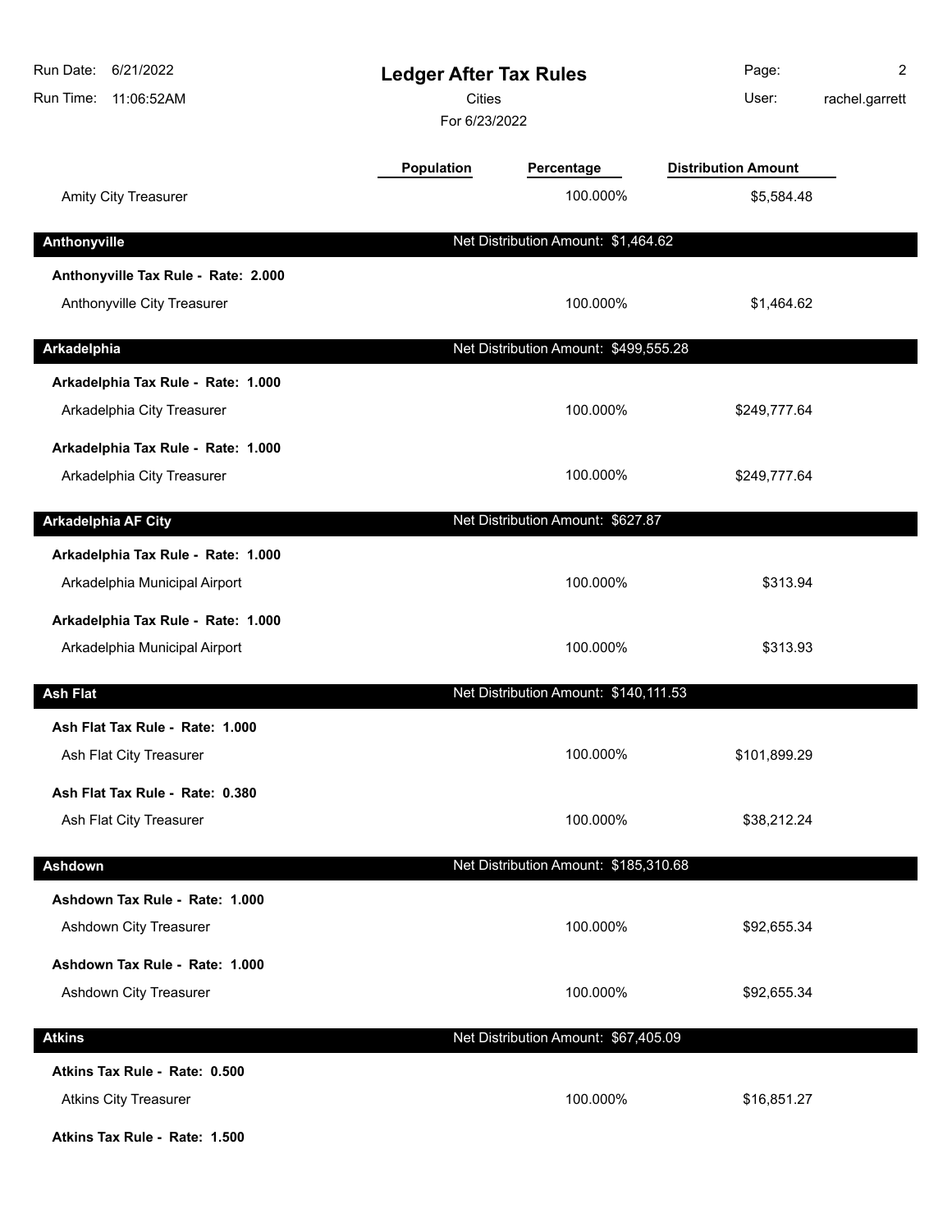# Ledger After Tax Rules

Cities

For 6/23/2022

| | Population | Percentage | Distribution Amount |
|---|---|---|---|
| Amity City Treasurer | | 100.000% | $5,584.48 |
| **Anthonyville** | | **Net Distribution Amount: $1,464.62** | |
| **Anthonyville Tax Rule - Rate: 2.000** | | | |
| Anthonyville City Treasurer | | 100.000% | $1,464.62 |
| **Arkadelphia** | | **Net Distribution Amount: $499,555.28** | |
| **Arkadelphia Tax Rule - Rate: 1.000** | | | |
| Arkadelphia City Treasurer | | 100.000% | $249,777.64 |
| **Arkadelphia Tax Rule - Rate: 1.000** | | | |
| Arkadelphia City Treasurer | | 100.000% | $249,777.64 |
| **Arkadelphia AF City** | | **Net Distribution Amount: $627.87** | |
| **Arkadelphia Tax Rule - Rate: 1.000** | | | |
| Arkadelphia Municipal Airport | | 100.000% | $313.94 |
| **Arkadelphia Tax Rule - Rate: 1.000** | | | |
| Arkadelphia Municipal Airport | | 100.000% | $313.93 |
| **Ash Flat** | | **Net Distribution Amount: $140,111.53** | |
| **Ash Flat Tax Rule - Rate: 1.000** | | | |
| Ash Flat City Treasurer | | 100.000% | $101,899.29 |
| **Ash Flat Tax Rule - Rate: 0.380** | | | |
| Ash Flat City Treasurer | | 100.000% | $38,212.24 |
| **Ashdown** | | **Net Distribution Amount: $185,310.68** | |
| **Ashdown Tax Rule - Rate: 1.000** | | | |
| Ashdown City Treasurer | | 100.000% | $92,655.34 |
| **Ashdown Tax Rule - Rate: 1.000** | | | |
| Ashdown City Treasurer | | 100.000% | $92,655.34 |
| **Atkins** | | **Net Distribution Amount: $67,405.09** | |
| **Atkins Tax Rule - Rate: 0.500** | | | |
| Atkins City Treasurer | | 100.000% | $16,851.27 |
| **Atkins Tax Rule - Rate: 1.500** | | | |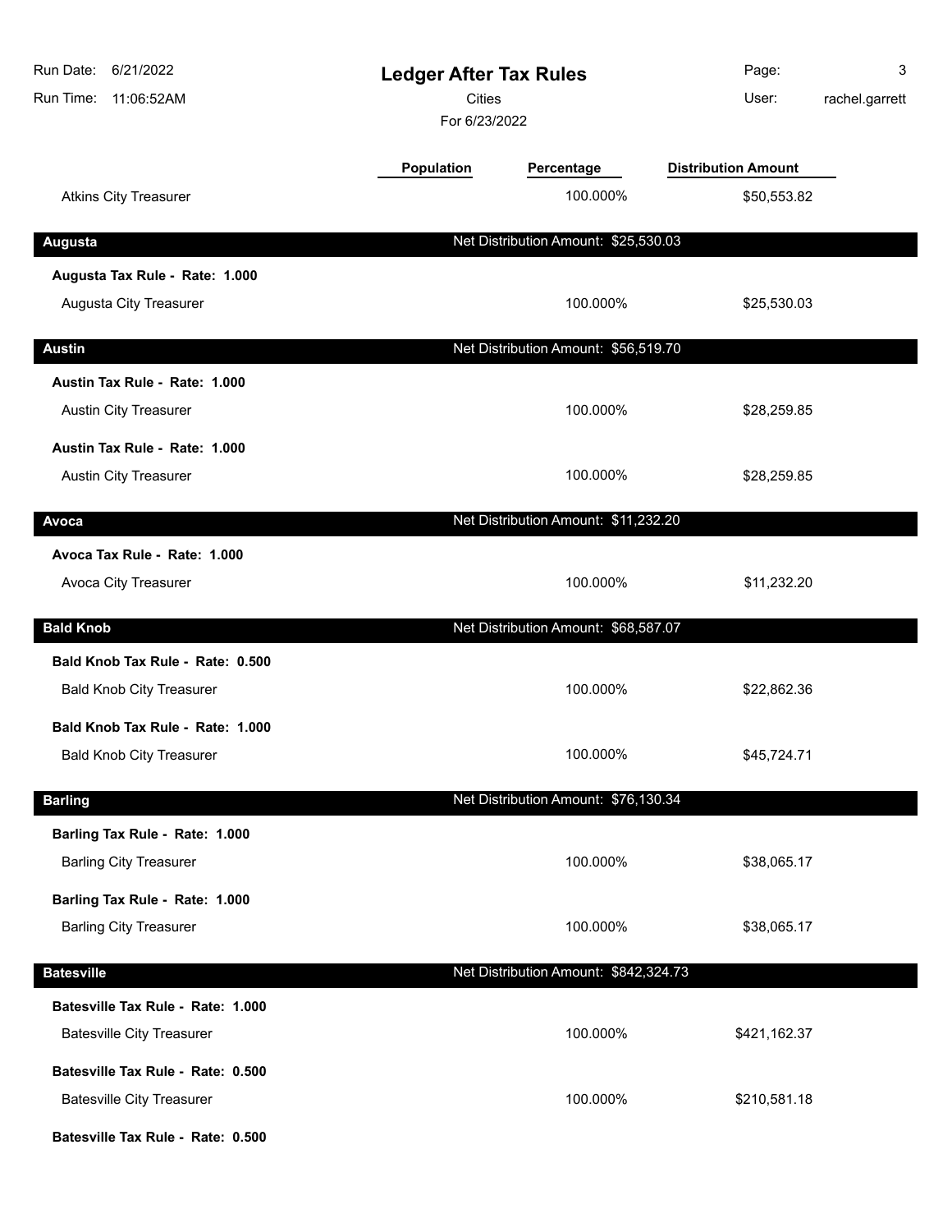# Ledger After Tax Rules

Cities

For 6/23/2022

| | Population | Percentage | Distribution Amount |
|---|---|---|---|
| Atkins City Treasurer | | 100.000% | $50,553.82 |
| **Augusta** | | **Net Distribution Amount: $25,530.03** | |
| **Augusta Tax Rule - Rate: 1.000** | | | |
| Augusta City Treasurer | | 100.000% | $25,530.03 |
| **Austin** | | **Net Distribution Amount: $56,519.70** | |
| **Austin Tax Rule - Rate: 1.000** | | | |
| Austin City Treasurer | | 100.000% | $28,259.85 |
| **Austin Tax Rule - Rate: 1.000** | | | |
| Austin City Treasurer | | 100.000% | $28,259.85 |
| **Avoca** | | **Net Distribution Amount: $11,232.20** | |
| **Avoca Tax Rule - Rate: 1.000** | | | |
| Avoca City Treasurer | | 100.000% | $11,232.20 |
| **Bald Knob** | | **Net Distribution Amount: $68,587.07** | |
| **Bald Knob Tax Rule - Rate: 0.500** | | | |
| Bald Knob City Treasurer | | 100.000% | $22,862.36 |
| **Bald Knob Tax Rule - Rate: 1.000** | | | |
| Bald Knob City Treasurer | | 100.000% | $45,724.71 |
| **Barling** | | **Net Distribution Amount: $76,130.34** | |
| **Barling Tax Rule - Rate: 1.000** | | | |
| Barling City Treasurer | | 100.000% | $38,065.17 |
| **Barling Tax Rule - Rate: 1.000** | | | |
| Barling City Treasurer | | 100.000% | $38,065.17 |
| **Batesville** | | **Net Distribution Amount: $842,324.73** | |
| **Batesville Tax Rule - Rate: 1.000** | | | |
| Batesville City Treasurer | | 100.000% | $421,162.37 |
| **Batesville Tax Rule - Rate: 0.500** | | | |
| Batesville City Treasurer | | 100.000% | $210,581.18 |
| **Batesville Tax Rule - Rate: 0.500** | | | |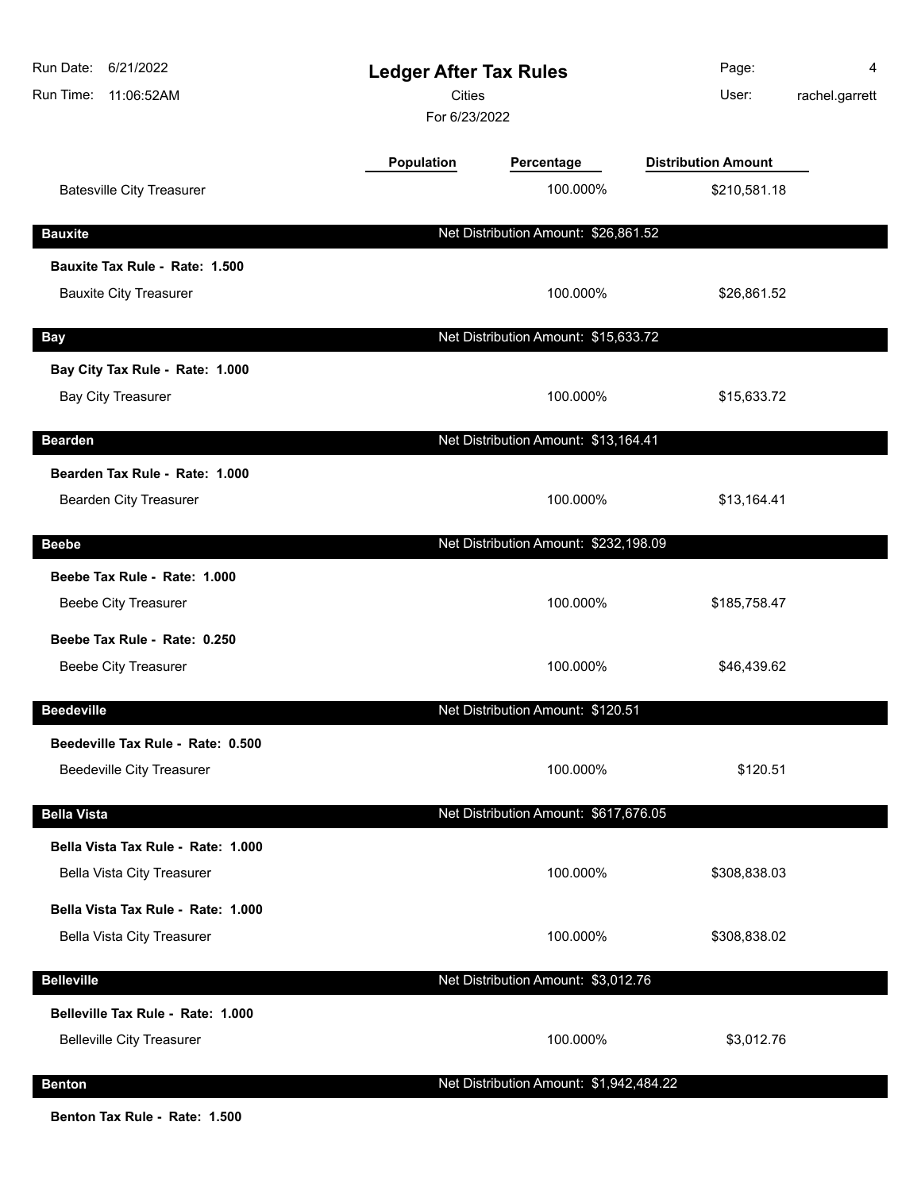# Ledger After Tax Rules

Cities

For 6/23/2022

| | Population | Percentage | Distribution Amount |
|---|---|---|---|
| Batesville City Treasurer | | 100.000% | $210,581.18 |

## Bauxite

Net Distribution Amount: $26,861.52

**Bauxite Tax Rule - Rate: 1.500**

| | Population | Percentage | Distribution Amount |
|---|---|---|---|
| Bauxite City Treasurer | | 100.000% | $26,861.52 |

## Bay

Net Distribution Amount: $15,633.72

**Bay City Tax Rule - Rate: 1.000**

| | Population | Percentage | Distribution Amount |
|---|---|---|---|
| Bay City Treasurer | | 100.000% | $15,633.72 |

## Bearden

Net Distribution Amount: $13,164.41

**Bearden Tax Rule - Rate: 1.000**

| | Population | Percentage | Distribution Amount |
|---|---|---|---|
| Bearden City Treasurer | | 100.000% | $13,164.41 |

## Beebe

Net Distribution Amount: $232,198.09

**Beebe Tax Rule - Rate: 1.000**

| | Population | Percentage | Distribution Amount |
|---|---|---|---|
| Beebe City Treasurer | | 100.000% | $185,758.47 |

**Beebe Tax Rule - Rate: 0.250**

| | Population | Percentage | Distribution Amount |
|---|---|---|---|
| Beebe City Treasurer | | 100.000% | $46,439.62 |

## Beedeville

Net Distribution Amount: $120.51

**Beedeville Tax Rule - Rate: 0.500**

| | Population | Percentage | Distribution Amount |
|---|---|---|---|
| Beedeville City Treasurer | | 100.000% | $120.51 |

## Bella Vista

Net Distribution Amount: $617,676.05

**Bella Vista Tax Rule - Rate: 1.000**

| | Population | Percentage | Distribution Amount |
|---|---|---|---|
| Bella Vista City Treasurer | | 100.000% | $308,838.03 |

**Bella Vista Tax Rule - Rate: 1.000**

| | Population | Percentage | Distribution Amount |
|---|---|---|---|
| Bella Vista City Treasurer | | 100.000% | $308,838.02 |

## Belleville

Net Distribution Amount: $3,012.76

**Belleville Tax Rule - Rate: 1.000**

| | Population | Percentage | Distribution Amount |
|---|---|---|---|
| Belleville City Treasurer | | 100.000% | $3,012.76 |

## Benton

Net Distribution Amount: $1,942,484.22

**Benton Tax Rule - Rate: 1.500**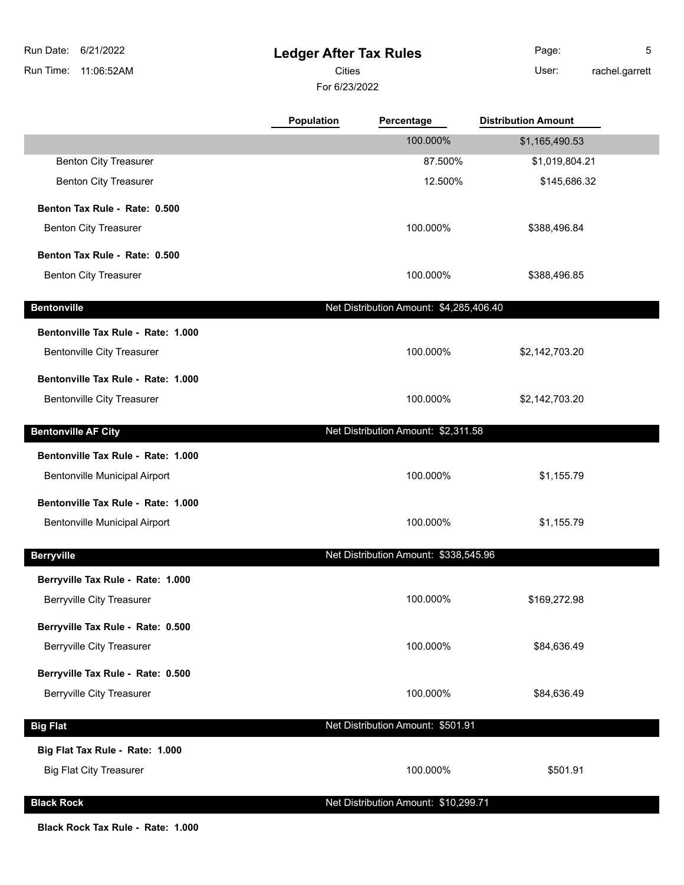# Ledger After Tax Rules

Cities

For 6/23/2022

| | Population | Percentage | Distribution Amount |
|---|---|---|---|
| | | 100.000% | $1,165,490.53 |
| Benton City Treasurer | | 87.500% | $1,019,804.21 |
| Benton City Treasurer | | 12.500% | $145,686.32 |
| **Benton Tax Rule - Rate: 0.500** | | | |
| Benton City Treasurer | | 100.000% | $388,496.84 |
| **Benton Tax Rule - Rate: 0.500** | | | |
| Benton City Treasurer | | 100.000% | $388,496.85 |
| **Bentonville** | | Net Distribution Amount: $4,285,406.40 | |
| **Bentonville Tax Rule - Rate: 1.000** | | | |
| Bentonville City Treasurer | | 100.000% | $2,142,703.20 |
| **Bentonville Tax Rule - Rate: 1.000** | | | |
| Bentonville City Treasurer | | 100.000% | $2,142,703.20 |
| **Bentonville AF City** | | Net Distribution Amount: $2,311.58 | |
| **Bentonville Tax Rule - Rate: 1.000** | | | |
| Bentonville Municipal Airport | | 100.000% | $1,155.79 |
| **Bentonville Tax Rule - Rate: 1.000** | | | |
| Bentonville Municipal Airport | | 100.000% | $1,155.79 |
| **Berryville** | | Net Distribution Amount: $338,545.96 | |
| **Berryville Tax Rule - Rate: 1.000** | | | |
| Berryville City Treasurer | | 100.000% | $169,272.98 |
| **Berryville Tax Rule - Rate: 0.500** | | | |
| Berryville City Treasurer | | 100.000% | $84,636.49 |
| **Berryville Tax Rule - Rate: 0.500** | | | |
| Berryville City Treasurer | | 100.000% | $84,636.49 |
| **Big Flat** | | Net Distribution Amount: $501.91 | |
| **Big Flat Tax Rule - Rate: 1.000** | | | |
| Big Flat City Treasurer | | 100.000% | $501.91 |
| **Black Rock** | | Net Distribution Amount: $10,299.71 | |
| **Black Rock Tax Rule - Rate: 1.000** | | | |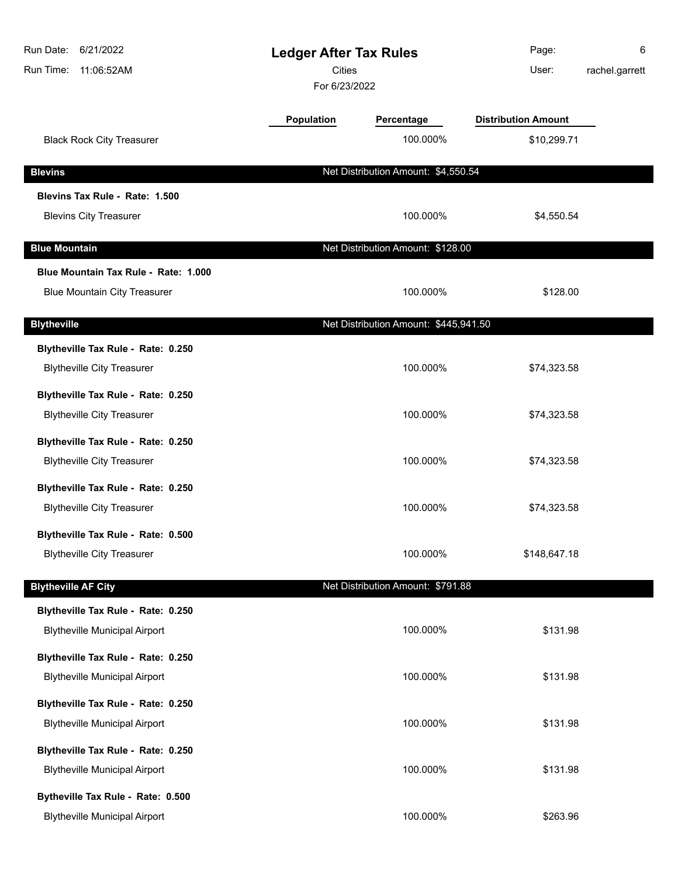# Ledger After Tax Rules

Cities

For 6/23/2022

| | Population | Percentage | Distribution Amount |
|---|---|---|---|
| Black Rock City Treasurer | | 100.000% | $10,299.71 |

## Blevins

Net Distribution Amount: $4,550.54

| | Population | Percentage | Distribution Amount |
|---|---|---|---|
| **Blevins Tax Rule - Rate: 1.500** | | | |
| Blevins City Treasurer | | 100.000% | $4,550.54 |

## Blue Mountain

Net Distribution Amount: $128.00

| | Population | Percentage | Distribution Amount |
|---|---|---|---|
| **Blue Mountain Tax Rule - Rate: 1.000** | | | |
| Blue Mountain City Treasurer | | 100.000% | $128.00 |

## Blytheville

Net Distribution Amount: $445,941.50

| | Population | Percentage | Distribution Amount |
|---|---|---|---|
| **Blytheville Tax Rule - Rate: 0.250** | | | |
| Blytheville City Treasurer | | 100.000% | $74,323.58 |
| **Blytheville Tax Rule - Rate: 0.250** | | | |
| Blytheville City Treasurer | | 100.000% | $74,323.58 |
| **Blytheville Tax Rule - Rate: 0.250** | | | |
| Blytheville City Treasurer | | 100.000% | $74,323.58 |
| **Blytheville Tax Rule - Rate: 0.250** | | | |
| Blytheville City Treasurer | | 100.000% | $74,323.58 |
| **Blytheville Tax Rule - Rate: 0.500** | | | |
| Blytheville City Treasurer | | 100.000% | $148,647.18 |

## Blytheville AF City

Net Distribution Amount: $791.88

| | Population | Percentage | Distribution Amount |
|---|---|---|---|
| **Blytheville Tax Rule - Rate: 0.250** | | | |
| Blytheville Municipal Airport | | 100.000% | $131.98 |
| **Blytheville Tax Rule - Rate: 0.250** | | | |
| Blytheville Municipal Airport | | 100.000% | $131.98 |
| **Blytheville Tax Rule - Rate: 0.250** | | | |
| Blytheville Municipal Airport | | 100.000% | $131.98 |
| **Blytheville Tax Rule - Rate: 0.250** | | | |
| Blytheville Municipal Airport | | 100.000% | $131.98 |
| **Bytheville Tax Rule - Rate: 0.500** | | | |
| Blytheville Municipal Airport | | 100.000% | $263.96 |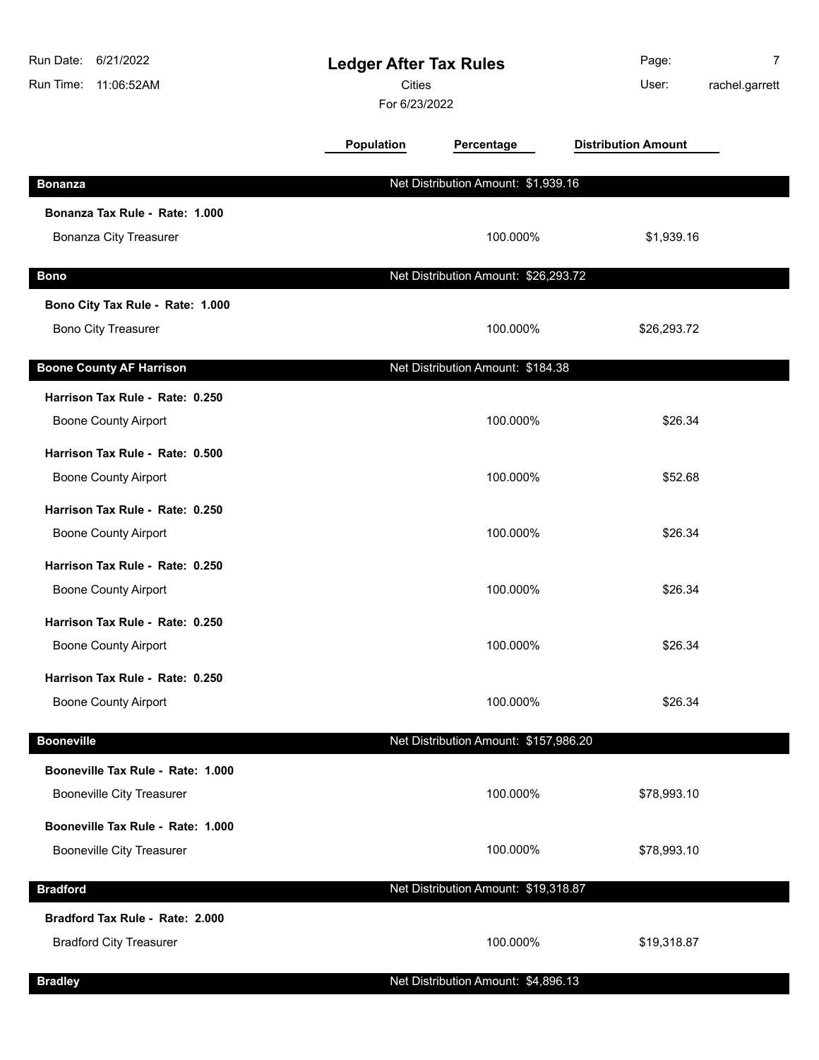# Ledger After Tax Rules

Cities

For 6/23/2022

Run Date: 6/21/2022
Run Time: 11:06:52AM
User: rachel.garrett

| | Population | Percentage | Distribution Amount |
|---|---|---|---|
| **Bonanza** | Net Distribution Amount: $1,939.16 | | |
| **Bonanza Tax Rule - Rate: 1.000** | | | |
| Bonanza City Treasurer | | 100.000% | $1,939.16 |
| **Bono** | Net Distribution Amount: $26,293.72 | | |
| **Bono City Tax Rule - Rate: 1.000** | | | |
| Bono City Treasurer | | 100.000% | $26,293.72 |
| **Boone County AF Harrison** | Net Distribution Amount: $184.38 | | |
| **Harrison Tax Rule - Rate: 0.250** | | | |
| Boone County Airport | | 100.000% | $26.34 |
| **Harrison Tax Rule - Rate: 0.500** | | | |
| Boone County Airport | | 100.000% | $52.68 |
| **Harrison Tax Rule - Rate: 0.250** | | | |
| Boone County Airport | | 100.000% | $26.34 |
| **Harrison Tax Rule - Rate: 0.250** | | | |
| Boone County Airport | | 100.000% | $26.34 |
| **Harrison Tax Rule - Rate: 0.250** | | | |
| Boone County Airport | | 100.000% | $26.34 |
| **Harrison Tax Rule - Rate: 0.250** | | | |
| Boone County Airport | | 100.000% | $26.34 |
| **Booneville** | Net Distribution Amount: $157,986.20 | | |
| **Booneville Tax Rule - Rate: 1.000** | | | |
| Booneville City Treasurer | | 100.000% | $78,993.10 |
| **Booneville Tax Rule - Rate: 1.000** | | | |
| Booneville City Treasurer | | 100.000% | $78,993.10 |
| **Bradford** | Net Distribution Amount: $19,318.87 | | |
| **Bradford Tax Rule - Rate: 2.000** | | | |
| Bradford City Treasurer | | 100.000% | $19,318.87 |
| **Bradley** | Net Distribution Amount: $4,896.13 | | |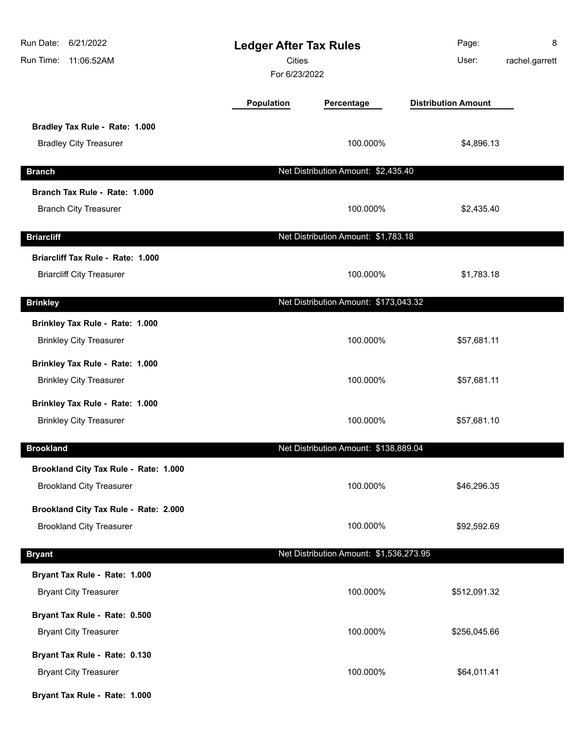# Ledger After Tax Rules

Cities

For 6/23/2022

| | Population | Percentage | Distribution Amount |
|---|---|---|---|
| **Bradley Tax Rule - Rate: 1.000** | | | |
| Bradley City Treasurer | | 100.000% | $4,896.13 |
| **Branch** | Net Distribution Amount: $2,435.40 | | |
| **Branch Tax Rule - Rate: 1.000** | | | |
| Branch City Treasurer | | 100.000% | $2,435.40 |
| **Briarcliff** | Net Distribution Amount: $1,783.18 | | |
| **Briarcliff Tax Rule - Rate: 1.000** | | | |
| Briarcliff City Treasurer | | 100.000% | $1,783.18 |
| **Brinkley** | Net Distribution Amount: $173,043.32 | | |
| **Brinkley Tax Rule - Rate: 1.000** | | | |
| Brinkley City Treasurer | | 100.000% | $57,681.11 |
| **Brinkley Tax Rule - Rate: 1.000** | | | |
| Brinkley City Treasurer | | 100.000% | $57,681.11 |
| **Brinkley Tax Rule - Rate: 1.000** | | | |
| Brinkley City Treasurer | | 100.000% | $57,681.10 |
| **Brookland** | Net Distribution Amount: $138,889.04 | | |
| **Brookland City Tax Rule - Rate: 1.000** | | | |
| Brookland City Treasurer | | 100.000% | $46,296.35 |
| **Brookland City Tax Rule - Rate: 2.000** | | | |
| Brookland City Treasurer | | 100.000% | $92,592.69 |
| **Bryant** | Net Distribution Amount: $1,536,273.95 | | |
| **Bryant Tax Rule - Rate: 1.000** | | | |
| Bryant City Treasurer | | 100.000% | $512,091.32 |
| **Bryant Tax Rule - Rate: 0.500** | | | |
| Bryant City Treasurer | | 100.000% | $256,045.66 |
| **Bryant Tax Rule - Rate: 0.130** | | | |
| Bryant City Treasurer | | 100.000% | $64,011.41 |
| **Bryant Tax Rule - Rate: 1.000** | | | |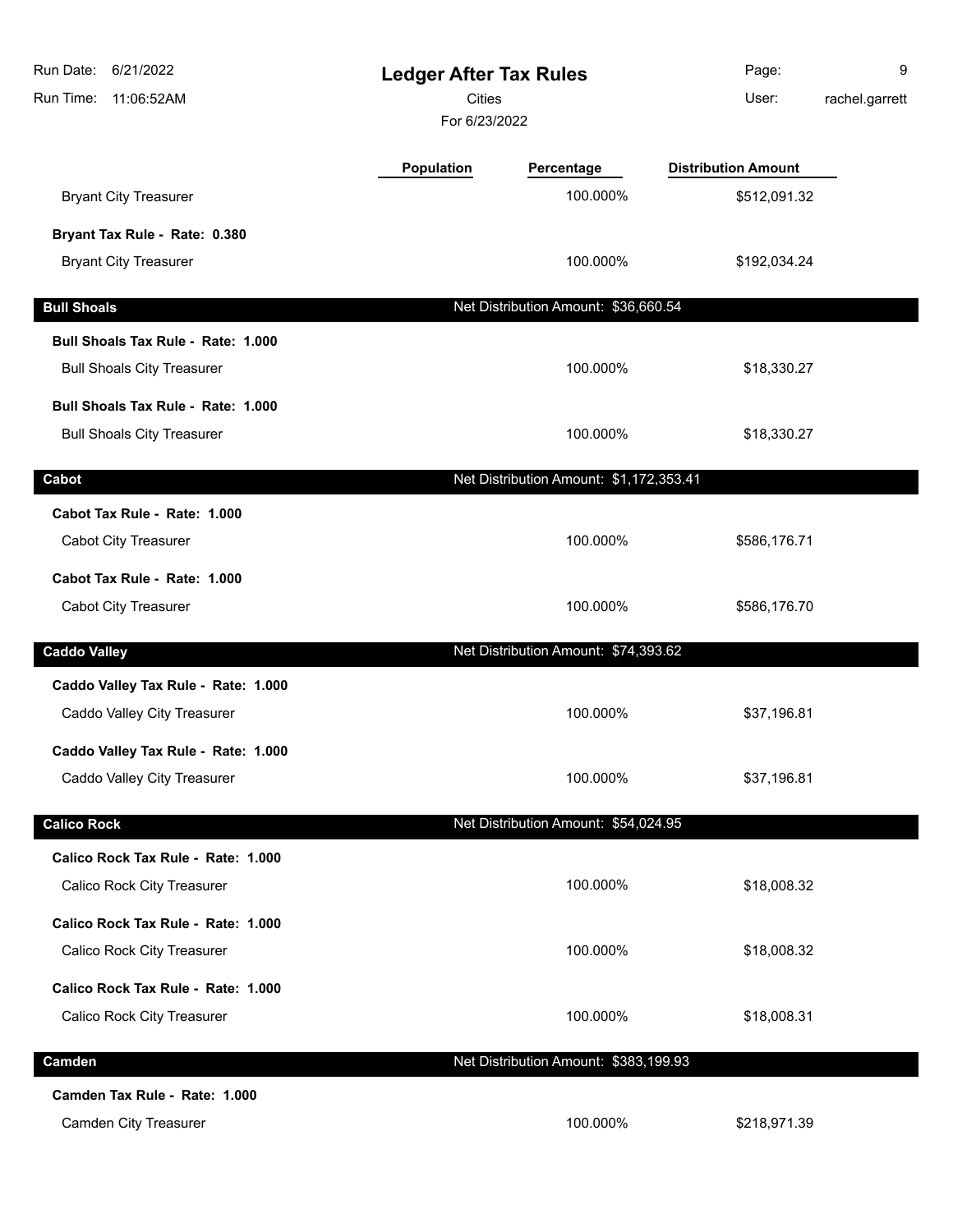# Ledger After Tax Rules

Cities

For 6/23/2022

| | Population | Percentage | Distribution Amount |
|---|---|---|---|
| Bryant City Treasurer | | 100.000% | $512,091.32 |
| **Bryant Tax Rule - Rate: 0.380** | | | |
| Bryant City Treasurer | | 100.000% | $192,034.24 |
| **Bull Shoals** | | Net Distribution Amount: $36,660.54 | |
| **Bull Shoals Tax Rule - Rate: 1.000** | | | |
| Bull Shoals City Treasurer | | 100.000% | $18,330.27 |
| **Bull Shoals Tax Rule - Rate: 1.000** | | | |
| Bull Shoals City Treasurer | | 100.000% | $18,330.27 |
| **Cabot** | | Net Distribution Amount: $1,172,353.41 | |
| **Cabot Tax Rule - Rate: 1.000** | | | |
| Cabot City Treasurer | | 100.000% | $586,176.71 |
| **Cabot Tax Rule - Rate: 1.000** | | | |
| Cabot City Treasurer | | 100.000% | $586,176.70 |
| **Caddo Valley** | | Net Distribution Amount: $74,393.62 | |
| **Caddo Valley Tax Rule - Rate: 1.000** | | | |
| Caddo Valley City Treasurer | | 100.000% | $37,196.81 |
| **Caddo Valley Tax Rule - Rate: 1.000** | | | |
| Caddo Valley City Treasurer | | 100.000% | $37,196.81 |
| **Calico Rock** | | Net Distribution Amount: $54,024.95 | |
| **Calico Rock Tax Rule - Rate: 1.000** | | | |
| Calico Rock City Treasurer | | 100.000% | $18,008.32 |
| **Calico Rock Tax Rule - Rate: 1.000** | | | |
| Calico Rock City Treasurer | | 100.000% | $18,008.32 |
| **Calico Rock Tax Rule - Rate: 1.000** | | | |
| Calico Rock City Treasurer | | 100.000% | $18,008.31 |
| **Camden** | | Net Distribution Amount: $383,199.93 | |
| **Camden Tax Rule - Rate: 1.000** | | | |
| Camden City Treasurer | | 100.000% | $218,971.39 |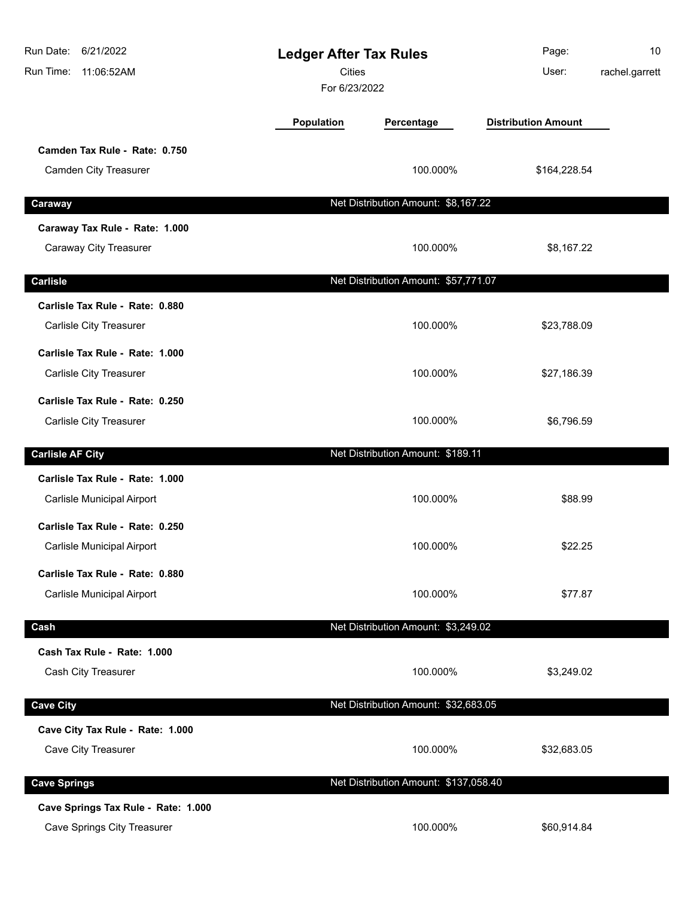# Ledger After Tax Rules

Cities

For 6/23/2022

| | Population | Percentage | Distribution Amount |
|---|---|---|---|
| **Camden Tax Rule - Rate: 0.750** | | | |
| Camden City Treasurer | | 100.000% | $164,228.54 |
| **Caraway** | | Net Distribution Amount: $8,167.22 | |
| **Caraway Tax Rule - Rate: 1.000** | | | |
| Caraway City Treasurer | | 100.000% | $8,167.22 |
| **Carlisle** | | Net Distribution Amount: $57,771.07 | |
| **Carlisle Tax Rule - Rate: 0.880** | | | |
| Carlisle City Treasurer | | 100.000% | $23,788.09 |
| **Carlisle Tax Rule - Rate: 1.000** | | | |
| Carlisle City Treasurer | | 100.000% | $27,186.39 |
| **Carlisle Tax Rule - Rate: 0.250** | | | |
| Carlisle City Treasurer | | 100.000% | $6,796.59 |
| **Carlisle AF City** | | Net Distribution Amount: $189.11 | |
| **Carlisle Tax Rule - Rate: 1.000** | | | |
| Carlisle Municipal Airport | | 100.000% | $88.99 |
| **Carlisle Tax Rule - Rate: 0.250** | | | |
| Carlisle Municipal Airport | | 100.000% | $22.25 |
| **Carlisle Tax Rule - Rate: 0.880** | | | |
| Carlisle Municipal Airport | | 100.000% | $77.87 |
| **Cash** | | Net Distribution Amount: $3,249.02 | |
| **Cash Tax Rule - Rate: 1.000** | | | |
| Cash City Treasurer | | 100.000% | $3,249.02 |
| **Cave City** | | Net Distribution Amount: $32,683.05 | |
| **Cave City Tax Rule - Rate: 1.000** | | | |
| Cave City Treasurer | | 100.000% | $32,683.05 |
| **Cave Springs** | | Net Distribution Amount: $137,058.40 | |
| **Cave Springs Tax Rule - Rate: 1.000** | | | |
| Cave Springs City Treasurer | | 100.000% | $60,914.84 |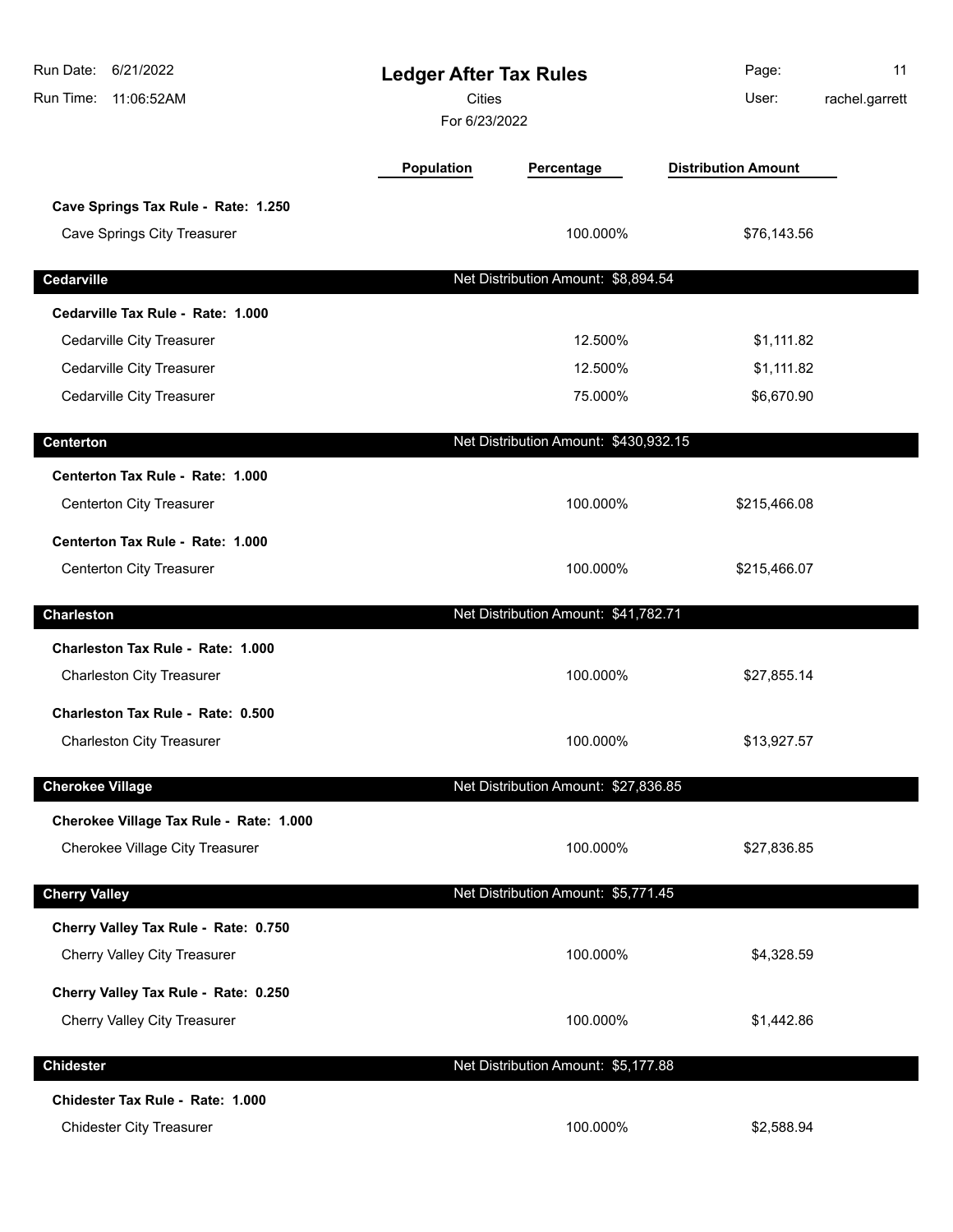# Ledger After Tax Rules

Cities

For 6/23/2022

| | Population | Percentage | Distribution Amount |
|---|---|---|---|
| **Cave Springs Tax Rule - Rate: 1.250** | | | |
| Cave Springs City Treasurer | | 100.000% | $76,143.56 |
| **Cedarville** | | Net Distribution Amount: $8,894.54 | |
| **Cedarville Tax Rule - Rate: 1.000** | | | |
| Cedarville City Treasurer | | 12.500% | $1,111.82 |
| Cedarville City Treasurer | | 12.500% | $1,111.82 |
| Cedarville City Treasurer | | 75.000% | $6,670.90 |
| **Centerton** | | Net Distribution Amount: $430,932.15 | |
| **Centerton Tax Rule - Rate: 1.000** | | | |
| Centerton City Treasurer | | 100.000% | $215,466.08 |
| **Centerton Tax Rule - Rate: 1.000** | | | |
| Centerton City Treasurer | | 100.000% | $215,466.07 |
| **Charleston** | | Net Distribution Amount: $41,782.71 | |
| **Charleston Tax Rule - Rate: 1.000** | | | |
| Charleston City Treasurer | | 100.000% | $27,855.14 |
| **Charleston Tax Rule - Rate: 0.500** | | | |
| Charleston City Treasurer | | 100.000% | $13,927.57 |
| **Cherokee Village** | | Net Distribution Amount: $27,836.85 | |
| **Cherokee Village Tax Rule - Rate: 1.000** | | | |
| Cherokee Village City Treasurer | | 100.000% | $27,836.85 |
| **Cherry Valley** | | Net Distribution Amount: $5,771.45 | |
| **Cherry Valley Tax Rule - Rate: 0.750** | | | |
| Cherry Valley City Treasurer | | 100.000% | $4,328.59 |
| **Cherry Valley Tax Rule - Rate: 0.250** | | | |
| Cherry Valley City Treasurer | | 100.000% | $1,442.86 |
| **Chidester** | | Net Distribution Amount: $5,177.88 | |
| **Chidester Tax Rule - Rate: 1.000** | | | |
| Chidester City Treasurer | | 100.000% | $2,588.94 |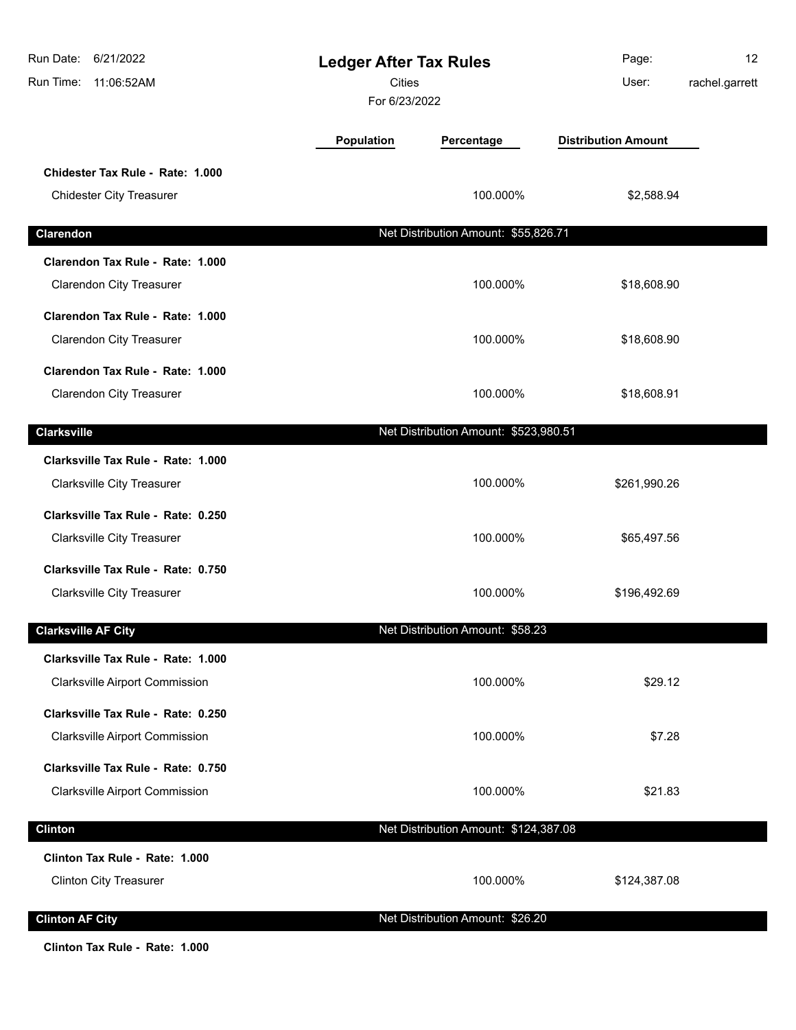| | Population | Percentage | Distribution Amount |
|---|---|---|---|
| **Chidester Tax Rule - Rate: 1.000** | | | |
| Chidester City Treasurer | | 100.000% | $2,588.94 |
| **Clarendon** | | Net Distribution Amount: $55,826.71 | |
| **Clarendon Tax Rule - Rate: 1.000** | | | |
| Clarendon City Treasurer | | 100.000% | $18,608.90 |
| **Clarendon Tax Rule - Rate: 1.000** | | | |
| Clarendon City Treasurer | | 100.000% | $18,608.90 |
| **Clarendon Tax Rule - Rate: 1.000** | | | |
| Clarendon City Treasurer | | 100.000% | $18,608.91 |
| **Clarksville** | | Net Distribution Amount: $523,980.51 | |
| **Clarksville Tax Rule - Rate: 1.000** | | | |
| Clarksville City Treasurer | | 100.000% | $261,990.26 |
| **Clarksville Tax Rule - Rate: 0.250** | | | |
| Clarksville City Treasurer | | 100.000% | $65,497.56 |
| **Clarksville Tax Rule - Rate: 0.750** | | | |
| Clarksville City Treasurer | | 100.000% | $196,492.69 |
| **Clarksville AF City** | | Net Distribution Amount: $58.23 | |
| **Clarksville Tax Rule - Rate: 1.000** | | | |
| Clarksville Airport Commission | | 100.000% | $29.12 |
| **Clarksville Tax Rule - Rate: 0.250** | | | |
| Clarksville Airport Commission | | 100.000% | $7.28 |
| **Clarksville Tax Rule - Rate: 0.750** | | | |
| Clarksville Airport Commission | | 100.000% | $21.83 |
| **Clinton** | | Net Distribution Amount: $124,387.08 | |
| **Clinton Tax Rule - Rate: 1.000** | | | |
| Clinton City Treasurer | | 100.000% | $124,387.08 |
| **Clinton AF City** | | Net Distribution Amount: $26.20 | |
| **Clinton Tax Rule - Rate: 1.000** | | | |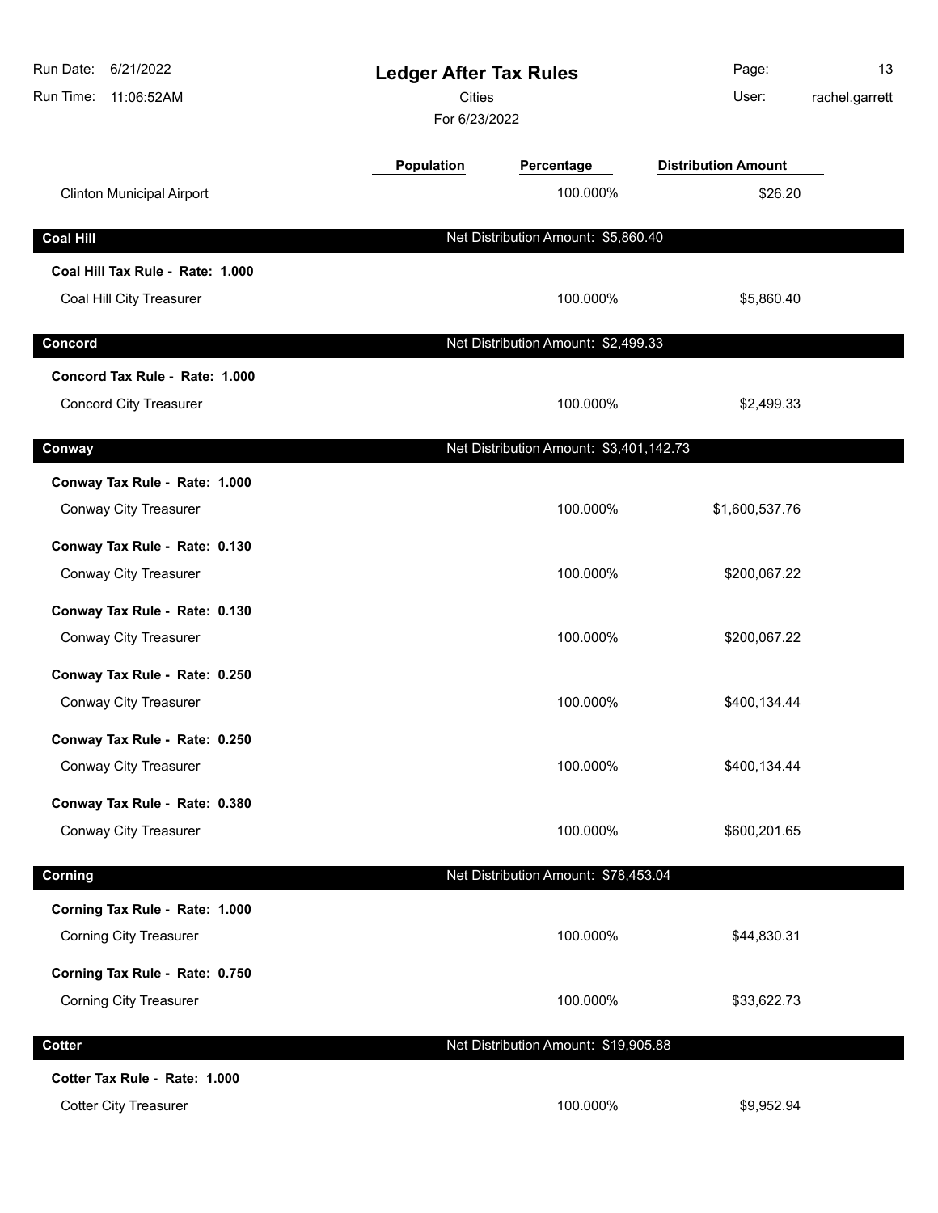# Ledger After Tax Rules

Cities

For 6/23/2022

| | Population | Percentage | Distribution Amount |
|---|---|---|---|
| Clinton Municipal Airport | | 100.000% | $26.20 |

## Coal Hill

Net Distribution Amount: $5,860.40

| | Population | Percentage | Distribution Amount |
|---|---|---|---|
| **Coal Hill Tax Rule - Rate: 1.000** | | | |
| Coal Hill City Treasurer | | 100.000% | $5,860.40 |

## Concord

Net Distribution Amount: $2,499.33

| | Population | Percentage | Distribution Amount |
|---|---|---|---|
| **Concord Tax Rule - Rate: 1.000** | | | |
| Concord City Treasurer | | 100.000% | $2,499.33 |

## Conway

Net Distribution Amount: $3,401,142.73

| | Population | Percentage | Distribution Amount |
|---|---|---|---|
| **Conway Tax Rule - Rate: 1.000** | | | |
| Conway City Treasurer | | 100.000% | $1,600,537.76 |
| **Conway Tax Rule - Rate: 0.130** | | | |
| Conway City Treasurer | | 100.000% | $200,067.22 |
| **Conway Tax Rule - Rate: 0.130** | | | |
| Conway City Treasurer | | 100.000% | $200,067.22 |
| **Conway Tax Rule - Rate: 0.250** | | | |
| Conway City Treasurer | | 100.000% | $400,134.44 |
| **Conway Tax Rule - Rate: 0.250** | | | |
| Conway City Treasurer | | 100.000% | $400,134.44 |
| **Conway Tax Rule - Rate: 0.380** | | | |
| Conway City Treasurer | | 100.000% | $600,201.65 |

## Corning

Net Distribution Amount: $78,453.04

| | Population | Percentage | Distribution Amount |
|---|---|---|---|
| **Corning Tax Rule - Rate: 1.000** | | | |
| Corning City Treasurer | | 100.000% | $44,830.31 |
| **Corning Tax Rule - Rate: 0.750** | | | |
| Corning City Treasurer | | 100.000% | $33,622.73 |

## Cotter

Net Distribution Amount: $19,905.88

| | Population | Percentage | Distribution Amount |
|---|---|---|---|
| **Cotter Tax Rule - Rate: 1.000** | | | |
| Cotter City Treasurer | | 100.000% | $9,952.94 |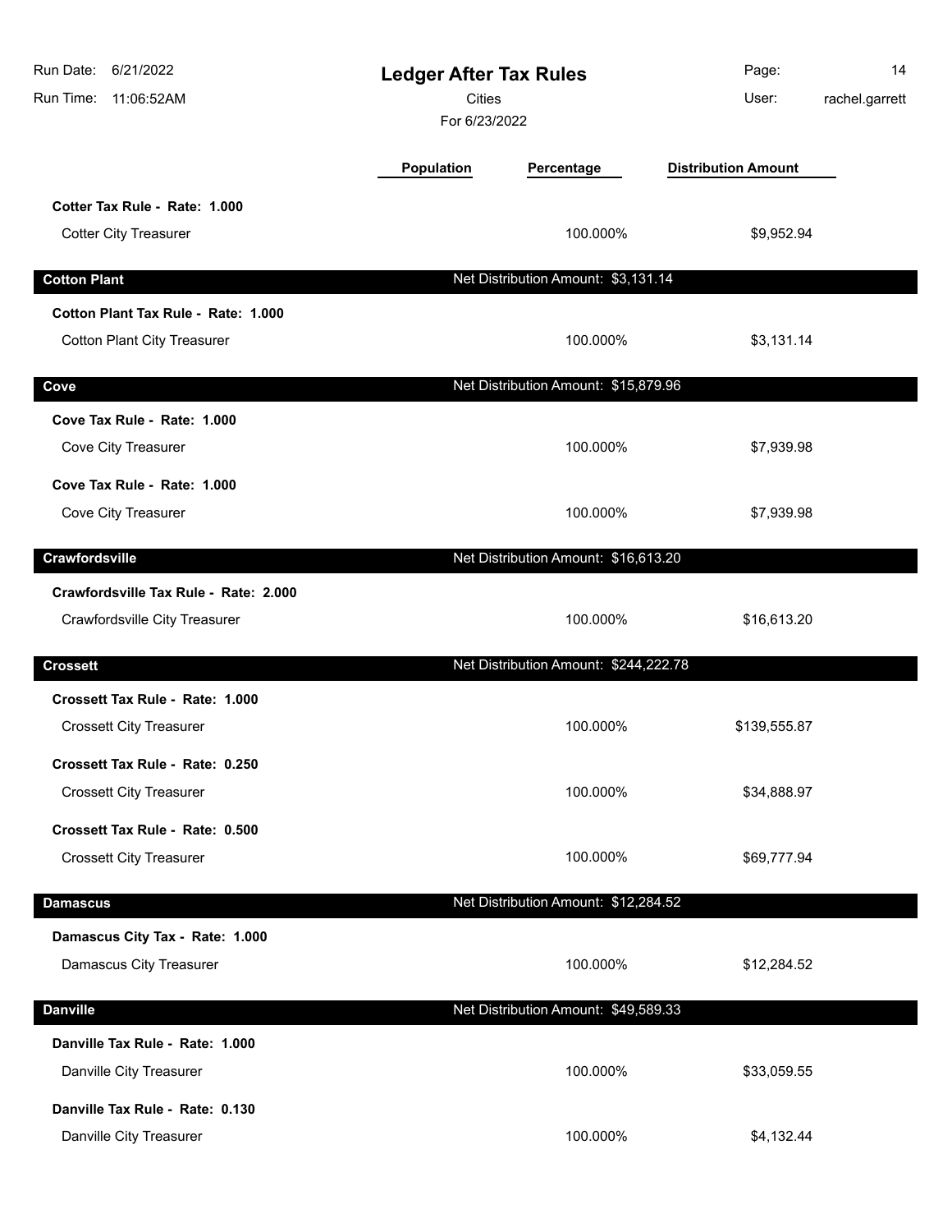# Ledger After Tax Rules

Cities

For 6/23/2022

| | Population | Percentage | Distribution Amount |
|---|---|---|---|
| **Cotter Tax Rule - Rate: 1.000** | | | |
| Cotter City Treasurer | | 100.000% | $9,952.94 |
| **Cotton Plant** | | Net Distribution Amount: $3,131.14 | |
| **Cotton Plant Tax Rule - Rate: 1.000** | | | |
| Cotton Plant City Treasurer | | 100.000% | $3,131.14 |
| **Cove** | | Net Distribution Amount: $15,879.96 | |
| **Cove Tax Rule - Rate: 1.000** | | | |
| Cove City Treasurer | | 100.000% | $7,939.98 |
| **Cove Tax Rule - Rate: 1.000** | | | |
| Cove City Treasurer | | 100.000% | $7,939.98 |
| **Crawfordsville** | | Net Distribution Amount: $16,613.20 | |
| **Crawfordsville Tax Rule - Rate: 2.000** | | | |
| Crawfordsville City Treasurer | | 100.000% | $16,613.20 |
| **Crossett** | | Net Distribution Amount: $244,222.78 | |
| **Crossett Tax Rule - Rate: 1.000** | | | |
| Crossett City Treasurer | | 100.000% | $139,555.87 |
| **Crossett Tax Rule - Rate: 0.250** | | | |
| Crossett City Treasurer | | 100.000% | $34,888.97 |
| **Crossett Tax Rule - Rate: 0.500** | | | |
| Crossett City Treasurer | | 100.000% | $69,777.94 |
| **Damascus** | | Net Distribution Amount: $12,284.52 | |
| **Damascus City Tax - Rate: 1.000** | | | |
| Damascus City Treasurer | | 100.000% | $12,284.52 |
| **Danville** | | Net Distribution Amount: $49,589.33 | |
| **Danville Tax Rule - Rate: 1.000** | | | |
| Danville City Treasurer | | 100.000% | $33,059.55 |
| **Danville Tax Rule - Rate: 0.130** | | | |
| Danville City Treasurer | | 100.000% | $4,132.44 |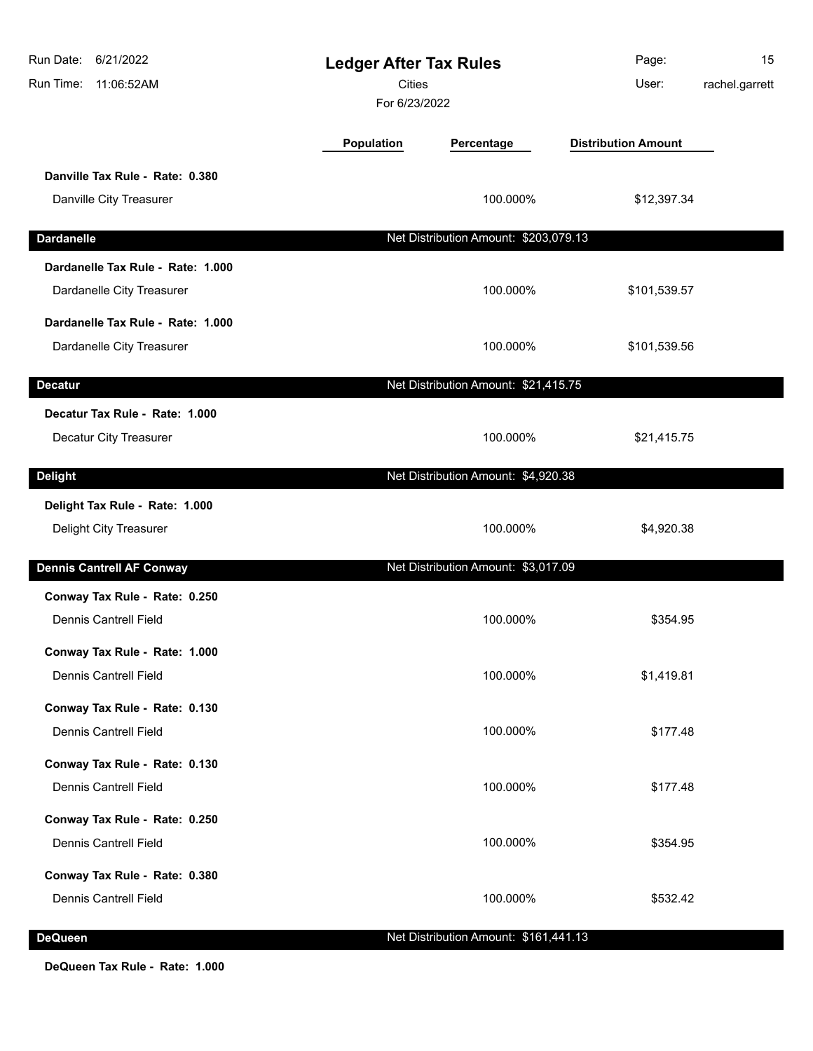# Ledger After Tax Rules

Cities

For 6/23/2022

| | Population | Percentage | Distribution Amount |
|---|---|---|---|
| **Danville Tax Rule - Rate: 0.380** | | | |
| Danville City Treasurer | | 100.000% | $12,397.34 |
| **Dardanelle** | | Net Distribution Amount: $203,079.13 | |
| **Dardanelle Tax Rule - Rate: 1.000** | | | |
| Dardanelle City Treasurer | | 100.000% | $101,539.57 |
| **Dardanelle Tax Rule - Rate: 1.000** | | | |
| Dardanelle City Treasurer | | 100.000% | $101,539.56 |
| **Decatur** | | Net Distribution Amount: $21,415.75 | |
| **Decatur Tax Rule - Rate: 1.000** | | | |
| Decatur City Treasurer | | 100.000% | $21,415.75 |
| **Delight** | | Net Distribution Amount: $4,920.38 | |
| **Delight Tax Rule - Rate: 1.000** | | | |
| Delight City Treasurer | | 100.000% | $4,920.38 |
| **Dennis Cantrell AF Conway** | | Net Distribution Amount: $3,017.09 | |
| **Conway Tax Rule - Rate: 0.250** | | | |
| Dennis Cantrell Field | | 100.000% | $354.95 |
| **Conway Tax Rule - Rate: 1.000** | | | |
| Dennis Cantrell Field | | 100.000% | $1,419.81 |
| **Conway Tax Rule - Rate: 0.130** | | | |
| Dennis Cantrell Field | | 100.000% | $177.48 |
| **Conway Tax Rule - Rate: 0.130** | | | |
| Dennis Cantrell Field | | 100.000% | $177.48 |
| **Conway Tax Rule - Rate: 0.250** | | | |
| Dennis Cantrell Field | | 100.000% | $354.95 |
| **Conway Tax Rule - Rate: 0.380** | | | |
| Dennis Cantrell Field | | 100.000% | $532.42 |
| **DeQueen** | | Net Distribution Amount: $161,441.13 | |
| **DeQueen Tax Rule - Rate: 1.000** | | | |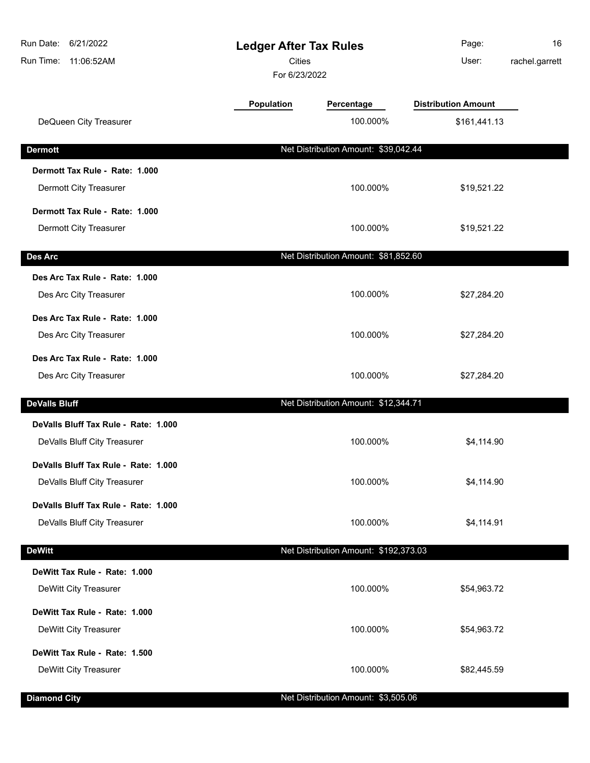# Ledger After Tax Rules

Cities

For 6/23/2022

Run Date: 6/21/2022
Run Time: 11:06:52AM
User: rachel.garrett

| | Population | Percentage | Distribution Amount |
|---|---|---|---|
| DeQueen City Treasurer | | 100.000% | $161,441.13 |

## Dermott

Net Distribution Amount: $39,042.44

| | Population | Percentage | Distribution Amount |
|---|---|---|---|
| **Dermott Tax Rule - Rate: 1.000** | | | |
| Dermott City Treasurer | | 100.000% | $19,521.22 |
| **Dermott Tax Rule - Rate: 1.000** | | | |
| Dermott City Treasurer | | 100.000% | $19,521.22 |

## Des Arc

Net Distribution Amount: $81,852.60

| | Population | Percentage | Distribution Amount |
|---|---|---|---|
| **Des Arc Tax Rule - Rate: 1.000** | | | |
| Des Arc City Treasurer | | 100.000% | $27,284.20 |
| **Des Arc Tax Rule - Rate: 1.000** | | | |
| Des Arc City Treasurer | | 100.000% | $27,284.20 |
| **Des Arc Tax Rule - Rate: 1.000** | | | |
| Des Arc City Treasurer | | 100.000% | $27,284.20 |

## DeValls Bluff

Net Distribution Amount: $12,344.71

| | Population | Percentage | Distribution Amount |
|---|---|---|---|
| **DeValls Bluff Tax Rule - Rate: 1.000** | | | |
| DeValls Bluff City Treasurer | | 100.000% | $4,114.90 |
| **DeValls Bluff Tax Rule - Rate: 1.000** | | | |
| DeValls Bluff City Treasurer | | 100.000% | $4,114.90 |
| **DeValls Bluff Tax Rule - Rate: 1.000** | | | |
| DeValls Bluff City Treasurer | | 100.000% | $4,114.91 |

## DeWitt

Net Distribution Amount: $192,373.03

| | Population | Percentage | Distribution Amount |
|---|---|---|---|
| **DeWitt Tax Rule - Rate: 1.000** | | | |
| DeWitt City Treasurer | | 100.000% | $54,963.72 |
| **DeWitt Tax Rule - Rate: 1.000** | | | |
| DeWitt City Treasurer | | 100.000% | $54,963.72 |
| **DeWitt Tax Rule - Rate: 1.500** | | | |
| DeWitt City Treasurer | | 100.000% | $82,445.59 |

## Diamond City

Net Distribution Amount: $3,505.06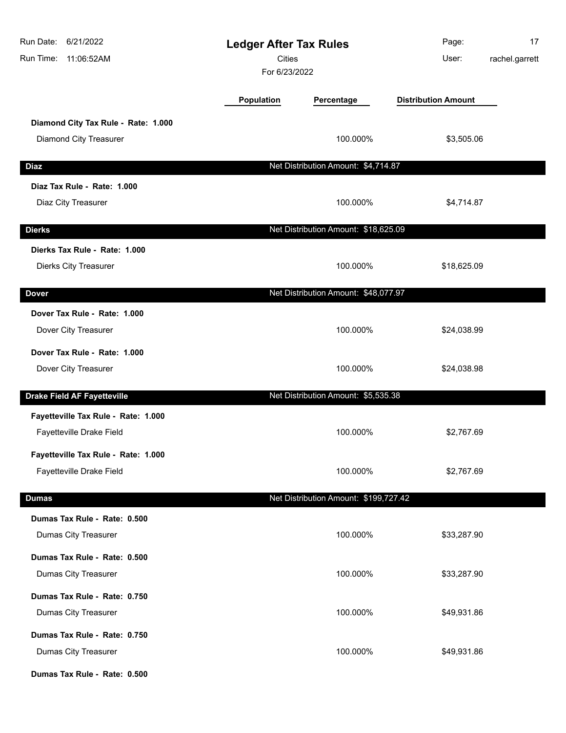| | Population | Percentage | Distribution Amount |
|---|---|---|---|
| **Diamond City Tax Rule - Rate: 1.000** | | | |
| Diamond City Treasurer | | 100.000% | $3,505.06 |
| **Diaz** | | **Net Distribution Amount: $4,714.87** | |
| **Diaz Tax Rule - Rate: 1.000** | | | |
| Diaz City Treasurer | | 100.000% | $4,714.87 |
| **Dierks** | | **Net Distribution Amount: $18,625.09** | |
| **Dierks Tax Rule - Rate: 1.000** | | | |
| Dierks City Treasurer | | 100.000% | $18,625.09 |
| **Dover** | | **Net Distribution Amount: $48,077.97** | |
| **Dover Tax Rule - Rate: 1.000** | | | |
| Dover City Treasurer | | 100.000% | $24,038.99 |
| **Dover Tax Rule - Rate: 1.000** | | | |
| Dover City Treasurer | | 100.000% | $24,038.98 |
| **Drake Field AF Fayetteville** | | **Net Distribution Amount: $5,535.38** | |
| **Fayetteville Tax Rule - Rate: 1.000** | | | |
| Fayetteville Drake Field | | 100.000% | $2,767.69 |
| **Fayetteville Tax Rule - Rate: 1.000** | | | |
| Fayetteville Drake Field | | 100.000% | $2,767.69 |
| **Dumas** | | **Net Distribution Amount: $199,727.42** | |
| **Dumas Tax Rule - Rate: 0.500** | | | |
| Dumas City Treasurer | | 100.000% | $33,287.90 |
| **Dumas Tax Rule - Rate: 0.500** | | | |
| Dumas City Treasurer | | 100.000% | $33,287.90 |
| **Dumas Tax Rule - Rate: 0.750** | | | |
| Dumas City Treasurer | | 100.000% | $49,931.86 |
| **Dumas Tax Rule - Rate: 0.750** | | | |
| Dumas City Treasurer | | 100.000% | $49,931.86 |
| **Dumas Tax Rule - Rate: 0.500** | | | |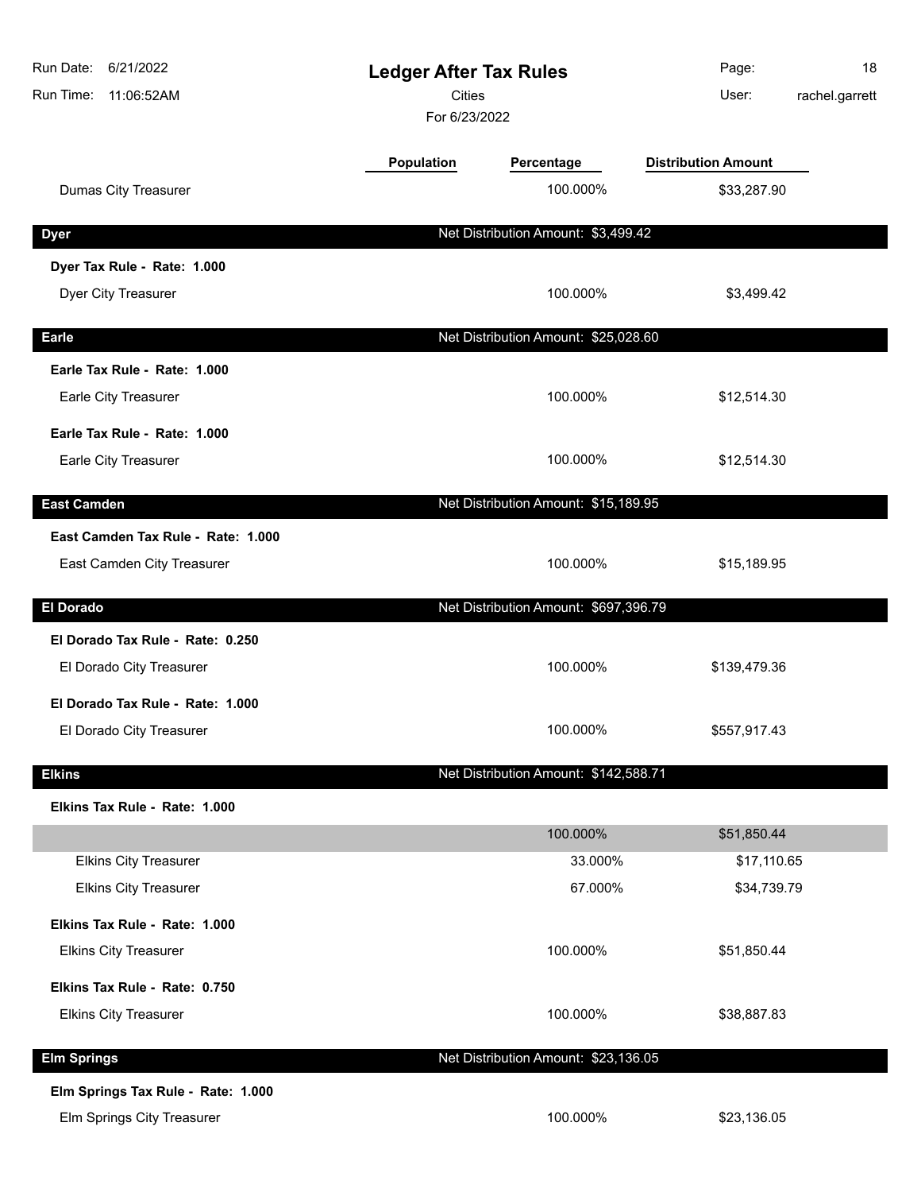# Ledger After Tax Rules

Cities

For 6/23/2022

| | Population | Percentage | Distribution Amount |
|---|---|---|---|
| Dumas City Treasurer | | 100.000% | $33,287.90 |
| **Dyer** | | Net Distribution Amount: $3,499.42 | |
| **Dyer Tax Rule - Rate: 1.000** | | | |
| Dyer City Treasurer | | 100.000% | $3,499.42 |
| **Earle** | | Net Distribution Amount: $25,028.60 | |
| **Earle Tax Rule - Rate: 1.000** | | | |
| Earle City Treasurer | | 100.000% | $12,514.30 |
| **Earle Tax Rule - Rate: 1.000** | | | |
| Earle City Treasurer | | 100.000% | $12,514.30 |
| **East Camden** | | Net Distribution Amount: $15,189.95 | |
| **East Camden Tax Rule - Rate: 1.000** | | | |
| East Camden City Treasurer | | 100.000% | $15,189.95 |
| **El Dorado** | | Net Distribution Amount: $697,396.79 | |
| **El Dorado Tax Rule - Rate: 0.250** | | | |
| El Dorado City Treasurer | | 100.000% | $139,479.36 |
| **El Dorado Tax Rule - Rate: 1.000** | | | |
| El Dorado City Treasurer | | 100.000% | $557,917.43 |
| **Elkins** | | Net Distribution Amount: $142,588.71 | |
| **Elkins Tax Rule - Rate: 1.000** | | | |
| | | 100.000% | $51,850.44 |
| Elkins City Treasurer | | 33.000% | $17,110.65 |
| Elkins City Treasurer | | 67.000% | $34,739.79 |
| **Elkins Tax Rule - Rate: 1.000** | | | |
| Elkins City Treasurer | | 100.000% | $51,850.44 |
| **Elkins Tax Rule - Rate: 0.750** | | | |
| Elkins City Treasurer | | 100.000% | $38,887.83 |
| **Elm Springs** | | Net Distribution Amount: $23,136.05 | |
| **Elm Springs Tax Rule - Rate: 1.000** | | | |
| Elm Springs City Treasurer | | 100.000% | $23,136.05 |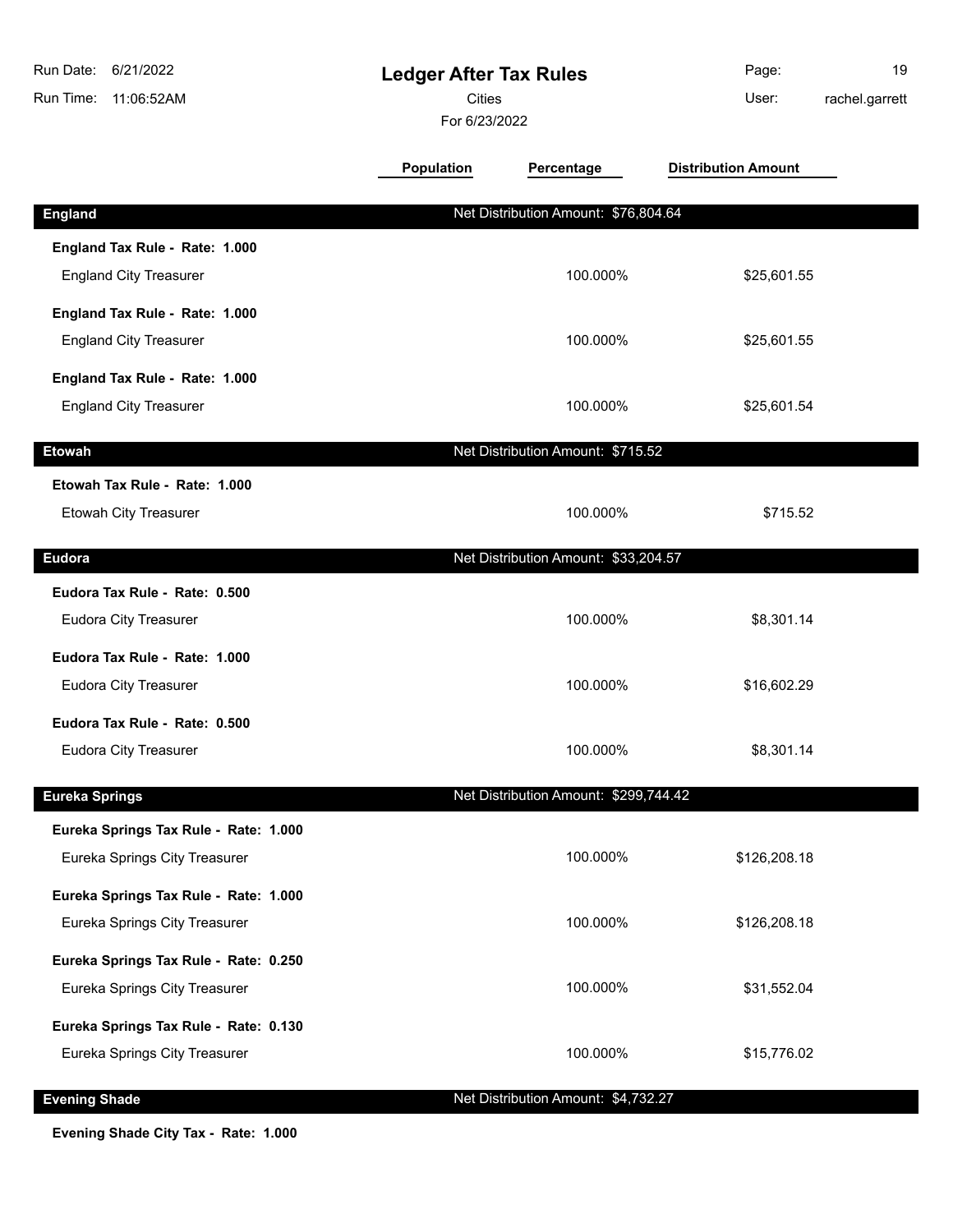# Ledger After Tax Rules

Cities

For 6/23/2022

| | Population | Percentage | Distribution Amount |
|---|---|---|---|
| **England** | Net Distribution Amount: $76,804.64 | | |
| **England Tax Rule - Rate: 1.000** | | | |
| England City Treasurer | | 100.000% | $25,601.55 |
| **England Tax Rule - Rate: 1.000** | | | |
| England City Treasurer | | 100.000% | $25,601.55 |
| **England Tax Rule - Rate: 1.000** | | | |
| England City Treasurer | | 100.000% | $25,601.54 |
| **Etowah** | Net Distribution Amount: $715.52 | | |
| **Etowah Tax Rule - Rate: 1.000** | | | |
| Etowah City Treasurer | | 100.000% | $715.52 |
| **Eudora** | Net Distribution Amount: $33,204.57 | | |
| **Eudora Tax Rule - Rate: 0.500** | | | |
| Eudora City Treasurer | | 100.000% | $8,301.14 |
| **Eudora Tax Rule - Rate: 1.000** | | | |
| Eudora City Treasurer | | 100.000% | $16,602.29 |
| **Eudora Tax Rule - Rate: 0.500** | | | |
| Eudora City Treasurer | | 100.000% | $8,301.14 |
| **Eureka Springs** | Net Distribution Amount: $299,744.42 | | |
| **Eureka Springs Tax Rule - Rate: 1.000** | | | |
| Eureka Springs City Treasurer | | 100.000% | $126,208.18 |
| **Eureka Springs Tax Rule - Rate: 1.000** | | | |
| Eureka Springs City Treasurer | | 100.000% | $126,208.18 |
| **Eureka Springs Tax Rule - Rate: 0.250** | | | |
| Eureka Springs City Treasurer | | 100.000% | $31,552.04 |
| **Eureka Springs Tax Rule - Rate: 0.130** | | | |
| Eureka Springs City Treasurer | | 100.000% | $15,776.02 |
| **Evening Shade** | Net Distribution Amount: $4,732.27 | | |
| **Evening Shade City Tax - Rate: 1.000** | | | |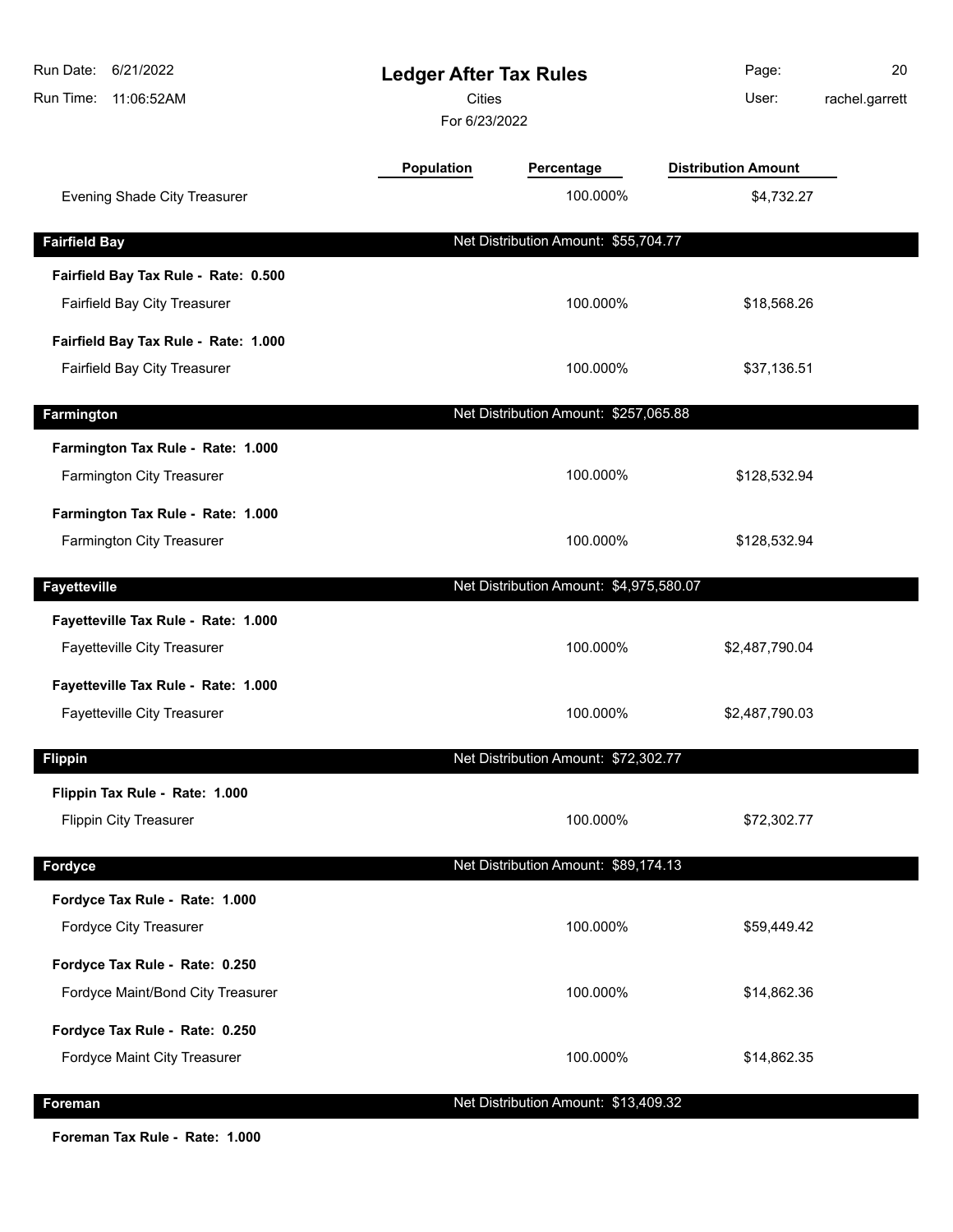# Ledger After Tax Rules

Cities

For 6/23/2022

Run Date: 6/21/2022
Run Time: 11:06:52AM
User: rachel.garrett

| | Population | Percentage | Distribution Amount |
|---|---|---|---|
| Evening Shade City Treasurer | | 100.000% | $4,732.27 |
| **Fairfield Bay** | | **Net Distribution Amount: $55,704.77** | |
| **Fairfield Bay Tax Rule - Rate: 0.500** | | | |
| Fairfield Bay City Treasurer | | 100.000% | $18,568.26 |
| **Fairfield Bay Tax Rule - Rate: 1.000** | | | |
| Fairfield Bay City Treasurer | | 100.000% | $37,136.51 |
| **Farmington** | | **Net Distribution Amount: $257,065.88** | |
| **Farmington Tax Rule - Rate: 1.000** | | | |
| Farmington City Treasurer | | 100.000% | $128,532.94 |
| **Farmington Tax Rule - Rate: 1.000** | | | |
| Farmington City Treasurer | | 100.000% | $128,532.94 |
| **Fayetteville** | | **Net Distribution Amount: $4,975,580.07** | |
| **Fayetteville Tax Rule - Rate: 1.000** | | | |
| Fayetteville City Treasurer | | 100.000% | $2,487,790.04 |
| **Fayetteville Tax Rule - Rate: 1.000** | | | |
| Fayetteville City Treasurer | | 100.000% | $2,487,790.03 |
| **Flippin** | | **Net Distribution Amount: $72,302.77** | |
| **Flippin Tax Rule - Rate: 1.000** | | | |
| Flippin City Treasurer | | 100.000% | $72,302.77 |
| **Fordyce** | | **Net Distribution Amount: $89,174.13** | |
| **Fordyce Tax Rule - Rate: 1.000** | | | |
| Fordyce City Treasurer | | 100.000% | $59,449.42 |
| **Fordyce Tax Rule - Rate: 0.250** | | | |
| Fordyce Maint/Bond City Treasurer | | 100.000% | $14,862.36 |
| **Fordyce Tax Rule - Rate: 0.250** | | | |
| Fordyce Maint City Treasurer | | 100.000% | $14,862.35 |
| **Foreman** | | **Net Distribution Amount: $13,409.32** | |
| **Foreman Tax Rule - Rate: 1.000** | | | |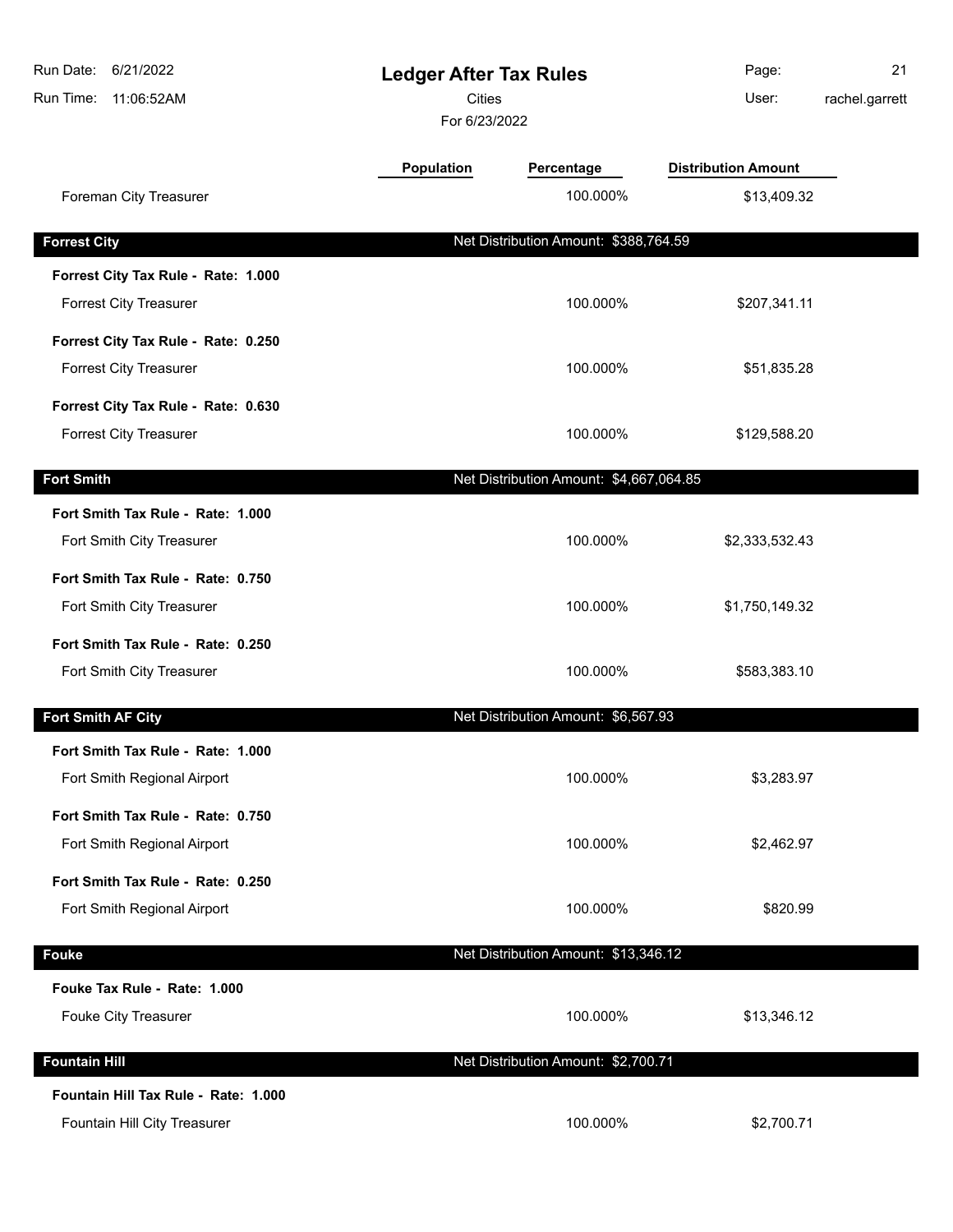# Ledger After Tax Rules

Cities

For 6/23/2022

| | Population | Percentage | Distribution Amount |
|---|---|---|---|
| Foreman City Treasurer | | 100.000% | $13,409.32 |

## Forrest City

Net Distribution Amount: $388,764.59

| | Population | Percentage | Distribution Amount |
|---|---|---|---|
| **Forrest City Tax Rule - Rate: 1.000** | | | |
| Forrest City Treasurer | | 100.000% | $207,341.11 |
| **Forrest City Tax Rule - Rate: 0.250** | | | |
| Forrest City Treasurer | | 100.000% | $51,835.28 |
| **Forrest City Tax Rule - Rate: 0.630** | | | |
| Forrest City Treasurer | | 100.000% | $129,588.20 |

## Fort Smith

Net Distribution Amount: $4,667,064.85

| | Population | Percentage | Distribution Amount |
|---|---|---|---|
| **Fort Smith Tax Rule - Rate: 1.000** | | | |
| Fort Smith City Treasurer | | 100.000% | $2,333,532.43 |
| **Fort Smith Tax Rule - Rate: 0.750** | | | |
| Fort Smith City Treasurer | | 100.000% | $1,750,149.32 |
| **Fort Smith Tax Rule - Rate: 0.250** | | | |
| Fort Smith City Treasurer | | 100.000% | $583,383.10 |

## Fort Smith AF City

Net Distribution Amount: $6,567.93

| | Population | Percentage | Distribution Amount |
|---|---|---|---|
| **Fort Smith Tax Rule - Rate: 1.000** | | | |
| Fort Smith Regional Airport | | 100.000% | $3,283.97 |
| **Fort Smith Tax Rule - Rate: 0.750** | | | |
| Fort Smith Regional Airport | | 100.000% | $2,462.97 |
| **Fort Smith Tax Rule - Rate: 0.250** | | | |
| Fort Smith Regional Airport | | 100.000% | $820.99 |

## Fouke

Net Distribution Amount: $13,346.12

| | Population | Percentage | Distribution Amount |
|---|---|---|---|
| **Fouke Tax Rule - Rate: 1.000** | | | |
| Fouke City Treasurer | | 100.000% | $13,346.12 |

## Fountain Hill

Net Distribution Amount: $2,700.71

| | Population | Percentage | Distribution Amount |
|---|---|---|---|
| **Fountain Hill Tax Rule - Rate: 1.000** | | | |
| Fountain Hill City Treasurer | | 100.000% | $2,700.71 |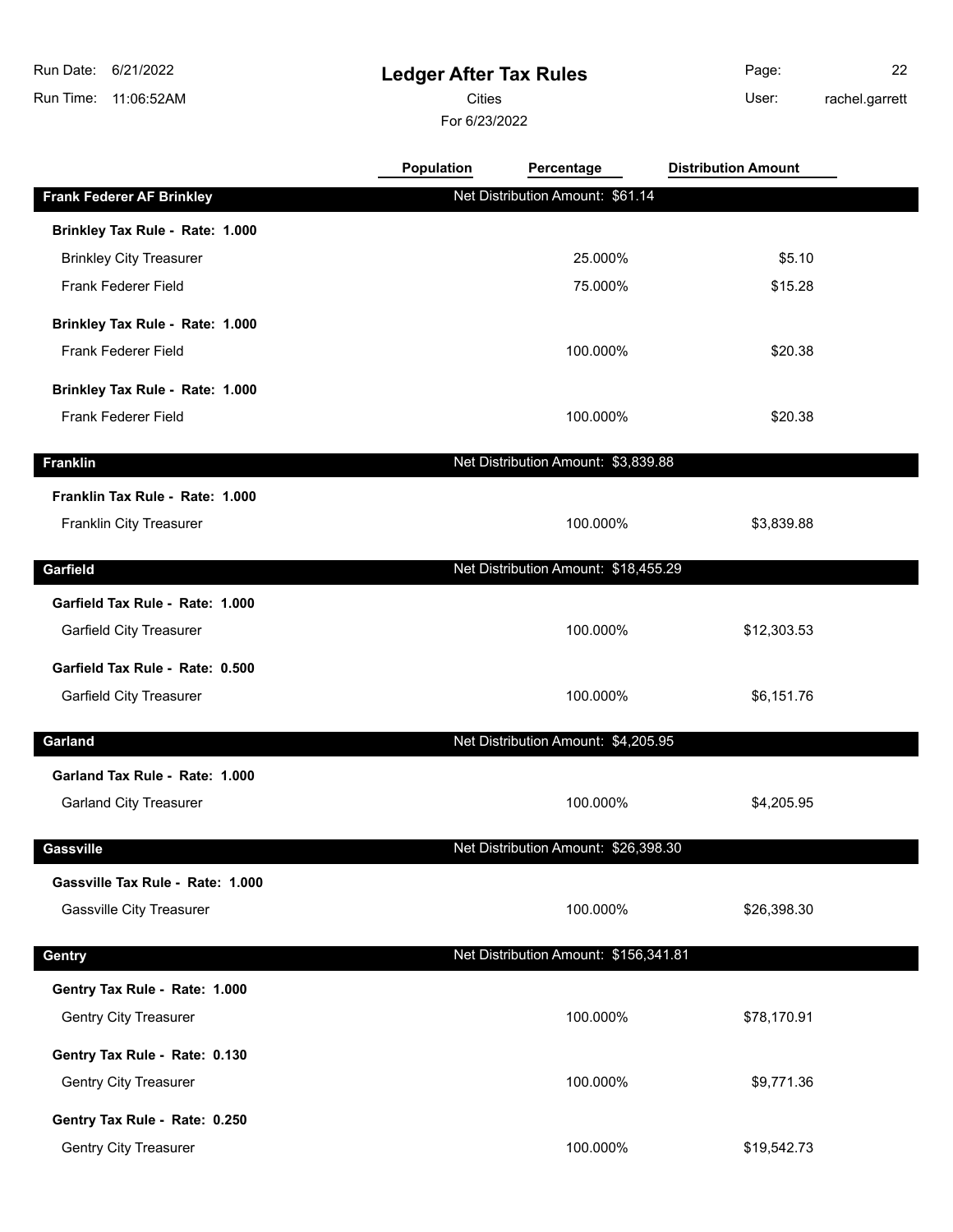# Ledger After Tax Rules

Cities

For 6/23/2022

Run Date: 6/21/2022
Run Time: 11:06:52AM
User: rachel.garrett

| | Population | Percentage | Distribution Amount |
|---|---|---|---|
| **Frank Federer AF Brinkley** | Net Distribution Amount: $61.14 | | |
| **Brinkley Tax Rule - Rate: 1.000** | | | |
| Brinkley City Treasurer | | 25.000% | $5.10 |
| Frank Federer Field | | 75.000% | $15.28 |
| **Brinkley Tax Rule - Rate: 1.000** | | | |
| Frank Federer Field | | 100.000% | $20.38 |
| **Brinkley Tax Rule - Rate: 1.000** | | | |
| Frank Federer Field | | 100.000% | $20.38 |
| **Franklin** | Net Distribution Amount: $3,839.88 | | |
| **Franklin Tax Rule - Rate: 1.000** | | | |
| Franklin City Treasurer | | 100.000% | $3,839.88 |
| **Garfield** | Net Distribution Amount: $18,455.29 | | |
| **Garfield Tax Rule - Rate: 1.000** | | | |
| Garfield City Treasurer | | 100.000% | $12,303.53 |
| **Garfield Tax Rule - Rate: 0.500** | | | |
| Garfield City Treasurer | | 100.000% | $6,151.76 |
| **Garland** | Net Distribution Amount: $4,205.95 | | |
| **Garland Tax Rule - Rate: 1.000** | | | |
| Garland City Treasurer | | 100.000% | $4,205.95 |
| **Gassville** | Net Distribution Amount: $26,398.30 | | |
| **Gassville Tax Rule - Rate: 1.000** | | | |
| Gassville City Treasurer | | 100.000% | $26,398.30 |
| **Gentry** | Net Distribution Amount: $156,341.81 | | |
| **Gentry Tax Rule - Rate: 1.000** | | | |
| Gentry City Treasurer | | 100.000% | $78,170.91 |
| **Gentry Tax Rule - Rate: 0.130** | | | |
| Gentry City Treasurer | | 100.000% | $9,771.36 |
| **Gentry Tax Rule - Rate: 0.250** | | | |
| Gentry City Treasurer | | 100.000% | $19,542.73 |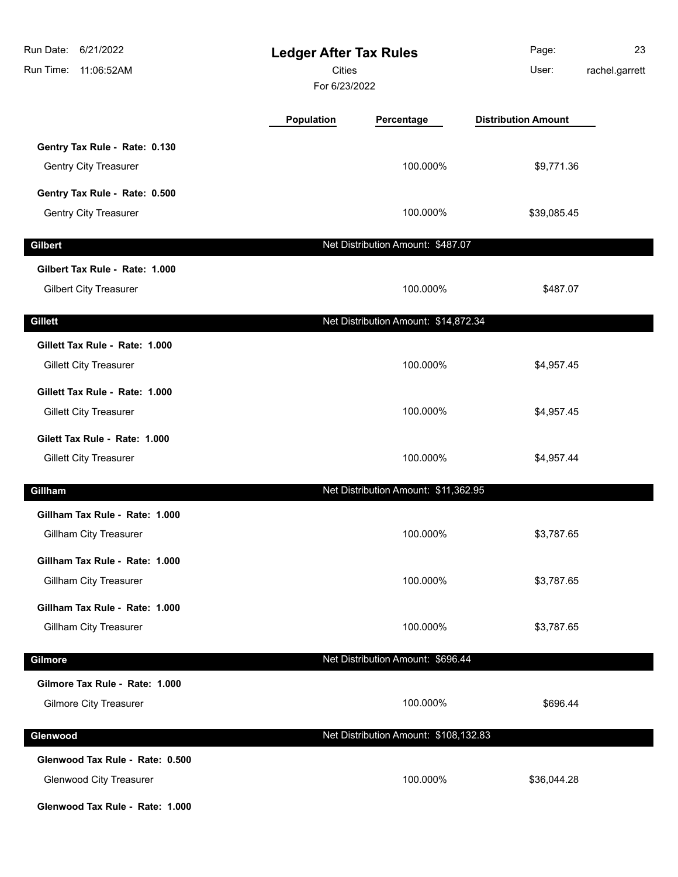| | Population | Percentage | Distribution Amount |
|---|---|---|---|
| **Gentry Tax Rule - Rate: 0.130** | | | |
| Gentry City Treasurer | | 100.000% | $9,771.36 |
| **Gentry Tax Rule - Rate: 0.500** | | | |
| Gentry City Treasurer | | 100.000% | $39,085.45 |
| **Gilbert** | | Net Distribution Amount: $487.07 | |
| **Gilbert Tax Rule - Rate: 1.000** | | | |
| Gilbert City Treasurer | | 100.000% | $487.07 |
| **Gillett** | | Net Distribution Amount: $14,872.34 | |
| **Gillett Tax Rule - Rate: 1.000** | | | |
| Gillett City Treasurer | | 100.000% | $4,957.45 |
| **Gillett Tax Rule - Rate: 1.000** | | | |
| Gillett City Treasurer | | 100.000% | $4,957.45 |
| **Gilett Tax Rule - Rate: 1.000** | | | |
| Gillett City Treasurer | | 100.000% | $4,957.44 |
| **Gillham** | | Net Distribution Amount: $11,362.95 | |
| **Gillham Tax Rule - Rate: 1.000** | | | |
| Gillham City Treasurer | | 100.000% | $3,787.65 |
| **Gillham Tax Rule - Rate: 1.000** | | | |
| Gillham City Treasurer | | 100.000% | $3,787.65 |
| **Gillham Tax Rule - Rate: 1.000** | | | |
| Gillham City Treasurer | | 100.000% | $3,787.65 |
| **Gilmore** | | Net Distribution Amount: $696.44 | |
| **Gilmore Tax Rule - Rate: 1.000** | | | |
| Gilmore City Treasurer | | 100.000% | $696.44 |
| **Glenwood** | | Net Distribution Amount: $108,132.83 | |
| **Glenwood Tax Rule - Rate: 0.500** | | | |
| Glenwood City Treasurer | | 100.000% | $36,044.28 |
| **Glenwood Tax Rule - Rate: 1.000** | | | |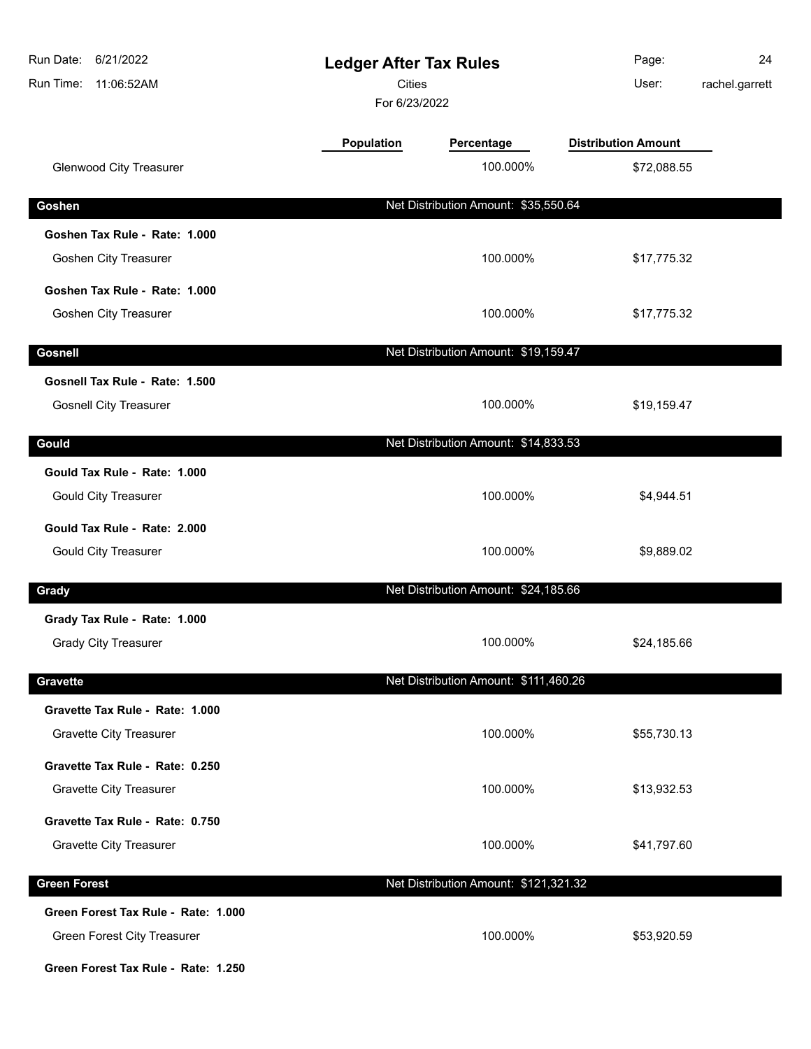| | Population | Percentage | Distribution Amount |
|---|---|---|---|
| Glenwood City Treasurer | | 100.000% | $72,088.55 |

## Goshen

Net Distribution Amount: $35,550.64

| | Population | Percentage | Distribution Amount |
|---|---|---|---|
| **Goshen Tax Rule - Rate: 1.000** | | | |
| Goshen City Treasurer | | 100.000% | $17,775.32 |
| **Goshen Tax Rule - Rate: 1.000** | | | |
| Goshen City Treasurer | | 100.000% | $17,775.32 |

## Gosnell

Net Distribution Amount: $19,159.47

| | Population | Percentage | Distribution Amount |
|---|---|---|---|
| **Gosnell Tax Rule - Rate: 1.500** | | | |
| Gosnell City Treasurer | | 100.000% | $19,159.47 |

## Gould

Net Distribution Amount: $14,833.53

| | Population | Percentage | Distribution Amount |
|---|---|---|---|
| **Gould Tax Rule - Rate: 1.000** | | | |
| Gould City Treasurer | | 100.000% | $4,944.51 |
| **Gould Tax Rule - Rate: 2.000** | | | |
| Gould City Treasurer | | 100.000% | $9,889.02 |

## Grady

Net Distribution Amount: $24,185.66

| | Population | Percentage | Distribution Amount |
|---|---|---|---|
| **Grady Tax Rule - Rate: 1.000** | | | |
| Grady City Treasurer | | 100.000% | $24,185.66 |

## Gravette

Net Distribution Amount: $111,460.26

| | Population | Percentage | Distribution Amount |
|---|---|---|---|
| **Gravette Tax Rule - Rate: 1.000** | | | |
| Gravette City Treasurer | | 100.000% | $55,730.13 |
| **Gravette Tax Rule - Rate: 0.250** | | | |
| Gravette City Treasurer | | 100.000% | $13,932.53 |
| **Gravette Tax Rule - Rate: 0.750** | | | |
| Gravette City Treasurer | | 100.000% | $41,797.60 |

## Green Forest

Net Distribution Amount: $121,321.32

| | Population | Percentage | Distribution Amount |
|---|---|---|---|
| **Green Forest Tax Rule - Rate: 1.000** | | | |
| Green Forest City Treasurer | | 100.000% | $53,920.59 |
| **Green Forest Tax Rule - Rate: 1.250** | | | |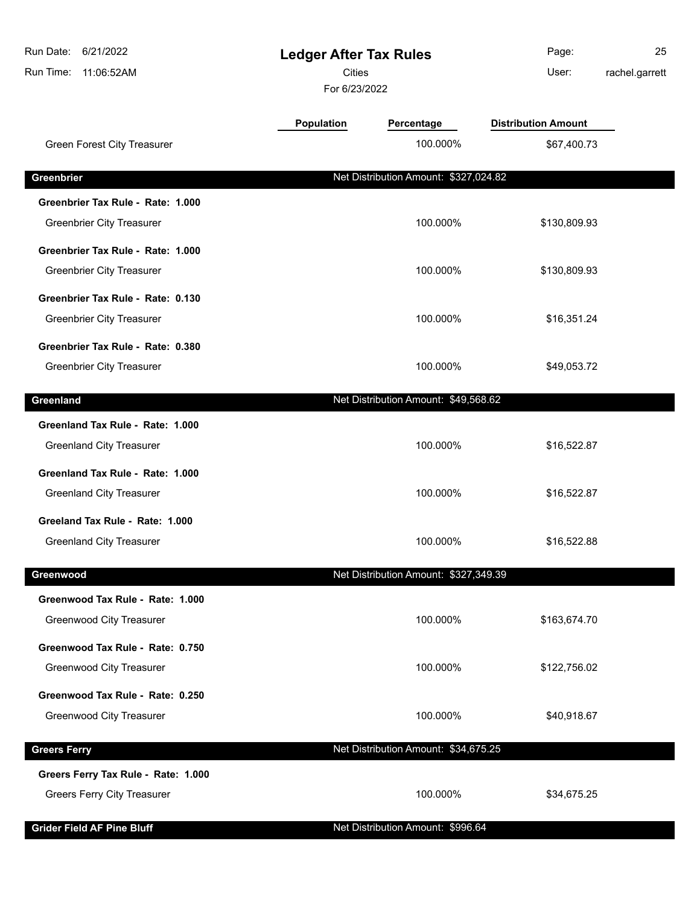| | Population | Percentage | Distribution Amount |
|---|---|---|---|
| Green Forest City Treasurer | | 100.000% | $67,400.73 |
| **Greenbrier** | | Net Distribution Amount: $327,024.82 | |
| **Greenbrier Tax Rule - Rate: 1.000** | | | |
| Greenbrier City Treasurer | | 100.000% | $130,809.93 |
| **Greenbrier Tax Rule - Rate: 1.000** | | | |
| Greenbrier City Treasurer | | 100.000% | $130,809.93 |
| **Greenbrier Tax Rule - Rate: 0.130** | | | |
| Greenbrier City Treasurer | | 100.000% | $16,351.24 |
| **Greenbrier Tax Rule - Rate: 0.380** | | | |
| Greenbrier City Treasurer | | 100.000% | $49,053.72 |
| **Greenland** | | Net Distribution Amount: $49,568.62 | |
| **Greenland Tax Rule - Rate: 1.000** | | | |
| Greenland City Treasurer | | 100.000% | $16,522.87 |
| **Greenland Tax Rule - Rate: 1.000** | | | |
| Greenland City Treasurer | | 100.000% | $16,522.87 |
| **Greeland Tax Rule - Rate: 1.000** | | | |
| Greenland City Treasurer | | 100.000% | $16,522.88 |
| **Greenwood** | | Net Distribution Amount: $327,349.39 | |
| **Greenwood Tax Rule - Rate: 1.000** | | | |
| Greenwood City Treasurer | | 100.000% | $163,674.70 |
| **Greenwood Tax Rule - Rate: 0.750** | | | |
| Greenwood City Treasurer | | 100.000% | $122,756.02 |
| **Greenwood Tax Rule - Rate: 0.250** | | | |
| Greenwood City Treasurer | | 100.000% | $40,918.67 |
| **Greers Ferry** | | Net Distribution Amount: $34,675.25 | |
| **Greers Ferry Tax Rule - Rate: 1.000** | | | |
| Greers Ferry City Treasurer | | 100.000% | $34,675.25 |
| **Grider Field AF Pine Bluff** | | Net Distribution Amount: $996.64 | |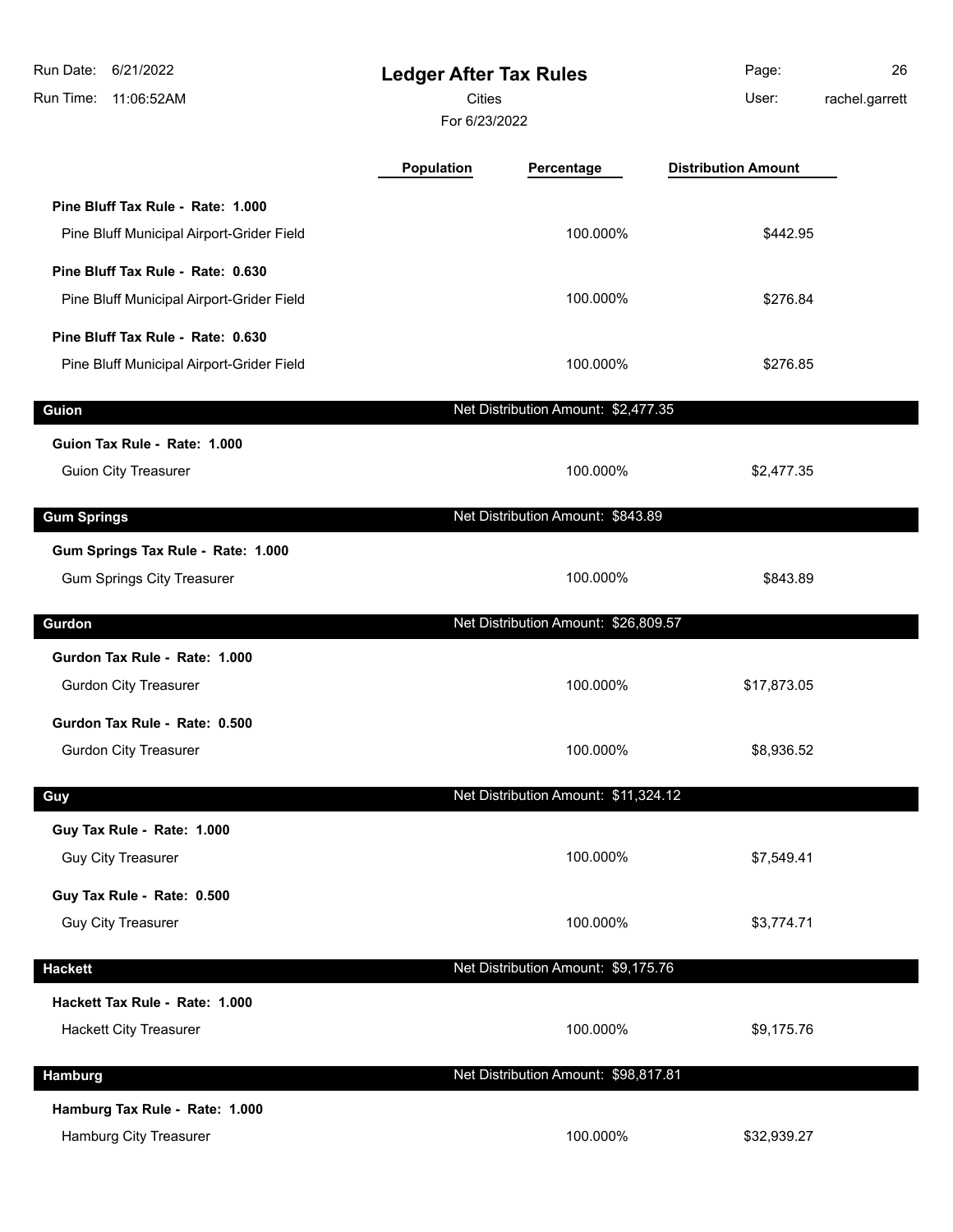# Ledger After Tax Rules

Cities

For 6/23/2022

| | Population | Percentage | Distribution Amount |
|---|---|---|---|
| **Pine Bluff Tax Rule - Rate: 1.000** | | | |
| Pine Bluff Municipal Airport-Grider Field | | 100.000% | $442.95 |
| **Pine Bluff Tax Rule - Rate: 0.630** | | | |
| Pine Bluff Municipal Airport-Grider Field | | 100.000% | $276.84 |
| **Pine Bluff Tax Rule - Rate: 0.630** | | | |
| Pine Bluff Municipal Airport-Grider Field | | 100.000% | $276.85 |
| **Guion** | | Net Distribution Amount: $2,477.35 | |
| **Guion Tax Rule - Rate: 1.000** | | | |
| Guion City Treasurer | | 100.000% | $2,477.35 |
| **Gum Springs** | | Net Distribution Amount: $843.89 | |
| **Gum Springs Tax Rule - Rate: 1.000** | | | |
| Gum Springs City Treasurer | | 100.000% | $843.89 |
| **Gurdon** | | Net Distribution Amount: $26,809.57 | |
| **Gurdon Tax Rule - Rate: 1.000** | | | |
| Gurdon City Treasurer | | 100.000% | $17,873.05 |
| **Gurdon Tax Rule - Rate: 0.500** | | | |
| Gurdon City Treasurer | | 100.000% | $8,936.52 |
| **Guy** | | Net Distribution Amount: $11,324.12 | |
| **Guy Tax Rule - Rate: 1.000** | | | |
| Guy City Treasurer | | 100.000% | $7,549.41 |
| **Guy Tax Rule - Rate: 0.500** | | | |
| Guy City Treasurer | | 100.000% | $3,774.71 |
| **Hackett** | | Net Distribution Amount: $9,175.76 | |
| **Hackett Tax Rule - Rate: 1.000** | | | |
| Hackett City Treasurer | | 100.000% | $9,175.76 |
| **Hamburg** | | Net Distribution Amount: $98,817.81 | |
| **Hamburg Tax Rule - Rate: 1.000** | | | |
| Hamburg City Treasurer | | 100.000% | $32,939.27 |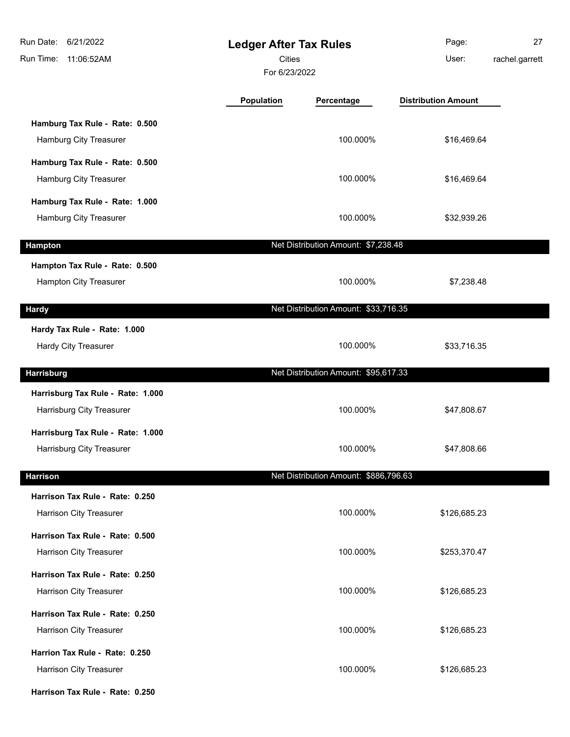# Ledger After Tax Rules

Cities

For 6/23/2022

| | Population | Percentage | Distribution Amount |
|---|---|---|---|
| **Hamburg Tax Rule - Rate: 0.500** | | | |
| Hamburg City Treasurer | | 100.000% | $16,469.64 |
| **Hamburg Tax Rule - Rate: 0.500** | | | |
| Hamburg City Treasurer | | 100.000% | $16,469.64 |
| **Hamburg Tax Rule - Rate: 1.000** | | | |
| Hamburg City Treasurer | | 100.000% | $32,939.26 |
| **Hampton** | | Net Distribution Amount: $7,238.48 | |
| **Hampton Tax Rule - Rate: 0.500** | | | |
| Hampton City Treasurer | | 100.000% | $7,238.48 |
| **Hardy** | | Net Distribution Amount: $33,716.35 | |
| **Hardy Tax Rule - Rate: 1.000** | | | |
| Hardy City Treasurer | | 100.000% | $33,716.35 |
| **Harrisburg** | | Net Distribution Amount: $95,617.33 | |
| **Harrisburg Tax Rule - Rate: 1.000** | | | |
| Harrisburg City Treasurer | | 100.000% | $47,808.67 |
| **Harrisburg Tax Rule - Rate: 1.000** | | | |
| Harrisburg City Treasurer | | 100.000% | $47,808.66 |
| **Harrison** | | Net Distribution Amount: $886,796.63 | |
| **Harrison Tax Rule - Rate: 0.250** | | | |
| Harrison City Treasurer | | 100.000% | $126,685.23 |
| **Harrison Tax Rule - Rate: 0.500** | | | |
| Harrison City Treasurer | | 100.000% | $253,370.47 |
| **Harrison Tax Rule - Rate: 0.250** | | | |
| Harrison City Treasurer | | 100.000% | $126,685.23 |
| **Harrison Tax Rule - Rate: 0.250** | | | |
| Harrison City Treasurer | | 100.000% | $126,685.23 |
| **Harrion Tax Rule - Rate: 0.250** | | | |
| Harrison City Treasurer | | 100.000% | $126,685.23 |
| **Harrison Tax Rule - Rate: 0.250** | | | |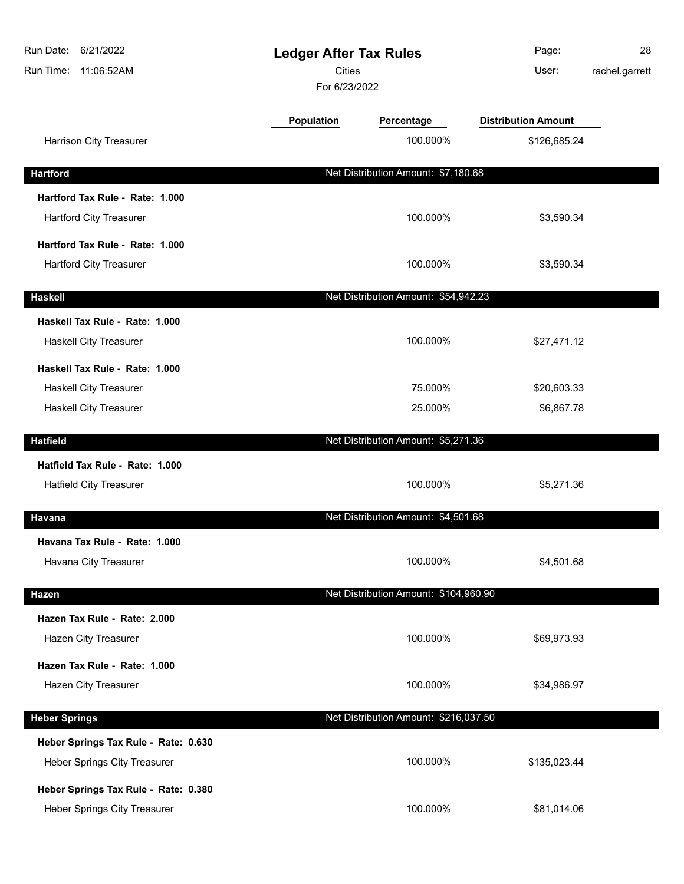# Ledger After Tax Rules

Cities

For 6/23/2022

| | Population | Percentage | Distribution Amount |
|---|---|---|---|
| Harrison City Treasurer | | 100.000% | $126,685.24 |
| **Hartford** | | **Net Distribution Amount: $7,180.68** | |
| **Hartford Tax Rule - Rate: 1.000** | | | |
| Hartford City Treasurer | | 100.000% | $3,590.34 |
| **Hartford Tax Rule - Rate: 1.000** | | | |
| Hartford City Treasurer | | 100.000% | $3,590.34 |
| **Haskell** | | **Net Distribution Amount: $54,942.23** | |
| **Haskell Tax Rule - Rate: 1.000** | | | |
| Haskell City Treasurer | | 100.000% | $27,471.12 |
| **Haskell Tax Rule - Rate: 1.000** | | | |
| Haskell City Treasurer | | 75.000% | $20,603.33 |
| Haskell City Treasurer | | 25.000% | $6,867.78 |
| **Hatfield** | | **Net Distribution Amount: $5,271.36** | |
| **Hatfield Tax Rule - Rate: 1.000** | | | |
| Hatfield City Treasurer | | 100.000% | $5,271.36 |
| **Havana** | | **Net Distribution Amount: $4,501.68** | |
| **Havana Tax Rule - Rate: 1.000** | | | |
| Havana City Treasurer | | 100.000% | $4,501.68 |
| **Hazen** | | **Net Distribution Amount: $104,960.90** | |
| **Hazen Tax Rule - Rate: 2.000** | | | |
| Hazen City Treasurer | | 100.000% | $69,973.93 |
| **Hazen Tax Rule - Rate: 1.000** | | | |
| Hazen City Treasurer | | 100.000% | $34,986.97 |
| **Heber Springs** | | **Net Distribution Amount: $216,037.50** | |
| **Heber Springs Tax Rule - Rate: 0.630** | | | |
| Heber Springs City Treasurer | | 100.000% | $135,023.44 |
| **Heber Springs Tax Rule - Rate: 0.380** | | | |
| Heber Springs City Treasurer | | 100.000% | $81,014.06 |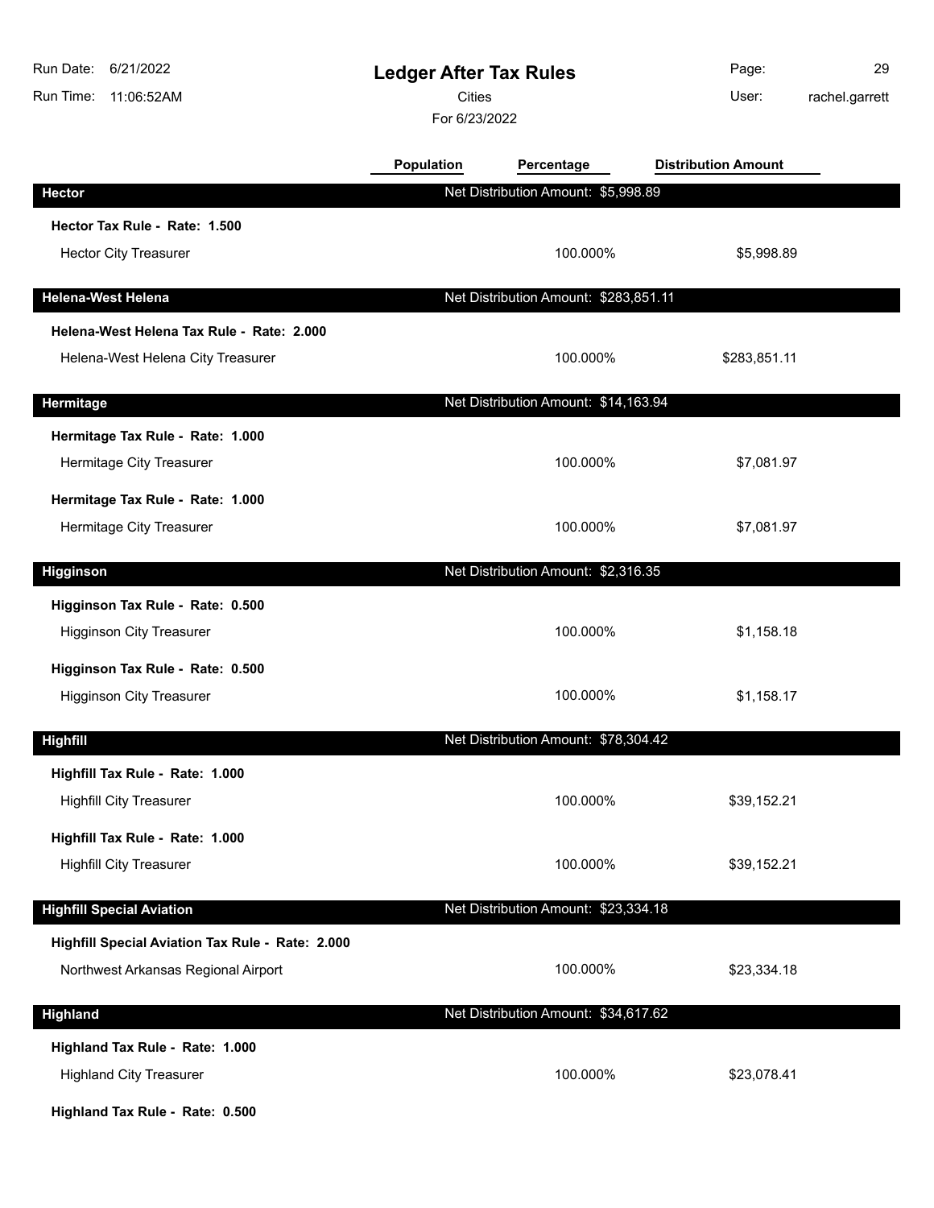# Ledger After Tax Rules

Cities

For 6/23/2022

Run Date: 6/21/2022
Run Time: 11:06:52AM
User: rachel.garrett

| | Population | Percentage | Distribution Amount |
|---|---|---|---|
| **Hector** | | Net Distribution Amount: $5,998.89 | |
| **Hector Tax Rule - Rate: 1.500** | | | |
| Hector City Treasurer | | 100.000% | $5,998.89 |
| **Helena-West Helena** | | Net Distribution Amount: $283,851.11 | |
| **Helena-West Helena Tax Rule - Rate: 2.000** | | | |
| Helena-West Helena City Treasurer | | 100.000% | $283,851.11 |
| **Hermitage** | | Net Distribution Amount: $14,163.94 | |
| **Hermitage Tax Rule - Rate: 1.000** | | | |
| Hermitage City Treasurer | | 100.000% | $7,081.97 |
| **Hermitage Tax Rule - Rate: 1.000** | | | |
| Hermitage City Treasurer | | 100.000% | $7,081.97 |
| **Higginson** | | Net Distribution Amount: $2,316.35 | |
| **Higginson Tax Rule - Rate: 0.500** | | | |
| Higginson City Treasurer | | 100.000% | $1,158.18 |
| **Higginson Tax Rule - Rate: 0.500** | | | |
| Higginson City Treasurer | | 100.000% | $1,158.17 |
| **Highfill** | | Net Distribution Amount: $78,304.42 | |
| **Highfill Tax Rule - Rate: 1.000** | | | |
| Highfill City Treasurer | | 100.000% | $39,152.21 |
| **Highfill Tax Rule - Rate: 1.000** | | | |
| Highfill City Treasurer | | 100.000% | $39,152.21 |
| **Highfill Special Aviation** | | Net Distribution Amount: $23,334.18 | |
| **Highfill Special Aviation Tax Rule - Rate: 2.000** | | | |
| Northwest Arkansas Regional Airport | | 100.000% | $23,334.18 |
| **Highland** | | Net Distribution Amount: $34,617.62 | |
| **Highland Tax Rule - Rate: 1.000** | | | |
| Highland City Treasurer | | 100.000% | $23,078.41 |
| **Highland Tax Rule - Rate: 0.500** | | | |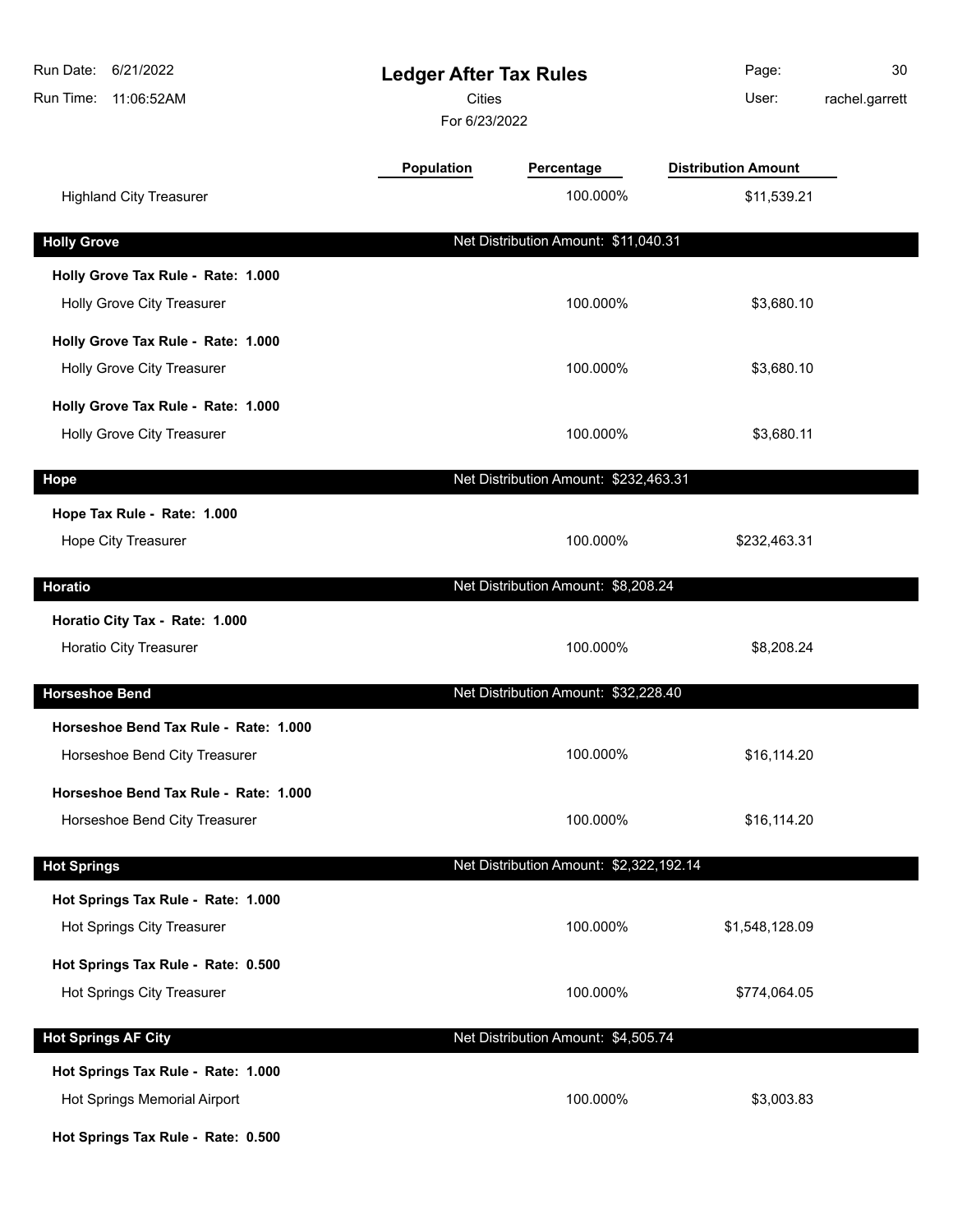# Ledger After Tax Rules

Cities

For 6/23/2022

| | Population | Percentage | Distribution Amount |
|---|---|---|---|
| Highland City Treasurer | | 100.000% | $11,539.21 |
| **Holly Grove** | | Net Distribution Amount: $11,040.31 | |
| **Holly Grove Tax Rule - Rate: 1.000** | | | |
| Holly Grove City Treasurer | | 100.000% | $3,680.10 |
| **Holly Grove Tax Rule - Rate: 1.000** | | | |
| Holly Grove City Treasurer | | 100.000% | $3,680.10 |
| **Holly Grove Tax Rule - Rate: 1.000** | | | |
| Holly Grove City Treasurer | | 100.000% | $3,680.11 |
| **Hope** | | Net Distribution Amount: $232,463.31 | |
| **Hope Tax Rule - Rate: 1.000** | | | |
| Hope City Treasurer | | 100.000% | $232,463.31 |
| **Horatio** | | Net Distribution Amount: $8,208.24 | |
| **Horatio City Tax - Rate: 1.000** | | | |
| Horatio City Treasurer | | 100.000% | $8,208.24 |
| **Horseshoe Bend** | | Net Distribution Amount: $32,228.40 | |
| **Horseshoe Bend Tax Rule - Rate: 1.000** | | | |
| Horseshoe Bend City Treasurer | | 100.000% | $16,114.20 |
| **Horseshoe Bend Tax Rule - Rate: 1.000** | | | |
| Horseshoe Bend City Treasurer | | 100.000% | $16,114.20 |
| **Hot Springs** | | Net Distribution Amount: $2,322,192.14 | |
| **Hot Springs Tax Rule - Rate: 1.000** | | | |
| Hot Springs City Treasurer | | 100.000% | $1,548,128.09 |
| **Hot Springs Tax Rule - Rate: 0.500** | | | |
| Hot Springs City Treasurer | | 100.000% | $774,064.05 |
| **Hot Springs AF City** | | Net Distribution Amount: $4,505.74 | |
| **Hot Springs Tax Rule - Rate: 1.000** | | | |
| Hot Springs Memorial Airport | | 100.000% | $3,003.83 |
| **Hot Springs Tax Rule - Rate: 0.500** | | | |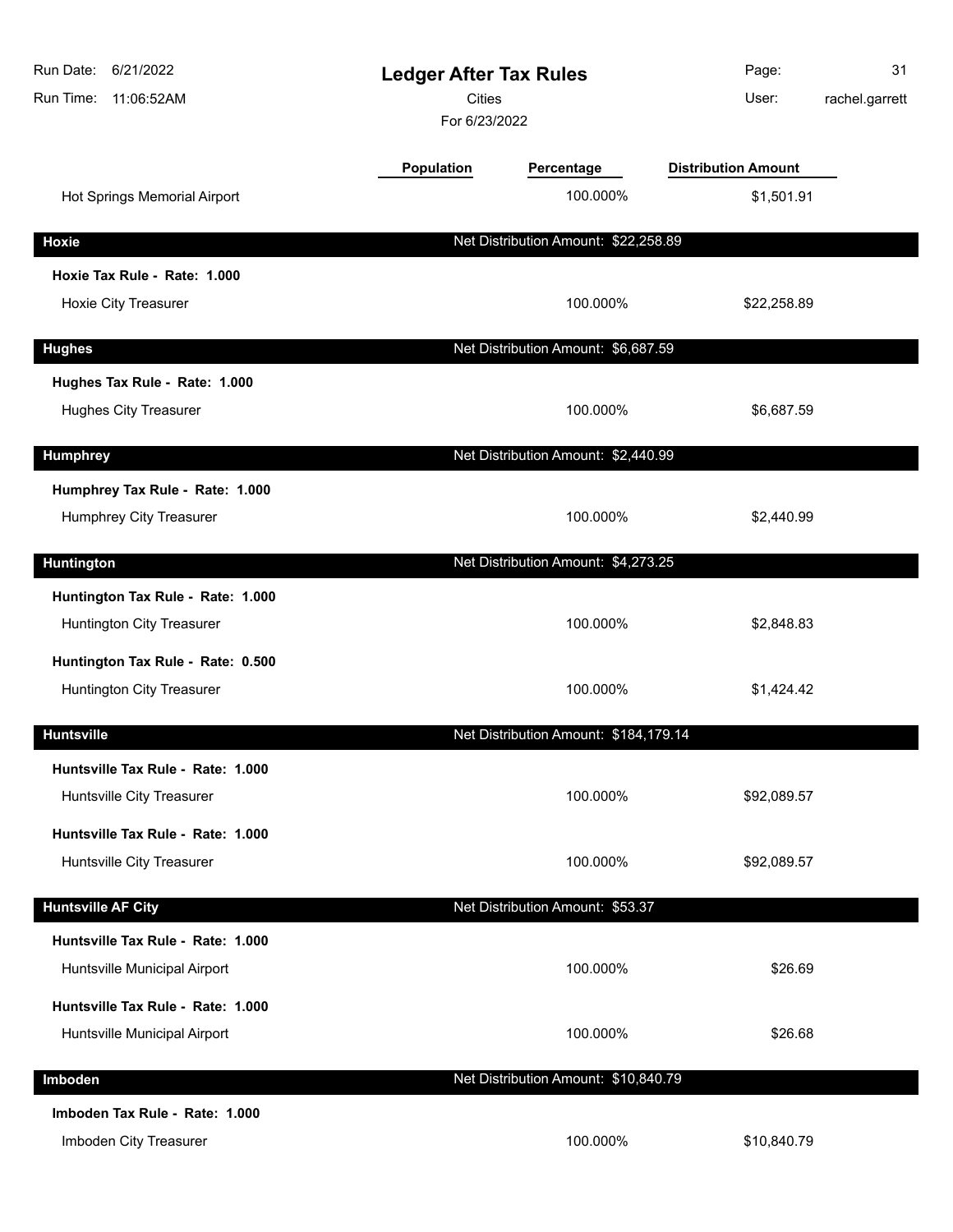# Ledger After Tax Rules

Cities

For 6/23/2022

| | Population | Percentage | Distribution Amount |
|---|---|---|---|
| Hot Springs Memorial Airport | | 100.000% | $1,501.91 |
| **Hoxie** | | Net Distribution Amount: $22,258.89 | |
| **Hoxie Tax Rule - Rate: 1.000** | | | |
| Hoxie City Treasurer | | 100.000% | $22,258.89 |
| **Hughes** | | Net Distribution Amount: $6,687.59 | |
| **Hughes Tax Rule - Rate: 1.000** | | | |
| Hughes City Treasurer | | 100.000% | $6,687.59 |
| **Humphrey** | | Net Distribution Amount: $2,440.99 | |
| **Humphrey Tax Rule - Rate: 1.000** | | | |
| Humphrey City Treasurer | | 100.000% | $2,440.99 |
| **Huntington** | | Net Distribution Amount: $4,273.25 | |
| **Huntington Tax Rule - Rate: 1.000** | | | |
| Huntington City Treasurer | | 100.000% | $2,848.83 |
| **Huntington Tax Rule - Rate: 0.500** | | | |
| Huntington City Treasurer | | 100.000% | $1,424.42 |
| **Huntsville** | | Net Distribution Amount: $184,179.14 | |
| **Huntsville Tax Rule - Rate: 1.000** | | | |
| Huntsville City Treasurer | | 100.000% | $92,089.57 |
| **Huntsville Tax Rule - Rate: 1.000** | | | |
| Huntsville City Treasurer | | 100.000% | $92,089.57 |
| **Huntsville AF City** | | Net Distribution Amount: $53.37 | |
| **Huntsville Tax Rule - Rate: 1.000** | | | |
| Huntsville Municipal Airport | | 100.000% | $26.69 |
| **Huntsville Tax Rule - Rate: 1.000** | | | |
| Huntsville Municipal Airport | | 100.000% | $26.68 |
| **Imboden** | | Net Distribution Amount: $10,840.79 | |
| **Imboden Tax Rule - Rate: 1.000** | | | |
| Imboden City Treasurer | | 100.000% | $10,840.79 |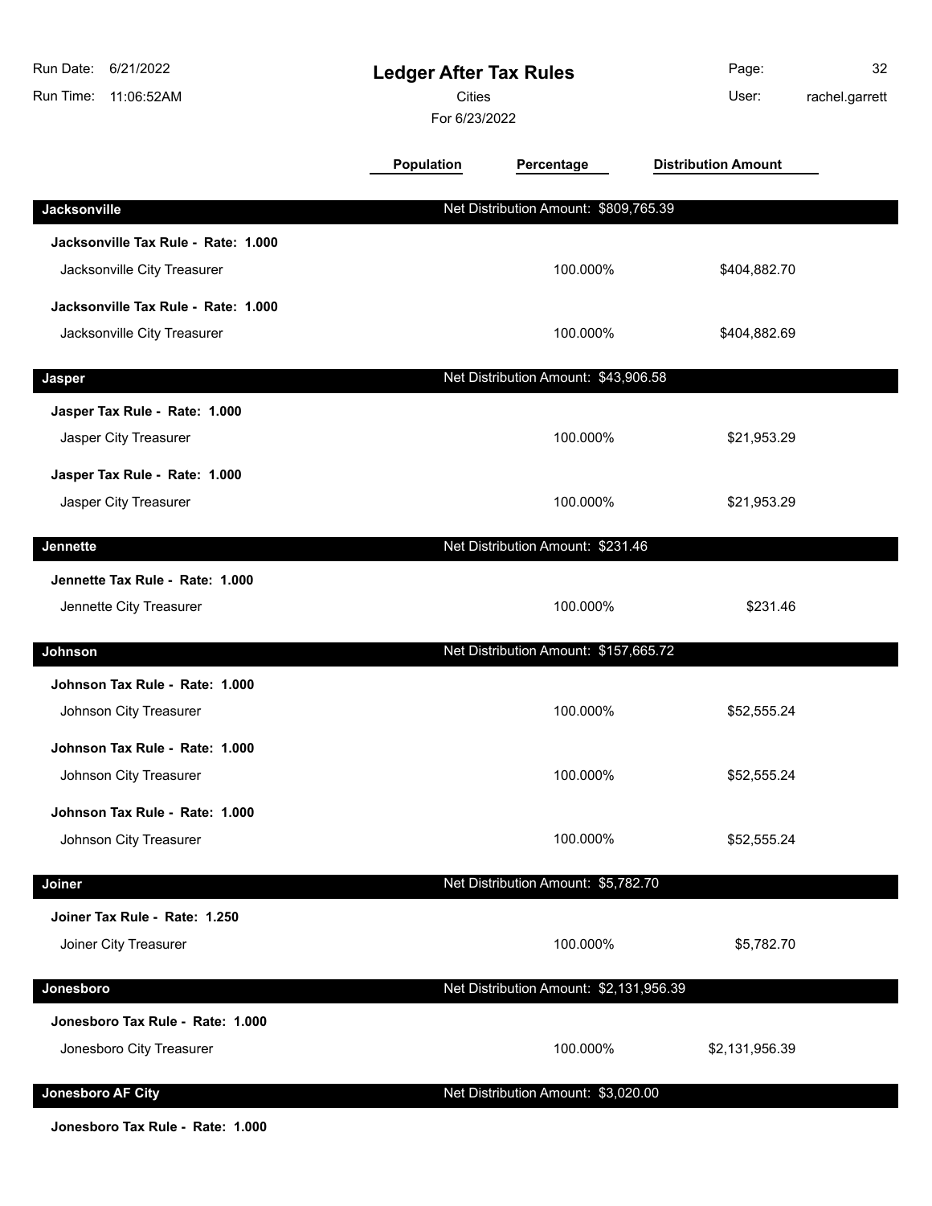# Ledger After Tax Rules

Cities

For 6/23/2022

Run Date: 6/21/2022
Run Time: 11:06:52AM
User: rachel.garrett

| | Population | Percentage | Distribution Amount |
|---|---|---|---|
| **Jacksonville** | Net Distribution Amount: $809,765.39 | | |
| **Jacksonville Tax Rule - Rate: 1.000** | | | |
| Jacksonville City Treasurer | | 100.000% | $404,882.70 |
| **Jacksonville Tax Rule - Rate: 1.000** | | | |
| Jacksonville City Treasurer | | 100.000% | $404,882.69 |
| **Jasper** | Net Distribution Amount: $43,906.58 | | |
| **Jasper Tax Rule - Rate: 1.000** | | | |
| Jasper City Treasurer | | 100.000% | $21,953.29 |
| **Jasper Tax Rule - Rate: 1.000** | | | |
| Jasper City Treasurer | | 100.000% | $21,953.29 |
| **Jennette** | Net Distribution Amount: $231.46 | | |
| **Jennette Tax Rule - Rate: 1.000** | | | |
| Jennette City Treasurer | | 100.000% | $231.46 |
| **Johnson** | Net Distribution Amount: $157,665.72 | | |
| **Johnson Tax Rule - Rate: 1.000** | | | |
| Johnson City Treasurer | | 100.000% | $52,555.24 |
| **Johnson Tax Rule - Rate: 1.000** | | | |
| Johnson City Treasurer | | 100.000% | $52,555.24 |
| **Johnson Tax Rule - Rate: 1.000** | | | |
| Johnson City Treasurer | | 100.000% | $52,555.24 |
| **Joiner** | Net Distribution Amount: $5,782.70 | | |
| **Joiner Tax Rule - Rate: 1.250** | | | |
| Joiner City Treasurer | | 100.000% | $5,782.70 |
| **Jonesboro** | Net Distribution Amount: $2,131,956.39 | | |
| **Jonesboro Tax Rule - Rate: 1.000** | | | |
| Jonesboro City Treasurer | | 100.000% | $2,131,956.39 |
| **Jonesboro AF City** | Net Distribution Amount: $3,020.00 | | |
| **Jonesboro Tax Rule - Rate: 1.000** | | | |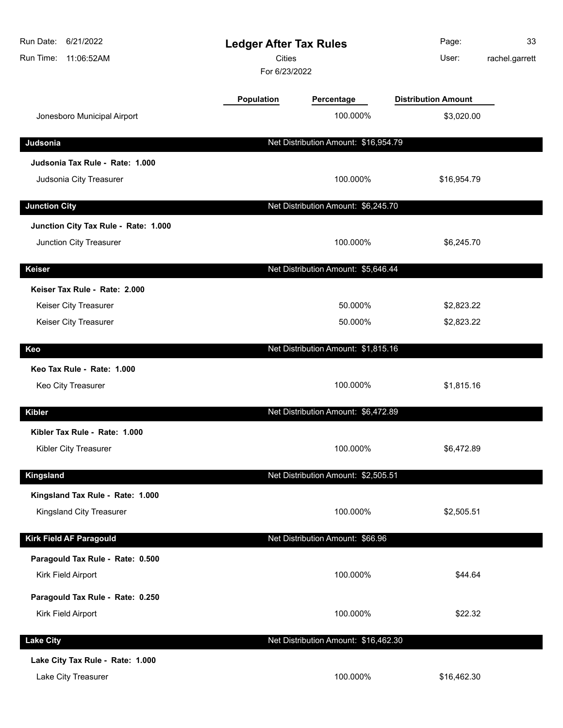# Ledger After Tax Rules

Cities

For 6/23/2022

| | Population | Percentage | Distribution Amount |
|---|---|---|---|
| Jonesboro Municipal Airport | | 100.000% | $3,020.00 |

## Judsonia

Net Distribution Amount: $16,954.79

**Judsonia Tax Rule - Rate: 1.000**

| | Population | Percentage | Distribution Amount |
|---|---|---|---|
| Judsonia City Treasurer | | 100.000% | $16,954.79 |

## Junction City

Net Distribution Amount: $6,245.70

**Junction City Tax Rule - Rate: 1.000**

| | Population | Percentage | Distribution Amount |
|---|---|---|---|
| Junction City Treasurer | | 100.000% | $6,245.70 |

## Keiser

Net Distribution Amount: $5,646.44

**Keiser Tax Rule - Rate: 2.000**

| | Population | Percentage | Distribution Amount |
|---|---|---|---|
| Keiser City Treasurer | | 50.000% | $2,823.22 |
| Keiser City Treasurer | | 50.000% | $2,823.22 |

## Keo

Net Distribution Amount: $1,815.16

**Keo Tax Rule - Rate: 1.000**

| | Population | Percentage | Distribution Amount |
|---|---|---|---|
| Keo City Treasurer | | 100.000% | $1,815.16 |

## Kibler

Net Distribution Amount: $6,472.89

**Kibler Tax Rule - Rate: 1.000**

| | Population | Percentage | Distribution Amount |
|---|---|---|---|
| Kibler City Treasurer | | 100.000% | $6,472.89 |

## Kingsland

Net Distribution Amount: $2,505.51

**Kingsland Tax Rule - Rate: 1.000**

| | Population | Percentage | Distribution Amount |
|---|---|---|---|
| Kingsland City Treasurer | | 100.000% | $2,505.51 |

## Kirk Field AF Paragould

Net Distribution Amount: $66.96

**Paragould Tax Rule - Rate: 0.500**

| | Population | Percentage | Distribution Amount |
|---|---|---|---|
| Kirk Field Airport | | 100.000% | $44.64 |

**Paragould Tax Rule - Rate: 0.250**

| | Population | Percentage | Distribution Amount |
|---|---|---|---|
| Kirk Field Airport | | 100.000% | $22.32 |

## Lake City

Net Distribution Amount: $16,462.30

**Lake City Tax Rule - Rate: 1.000**

| | Population | Percentage | Distribution Amount |
|---|---|---|---|
| Lake City Treasurer | | 100.000% | $16,462.30 |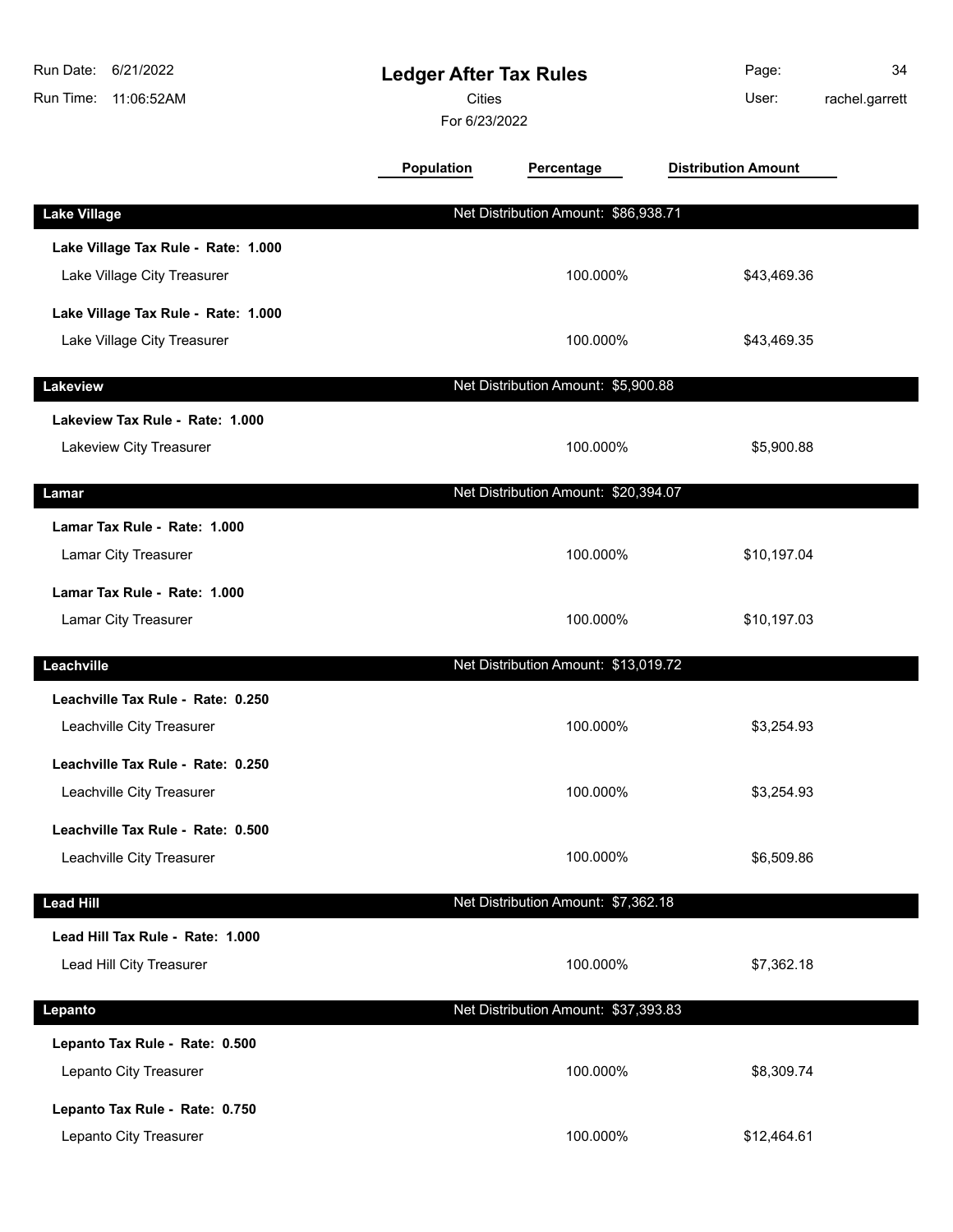# Ledger After Tax Rules

Cities

For 6/23/2022

Run Date: 6/21/2022
Run Time: 11:06:52AM
User: rachel.garrett

| | Population | Percentage | Distribution Amount |
|---|---|---|---|
| **Lake Village** | Net Distribution Amount: $86,938.71 | | |
| **Lake Village Tax Rule - Rate: 1.000** | | | |
| Lake Village City Treasurer | | 100.000% | $43,469.36 |
| **Lake Village Tax Rule - Rate: 1.000** | | | |
| Lake Village City Treasurer | | 100.000% | $43,469.35 |
| **Lakeview** | Net Distribution Amount: $5,900.88 | | |
| **Lakeview Tax Rule - Rate: 1.000** | | | |
| Lakeview City Treasurer | | 100.000% | $5,900.88 |
| **Lamar** | Net Distribution Amount: $20,394.07 | | |
| **Lamar Tax Rule - Rate: 1.000** | | | |
| Lamar City Treasurer | | 100.000% | $10,197.04 |
| **Lamar Tax Rule - Rate: 1.000** | | | |
| Lamar City Treasurer | | 100.000% | $10,197.03 |
| **Leachville** | Net Distribution Amount: $13,019.72 | | |
| **Leachville Tax Rule - Rate: 0.250** | | | |
| Leachville City Treasurer | | 100.000% | $3,254.93 |
| **Leachville Tax Rule - Rate: 0.250** | | | |
| Leachville City Treasurer | | 100.000% | $3,254.93 |
| **Leachville Tax Rule - Rate: 0.500** | | | |
| Leachville City Treasurer | | 100.000% | $6,509.86 |
| **Lead Hill** | Net Distribution Amount: $7,362.18 | | |
| **Lead Hill Tax Rule - Rate: 1.000** | | | |
| Lead Hill City Treasurer | | 100.000% | $7,362.18 |
| **Lepanto** | Net Distribution Amount: $37,393.83 | | |
| **Lepanto Tax Rule - Rate: 0.500** | | | |
| Lepanto City Treasurer | | 100.000% | $8,309.74 |
| **Lepanto Tax Rule - Rate: 0.750** | | | |
| Lepanto City Treasurer | | 100.000% | $12,464.61 |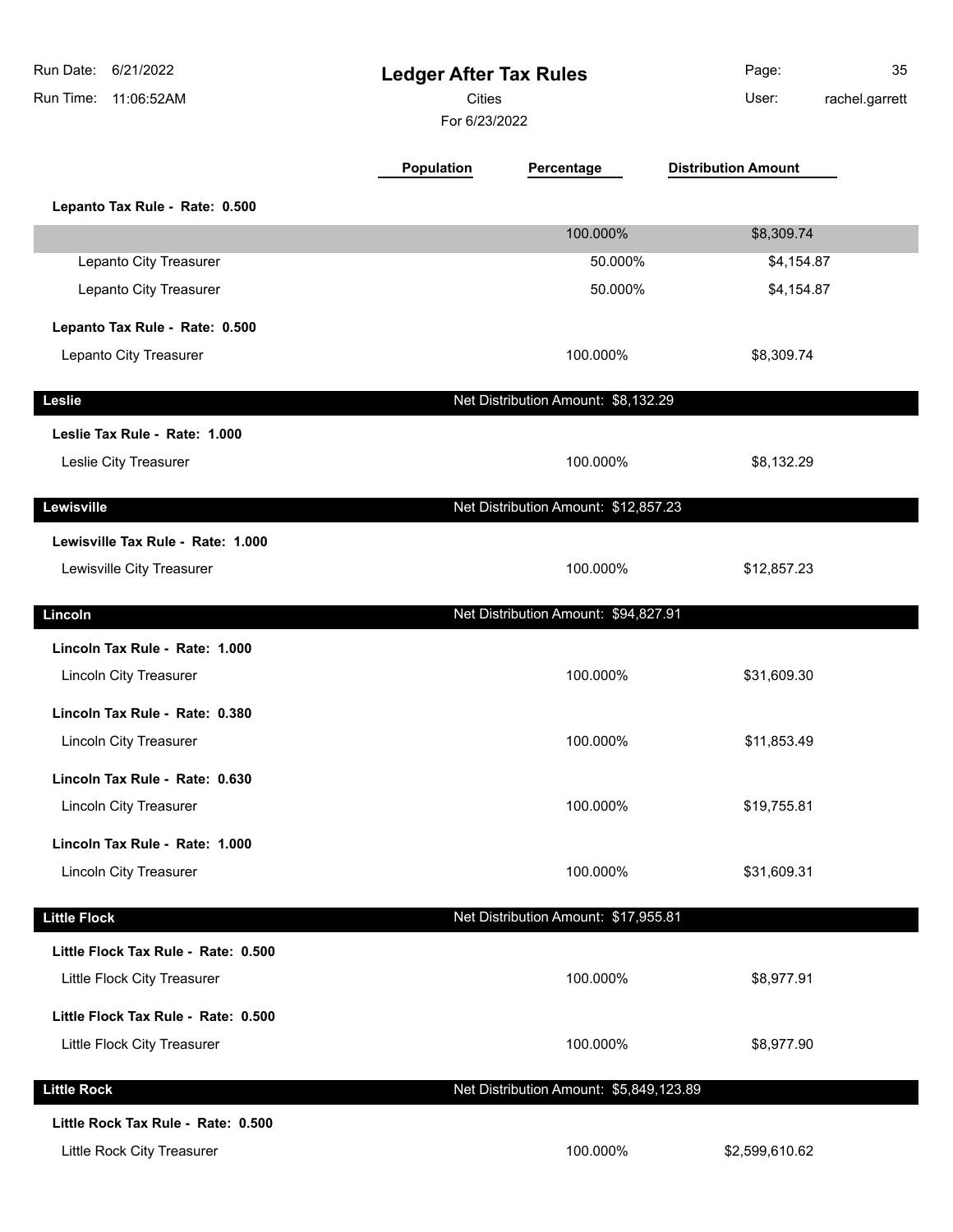# Ledger After Tax Rules

Cities

For 6/23/2022

| | Population | Percentage | Distribution Amount |
|---|---|---|---|
| **Lepanto Tax Rule - Rate: 0.500** | | | |
| | | 100.000% | $8,309.74 |
| Lepanto City Treasurer | | 50.000% | $4,154.87 |
| Lepanto City Treasurer | | 50.000% | $4,154.87 |
| **Lepanto Tax Rule - Rate: 0.500** | | | |
| Lepanto City Treasurer | | 100.000% | $8,309.74 |
| **Leslie** | | Net Distribution Amount: $8,132.29 | |
| **Leslie Tax Rule - Rate: 1.000** | | | |
| Leslie City Treasurer | | 100.000% | $8,132.29 |
| **Lewisville** | | Net Distribution Amount: $12,857.23 | |
| **Lewisville Tax Rule - Rate: 1.000** | | | |
| Lewisville City Treasurer | | 100.000% | $12,857.23 |
| **Lincoln** | | Net Distribution Amount: $94,827.91 | |
| **Lincoln Tax Rule - Rate: 1.000** | | | |
| Lincoln City Treasurer | | 100.000% | $31,609.30 |
| **Lincoln Tax Rule - Rate: 0.380** | | | |
| Lincoln City Treasurer | | 100.000% | $11,853.49 |
| **Lincoln Tax Rule - Rate: 0.630** | | | |
| Lincoln City Treasurer | | 100.000% | $19,755.81 |
| **Lincoln Tax Rule - Rate: 1.000** | | | |
| Lincoln City Treasurer | | 100.000% | $31,609.31 |
| **Little Flock** | | Net Distribution Amount: $17,955.81 | |
| **Little Flock Tax Rule - Rate: 0.500** | | | |
| Little Flock City Treasurer | | 100.000% | $8,977.91 |
| **Little Flock Tax Rule - Rate: 0.500** | | | |
| Little Flock City Treasurer | | 100.000% | $8,977.90 |
| **Little Rock** | | Net Distribution Amount: $5,849,123.89 | |
| **Little Rock Tax Rule - Rate: 0.500** | | | |
| Little Rock City Treasurer | | 100.000% | $2,599,610.62 |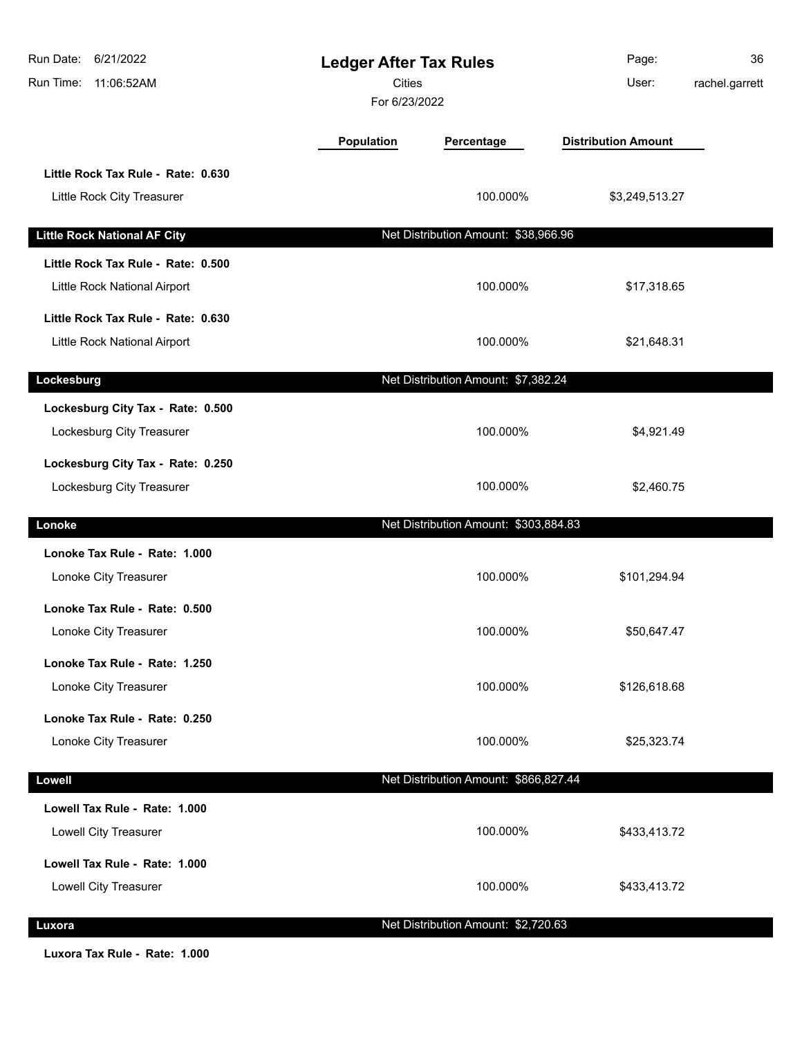# Ledger After Tax Rules

Cities

For 6/23/2022

| | Population | Percentage | Distribution Amount |
|---|---|---|---|
| **Little Rock Tax Rule - Rate: 0.630** | | | |
| Little Rock City Treasurer | | 100.000% | $3,249,513.27 |
| **Little Rock National AF City** | | Net Distribution Amount: $38,966.96 | |
| **Little Rock Tax Rule - Rate: 0.500** | | | |
| Little Rock National Airport | | 100.000% | $17,318.65 |
| **Little Rock Tax Rule - Rate: 0.630** | | | |
| Little Rock National Airport | | 100.000% | $21,648.31 |
| **Lockesburg** | | Net Distribution Amount: $7,382.24 | |
| **Lockesburg City Tax - Rate: 0.500** | | | |
| Lockesburg City Treasurer | | 100.000% | $4,921.49 |
| **Lockesburg City Tax - Rate: 0.250** | | | |
| Lockesburg City Treasurer | | 100.000% | $2,460.75 |
| **Lonoke** | | Net Distribution Amount: $303,884.83 | |
| **Lonoke Tax Rule - Rate: 1.000** | | | |
| Lonoke City Treasurer | | 100.000% | $101,294.94 |
| **Lonoke Tax Rule - Rate: 0.500** | | | |
| Lonoke City Treasurer | | 100.000% | $50,647.47 |
| **Lonoke Tax Rule - Rate: 1.250** | | | |
| Lonoke City Treasurer | | 100.000% | $126,618.68 |
| **Lonoke Tax Rule - Rate: 0.250** | | | |
| Lonoke City Treasurer | | 100.000% | $25,323.74 |
| **Lowell** | | Net Distribution Amount: $866,827.44 | |
| **Lowell Tax Rule - Rate: 1.000** | | | |
| Lowell City Treasurer | | 100.000% | $433,413.72 |
| **Lowell Tax Rule - Rate: 1.000** | | | |
| Lowell City Treasurer | | 100.000% | $433,413.72 |
| **Luxora** | | Net Distribution Amount: $2,720.63 | |
| **Luxora Tax Rule - Rate: 1.000** | | | |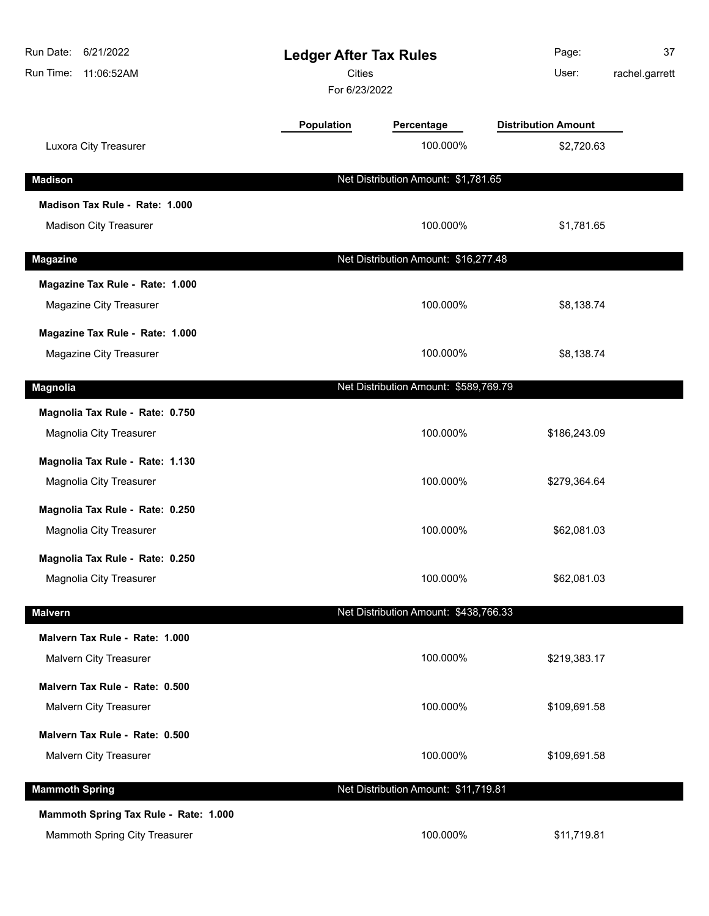# Ledger After Tax Rules

Cities

For 6/23/2022

| | Population | Percentage | Distribution Amount |
|---|---|---|---|
| Luxora City Treasurer | | 100.000% | $2,720.63 |

## Madison

Net Distribution Amount: $1,781.65

| | Population | Percentage | Distribution Amount |
|---|---|---|---|
| **Madison Tax Rule - Rate: 1.000** | | | |
| Madison City Treasurer | | 100.000% | $1,781.65 |

## Magazine

Net Distribution Amount: $16,277.48

| | Population | Percentage | Distribution Amount |
|---|---|---|---|
| **Magazine Tax Rule - Rate: 1.000** | | | |
| Magazine City Treasurer | | 100.000% | $8,138.74 |
| **Magazine Tax Rule - Rate: 1.000** | | | |
| Magazine City Treasurer | | 100.000% | $8,138.74 |

## Magnolia

Net Distribution Amount: $589,769.79

| | Population | Percentage | Distribution Amount |
|---|---|---|---|
| **Magnolia Tax Rule - Rate: 0.750** | | | |
| Magnolia City Treasurer | | 100.000% | $186,243.09 |
| **Magnolia Tax Rule - Rate: 1.130** | | | |
| Magnolia City Treasurer | | 100.000% | $279,364.64 |
| **Magnolia Tax Rule - Rate: 0.250** | | | |
| Magnolia City Treasurer | | 100.000% | $62,081.03 |
| **Magnolia Tax Rule - Rate: 0.250** | | | |
| Magnolia City Treasurer | | 100.000% | $62,081.03 |

## Malvern

Net Distribution Amount: $438,766.33

| | Population | Percentage | Distribution Amount |
|---|---|---|---|
| **Malvern Tax Rule - Rate: 1.000** | | | |
| Malvern City Treasurer | | 100.000% | $219,383.17 |
| **Malvern Tax Rule - Rate: 0.500** | | | |
| Malvern City Treasurer | | 100.000% | $109,691.58 |
| **Malvern Tax Rule - Rate: 0.500** | | | |
| Malvern City Treasurer | | 100.000% | $109,691.58 |

## Mammoth Spring

Net Distribution Amount: $11,719.81

| | Population | Percentage | Distribution Amount |
|---|---|---|---|
| **Mammoth Spring Tax Rule - Rate: 1.000** | | | |
| Mammoth Spring City Treasurer | | 100.000% | $11,719.81 |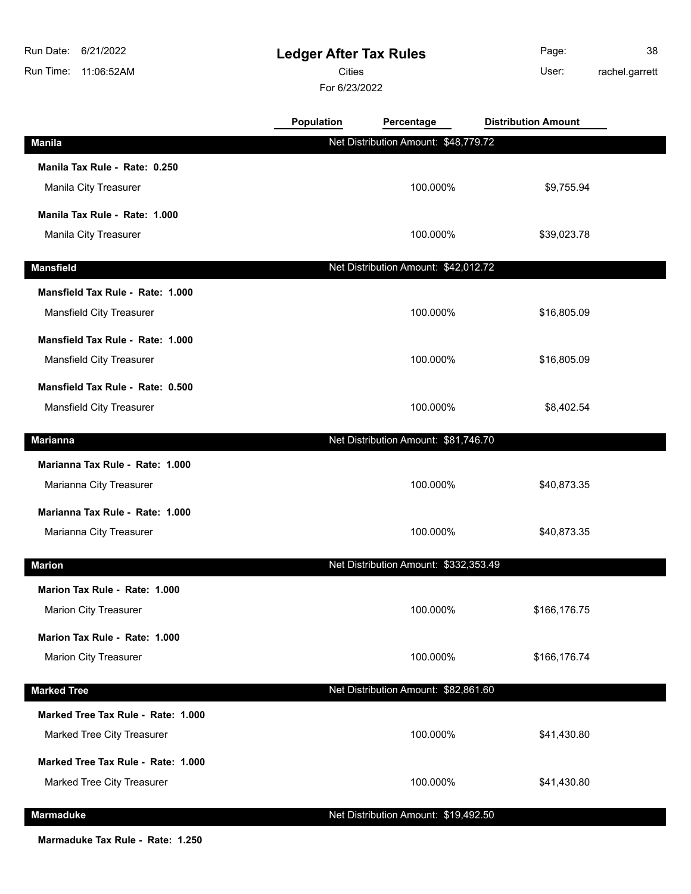# Ledger After Tax Rules

Cities

For 6/23/2022

| | Population | Percentage | Distribution Amount |
|---|---|---|---|
| **Manila** | Net Distribution Amount: $48,779.72 | | |
| **Manila Tax Rule - Rate: 0.250** | | | |
| Manila City Treasurer | | 100.000% | $9,755.94 |
| **Manila Tax Rule - Rate: 1.000** | | | |
| Manila City Treasurer | | 100.000% | $39,023.78 |
| **Mansfield** | Net Distribution Amount: $42,012.72 | | |
| **Mansfield Tax Rule - Rate: 1.000** | | | |
| Mansfield City Treasurer | | 100.000% | $16,805.09 |
| **Mansfield Tax Rule - Rate: 1.000** | | | |
| Mansfield City Treasurer | | 100.000% | $16,805.09 |
| **Mansfield Tax Rule - Rate: 0.500** | | | |
| Mansfield City Treasurer | | 100.000% | $8,402.54 |
| **Marianna** | Net Distribution Amount: $81,746.70 | | |
| **Marianna Tax Rule - Rate: 1.000** | | | |
| Marianna City Treasurer | | 100.000% | $40,873.35 |
| **Marianna Tax Rule - Rate: 1.000** | | | |
| Marianna City Treasurer | | 100.000% | $40,873.35 |
| **Marion** | Net Distribution Amount: $332,353.49 | | |
| **Marion Tax Rule - Rate: 1.000** | | | |
| Marion City Treasurer | | 100.000% | $166,176.75 |
| **Marion Tax Rule - Rate: 1.000** | | | |
| Marion City Treasurer | | 100.000% | $166,176.74 |
| **Marked Tree** | Net Distribution Amount: $82,861.60 | | |
| **Marked Tree Tax Rule - Rate: 1.000** | | | |
| Marked Tree City Treasurer | | 100.000% | $41,430.80 |
| **Marked Tree Tax Rule - Rate: 1.000** | | | |
| Marked Tree City Treasurer | | 100.000% | $41,430.80 |
| **Marmaduke** | Net Distribution Amount: $19,492.50 | | |
| **Marmaduke Tax Rule - Rate: 1.250** | | | |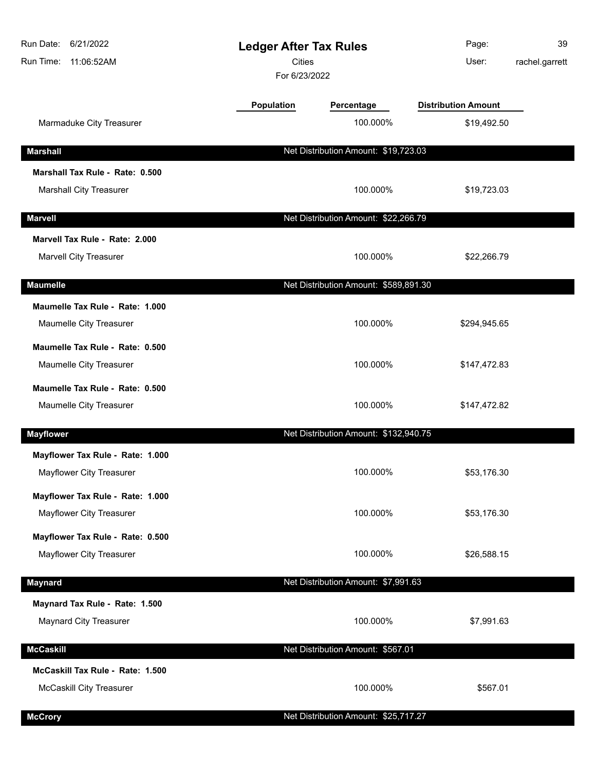# Ledger After Tax Rules

Cities

For 6/23/2022

| | Population | Percentage | Distribution Amount |
|---|---|---|---|
| Marmaduke City Treasurer | | 100.000% | $19,492.50 |
| **Marshall** | | Net Distribution Amount: $19,723.03 | |
| **Marshall Tax Rule - Rate: 0.500** | | | |
| Marshall City Treasurer | | 100.000% | $19,723.03 |
| **Marvell** | | Net Distribution Amount: $22,266.79 | |
| **Marvell Tax Rule - Rate: 2.000** | | | |
| Marvell City Treasurer | | 100.000% | $22,266.79 |
| **Maumelle** | | Net Distribution Amount: $589,891.30 | |
| **Maumelle Tax Rule - Rate: 1.000** | | | |
| Maumelle City Treasurer | | 100.000% | $294,945.65 |
| **Maumelle Tax Rule - Rate: 0.500** | | | |
| Maumelle City Treasurer | | 100.000% | $147,472.83 |
| **Maumelle Tax Rule - Rate: 0.500** | | | |
| Maumelle City Treasurer | | 100.000% | $147,472.82 |
| **Mayflower** | | Net Distribution Amount: $132,940.75 | |
| **Mayflower Tax Rule - Rate: 1.000** | | | |
| Mayflower City Treasurer | | 100.000% | $53,176.30 |
| **Mayflower Tax Rule - Rate: 1.000** | | | |
| Mayflower City Treasurer | | 100.000% | $53,176.30 |
| **Mayflower Tax Rule - Rate: 0.500** | | | |
| Mayflower City Treasurer | | 100.000% | $26,588.15 |
| **Maynard** | | Net Distribution Amount: $7,991.63 | |
| **Maynard Tax Rule - Rate: 1.500** | | | |
| Maynard City Treasurer | | 100.000% | $7,991.63 |
| **McCaskill** | | Net Distribution Amount: $567.01 | |
| **McCaskill Tax Rule - Rate: 1.500** | | | |
| McCaskill City Treasurer | | 100.000% | $567.01 |
| **McCrory** | | Net Distribution Amount: $25,717.27 | |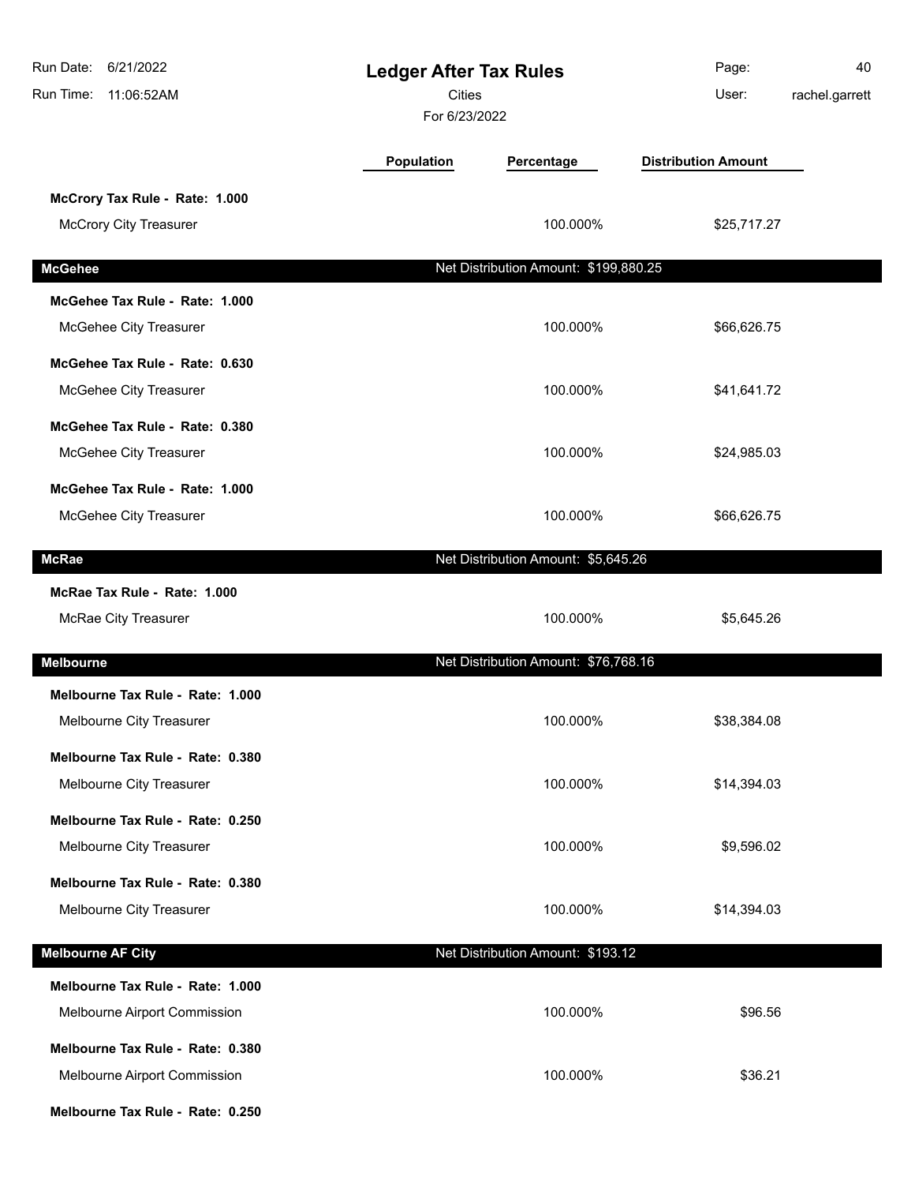| | Population | Percentage | Distribution Amount |
|---|---|---|---|
| **McCrory Tax Rule - Rate: 1.000** | | | |
| McCrory City Treasurer | | 100.000% | $25,717.27 |
| **McGehee** | | Net Distribution Amount: $199,880.25 | |
| **McGehee Tax Rule - Rate: 1.000** | | | |
| McGehee City Treasurer | | 100.000% | $66,626.75 |
| **McGehee Tax Rule - Rate: 0.630** | | | |
| McGehee City Treasurer | | 100.000% | $41,641.72 |
| **McGehee Tax Rule - Rate: 0.380** | | | |
| McGehee City Treasurer | | 100.000% | $24,985.03 |
| **McGehee Tax Rule - Rate: 1.000** | | | |
| McGehee City Treasurer | | 100.000% | $66,626.75 |
| **McRae** | | Net Distribution Amount: $5,645.26 | |
| **McRae Tax Rule - Rate: 1.000** | | | |
| McRae City Treasurer | | 100.000% | $5,645.26 |
| **Melbourne** | | Net Distribution Amount: $76,768.16 | |
| **Melbourne Tax Rule - Rate: 1.000** | | | |
| Melbourne City Treasurer | | 100.000% | $38,384.08 |
| **Melbourne Tax Rule - Rate: 0.380** | | | |
| Melbourne City Treasurer | | 100.000% | $14,394.03 |
| **Melbourne Tax Rule - Rate: 0.250** | | | |
| Melbourne City Treasurer | | 100.000% | $9,596.02 |
| **Melbourne Tax Rule - Rate: 0.380** | | | |
| Melbourne City Treasurer | | 100.000% | $14,394.03 |
| **Melbourne AF City** | | Net Distribution Amount: $193.12 | |
| **Melbourne Tax Rule - Rate: 1.000** | | | |
| Melbourne Airport Commission | | 100.000% | $96.56 |
| **Melbourne Tax Rule - Rate: 0.380** | | | |
| Melbourne Airport Commission | | 100.000% | $36.21 |
| **Melbourne Tax Rule - Rate: 0.250** | | | |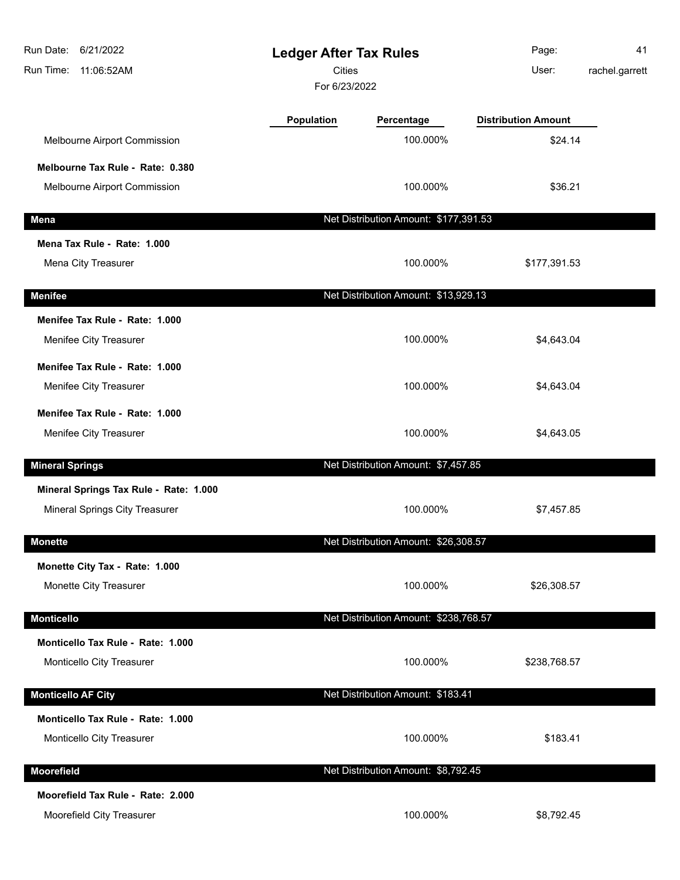# Ledger After Tax Rules

Cities

For 6/23/2022

| | Population | Percentage | Distribution Amount |
|---|---|---|---|
| Melbourne Airport Commission | | 100.000% | $24.14 |
| **Melbourne Tax Rule - Rate: 0.380** | | | |
| Melbourne Airport Commission | | 100.000% | $36.21 |
| **Mena** | | Net Distribution Amount: $177,391.53 | |
| **Mena Tax Rule - Rate: 1.000** | | | |
| Mena City Treasurer | | 100.000% | $177,391.53 |
| **Menifee** | | Net Distribution Amount: $13,929.13 | |
| **Menifee Tax Rule - Rate: 1.000** | | | |
| Menifee City Treasurer | | 100.000% | $4,643.04 |
| **Menifee Tax Rule - Rate: 1.000** | | | |
| Menifee City Treasurer | | 100.000% | $4,643.04 |
| **Menifee Tax Rule - Rate: 1.000** | | | |
| Menifee City Treasurer | | 100.000% | $4,643.05 |
| **Mineral Springs** | | Net Distribution Amount: $7,457.85 | |
| **Mineral Springs Tax Rule - Rate: 1.000** | | | |
| Mineral Springs City Treasurer | | 100.000% | $7,457.85 |
| **Monette** | | Net Distribution Amount: $26,308.57 | |
| **Monette City Tax - Rate: 1.000** | | | |
| Monette City Treasurer | | 100.000% | $26,308.57 |
| **Monticello** | | Net Distribution Amount: $238,768.57 | |
| **Monticello Tax Rule - Rate: 1.000** | | | |
| Monticello City Treasurer | | 100.000% | $238,768.57 |
| **Monticello AF City** | | Net Distribution Amount: $183.41 | |
| **Monticello Tax Rule - Rate: 1.000** | | | |
| Monticello City Treasurer | | 100.000% | $183.41 |
| **Moorefield** | | Net Distribution Amount: $8,792.45 | |
| **Moorefield Tax Rule - Rate: 2.000** | | | |
| Moorefield City Treasurer | | 100.000% | $8,792.45 |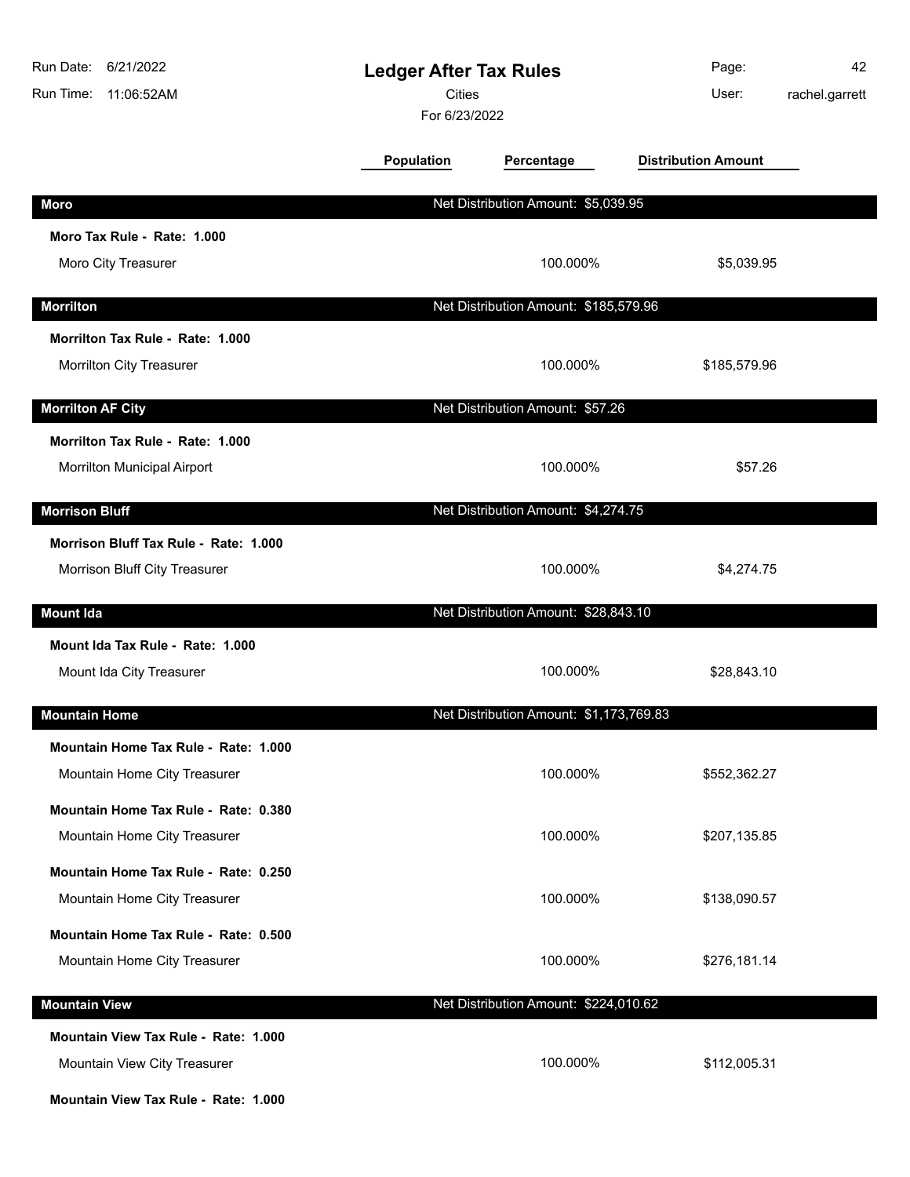# Ledger After Tax Rules

Cities

For 6/23/2022

| | Population | Percentage | Distribution Amount |
|---|---|---|---|
| **Moro** | Net Distribution Amount: $5,039.95 | | |
| **Moro Tax Rule - Rate: 1.000** | | | |
| Moro City Treasurer | | 100.000% | $5,039.95 |
| **Morrilton** | Net Distribution Amount: $185,579.96 | | |
| **Morrilton Tax Rule - Rate: 1.000** | | | |
| Morrilton City Treasurer | | 100.000% | $185,579.96 |
| **Morrilton AF City** | Net Distribution Amount: $57.26 | | |
| **Morrilton Tax Rule - Rate: 1.000** | | | |
| Morrilton Municipal Airport | | 100.000% | $57.26 |
| **Morrison Bluff** | Net Distribution Amount: $4,274.75 | | |
| **Morrison Bluff Tax Rule - Rate: 1.000** | | | |
| Morrison Bluff City Treasurer | | 100.000% | $4,274.75 |
| **Mount Ida** | Net Distribution Amount: $28,843.10 | | |
| **Mount Ida Tax Rule - Rate: 1.000** | | | |
| Mount Ida City Treasurer | | 100.000% | $28,843.10 |
| **Mountain Home** | Net Distribution Amount: $1,173,769.83 | | |
| **Mountain Home Tax Rule - Rate: 1.000** | | | |
| Mountain Home City Treasurer | | 100.000% | $552,362.27 |
| **Mountain Home Tax Rule - Rate: 0.380** | | | |
| Mountain Home City Treasurer | | 100.000% | $207,135.85 |
| **Mountain Home Tax Rule - Rate: 0.250** | | | |
| Mountain Home City Treasurer | | 100.000% | $138,090.57 |
| **Mountain Home Tax Rule - Rate: 0.500** | | | |
| Mountain Home City Treasurer | | 100.000% | $276,181.14 |
| **Mountain View** | Net Distribution Amount: $224,010.62 | | |
| **Mountain View Tax Rule - Rate: 1.000** | | | |
| Mountain View City Treasurer | | 100.000% | $112,005.31 |
| **Mountain View Tax Rule - Rate: 1.000** | | | |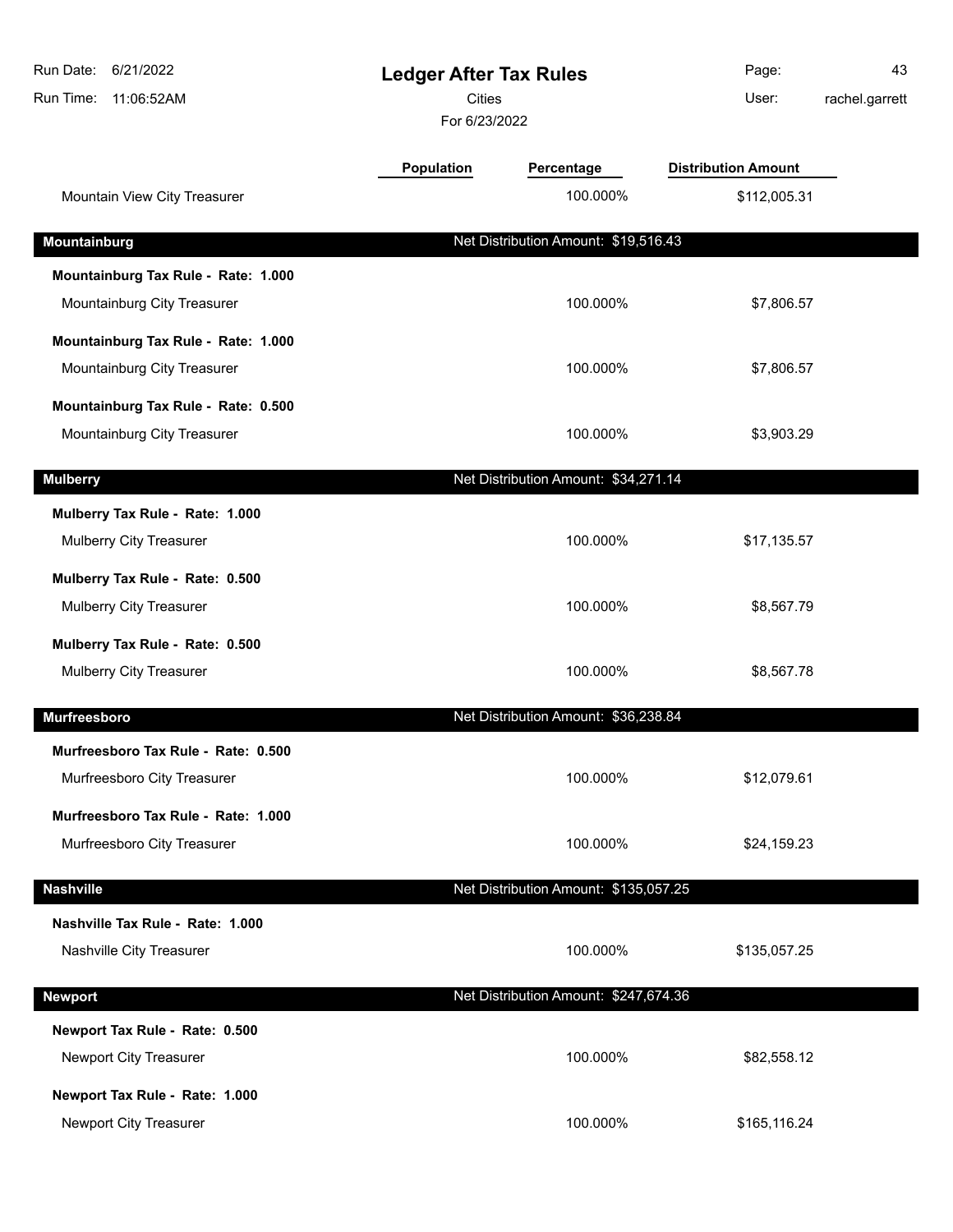# Ledger After Tax Rules

Cities

For 6/23/2022

| | Population | Percentage | Distribution Amount |
|---|---|---|---|
| Mountain View City Treasurer | | 100.000% | $112,005.31 |

**Mountainburg** — Net Distribution Amount: $19,516.43

| | Population | Percentage | Distribution Amount |
|---|---|---|---|
| **Mountainburg Tax Rule - Rate: 1.000** | | | |
| Mountainburg City Treasurer | | 100.000% | $7,806.57 |
| **Mountainburg Tax Rule - Rate: 1.000** | | | |
| Mountainburg City Treasurer | | 100.000% | $7,806.57 |
| **Mountainburg Tax Rule - Rate: 0.500** | | | |
| Mountainburg City Treasurer | | 100.000% | $3,903.29 |

**Mulberry** — Net Distribution Amount: $34,271.14

| | Population | Percentage | Distribution Amount |
|---|---|---|---|
| **Mulberry Tax Rule - Rate: 1.000** | | | |
| Mulberry City Treasurer | | 100.000% | $17,135.57 |
| **Mulberry Tax Rule - Rate: 0.500** | | | |
| Mulberry City Treasurer | | 100.000% | $8,567.79 |
| **Mulberry Tax Rule - Rate: 0.500** | | | |
| Mulberry City Treasurer | | 100.000% | $8,567.78 |

**Murfreesboro** — Net Distribution Amount: $36,238.84

| | Population | Percentage | Distribution Amount |
|---|---|---|---|
| **Murfreesboro Tax Rule - Rate: 0.500** | | | |
| Murfreesboro City Treasurer | | 100.000% | $12,079.61 |
| **Murfreesboro Tax Rule - Rate: 1.000** | | | |
| Murfreesboro City Treasurer | | 100.000% | $24,159.23 |

**Nashville** — Net Distribution Amount: $135,057.25

| | Population | Percentage | Distribution Amount |
|---|---|---|---|
| **Nashville Tax Rule - Rate: 1.000** | | | |
| Nashville City Treasurer | | 100.000% | $135,057.25 |

**Newport** — Net Distribution Amount: $247,674.36

| | Population | Percentage | Distribution Amount |
|---|---|---|---|
| **Newport Tax Rule - Rate: 0.500** | | | |
| Newport City Treasurer | | 100.000% | $82,558.12 |
| **Newport Tax Rule - Rate: 1.000** | | | |
| Newport City Treasurer | | 100.000% | $165,116.24 |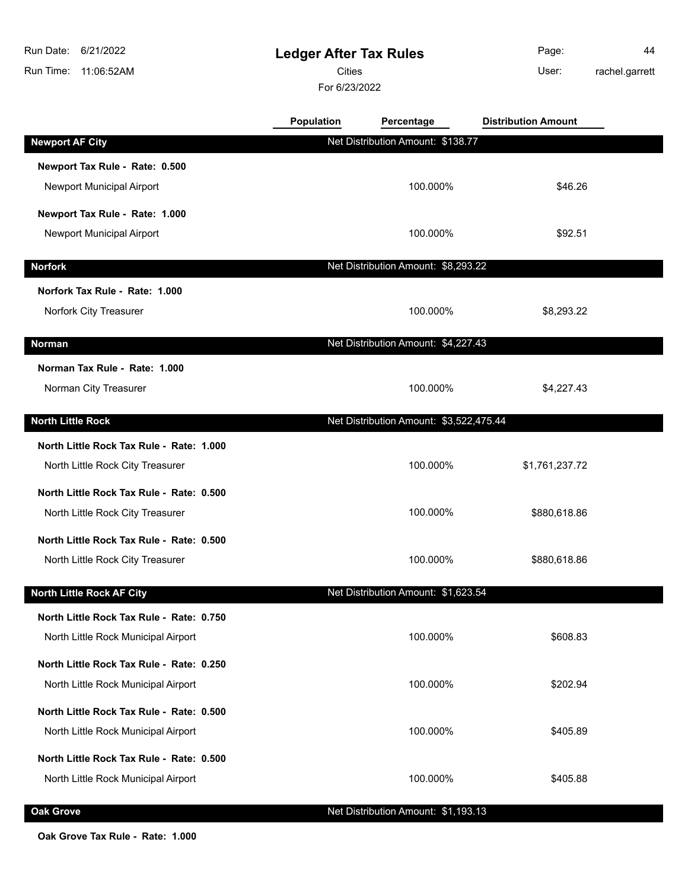# Ledger After Tax Rules

Cities

For 6/23/2022

Run Date: 6/21/2022
Run Time: 11:06:52AM
User: rachel.garrett

| | Population | Percentage | Distribution Amount |
|---|---|---|---|
| **Newport AF City** | | Net Distribution Amount: $138.77 | |
| **Newport Tax Rule - Rate: 0.500** | | | |
| Newport Municipal Airport | | 100.000% | $46.26 |
| **Newport Tax Rule - Rate: 1.000** | | | |
| Newport Municipal Airport | | 100.000% | $92.51 |
| **Norfork** | | Net Distribution Amount: $8,293.22 | |
| **Norfork Tax Rule - Rate: 1.000** | | | |
| Norfork City Treasurer | | 100.000% | $8,293.22 |
| **Norman** | | Net Distribution Amount: $4,227.43 | |
| **Norman Tax Rule - Rate: 1.000** | | | |
| Norman City Treasurer | | 100.000% | $4,227.43 |
| **North Little Rock** | | Net Distribution Amount: $3,522,475.44 | |
| **North Little Rock Tax Rule - Rate: 1.000** | | | |
| North Little Rock City Treasurer | | 100.000% | $1,761,237.72 |
| **North Little Rock Tax Rule - Rate: 0.500** | | | |
| North Little Rock City Treasurer | | 100.000% | $880,618.86 |
| **North Little Rock Tax Rule - Rate: 0.500** | | | |
| North Little Rock City Treasurer | | 100.000% | $880,618.86 |
| **North Little Rock AF City** | | Net Distribution Amount: $1,623.54 | |
| **North Little Rock Tax Rule - Rate: 0.750** | | | |
| North Little Rock Municipal Airport | | 100.000% | $608.83 |
| **North Little Rock Tax Rule - Rate: 0.250** | | | |
| North Little Rock Municipal Airport | | 100.000% | $202.94 |
| **North Little Rock Tax Rule - Rate: 0.500** | | | |
| North Little Rock Municipal Airport | | 100.000% | $405.89 |
| **North Little Rock Tax Rule - Rate: 0.500** | | | |
| North Little Rock Municipal Airport | | 100.000% | $405.88 |
| **Oak Grove** | | Net Distribution Amount: $1,193.13 | |
| **Oak Grove Tax Rule - Rate: 1.000** | | | |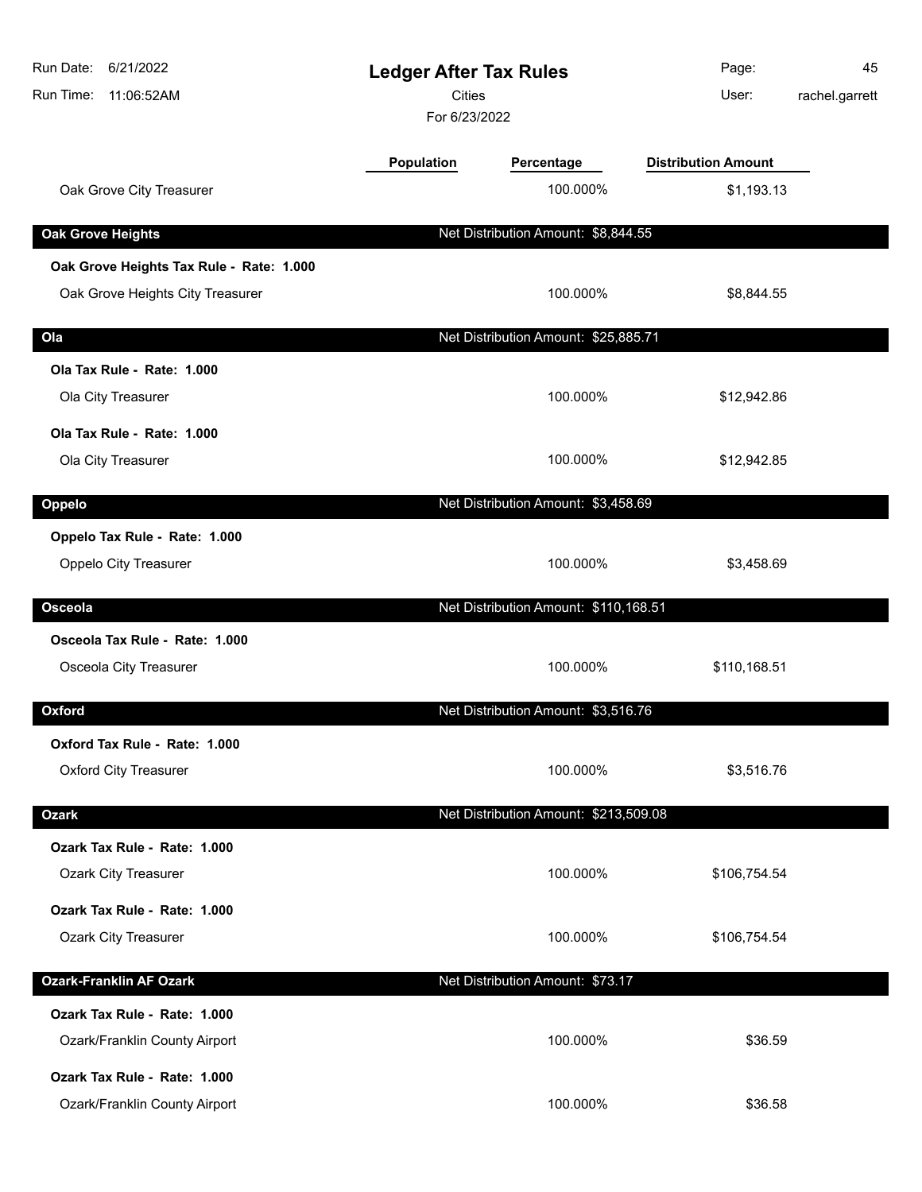# Ledger After Tax Rules

Cities

For 6/23/2022

| | Population | Percentage | Distribution Amount |
|---|---|---|---|
| Oak Grove City Treasurer | | 100.000% | $1,193.13 |
| **Oak Grove Heights** | | Net Distribution Amount: $8,844.55 | |
| **Oak Grove Heights Tax Rule - Rate: 1.000** | | | |
| Oak Grove Heights City Treasurer | | 100.000% | $8,844.55 |
| **Ola** | | Net Distribution Amount: $25,885.71 | |
| **Ola Tax Rule - Rate: 1.000** | | | |
| Ola City Treasurer | | 100.000% | $12,942.86 |
| **Ola Tax Rule - Rate: 1.000** | | | |
| Ola City Treasurer | | 100.000% | $12,942.85 |
| **Oppelo** | | Net Distribution Amount: $3,458.69 | |
| **Oppelo Tax Rule - Rate: 1.000** | | | |
| Oppelo City Treasurer | | 100.000% | $3,458.69 |
| **Osceola** | | Net Distribution Amount: $110,168.51 | |
| **Osceola Tax Rule - Rate: 1.000** | | | |
| Osceola City Treasurer | | 100.000% | $110,168.51 |
| **Oxford** | | Net Distribution Amount: $3,516.76 | |
| **Oxford Tax Rule - Rate: 1.000** | | | |
| Oxford City Treasurer | | 100.000% | $3,516.76 |
| **Ozark** | | Net Distribution Amount: $213,509.08 | |
| **Ozark Tax Rule - Rate: 1.000** | | | |
| Ozark City Treasurer | | 100.000% | $106,754.54 |
| **Ozark Tax Rule - Rate: 1.000** | | | |
| Ozark City Treasurer | | 100.000% | $106,754.54 |
| **Ozark-Franklin AF Ozark** | | Net Distribution Amount: $73.17 | |
| **Ozark Tax Rule - Rate: 1.000** | | | |
| Ozark/Franklin County Airport | | 100.000% | $36.59 |
| **Ozark Tax Rule - Rate: 1.000** | | | |
| Ozark/Franklin County Airport | | 100.000% | $36.58 |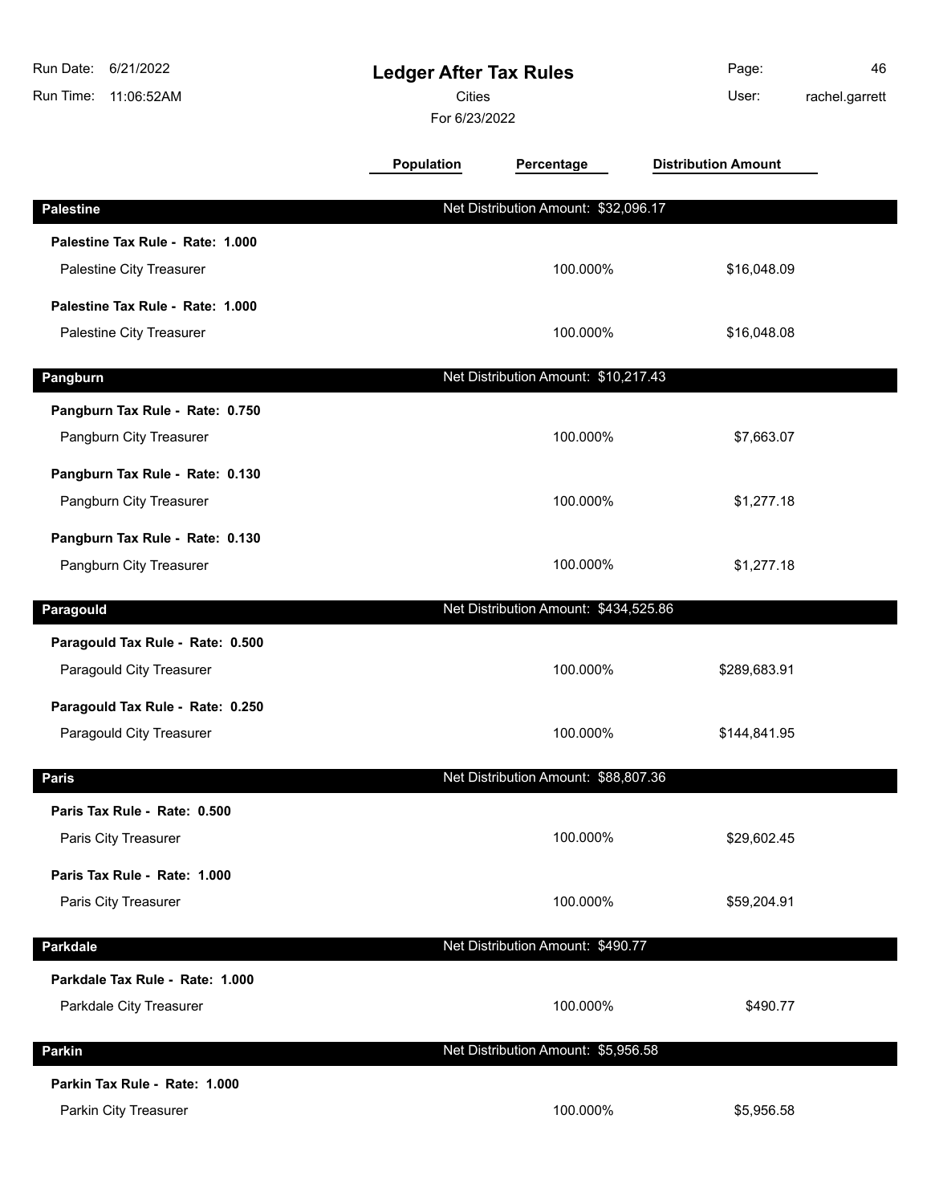# Ledger After Tax Rules

Cities

For 6/23/2022

Run Date: 6/21/2022
Run Time: 11:06:52AM
User: rachel.garrett

| | Population | Percentage | Distribution Amount |
|---|---|---|---|
| **Palestine** | Net Distribution Amount: $32,096.17 | | |
| **Palestine Tax Rule - Rate: 1.000** | | | |
| Palestine City Treasurer | | 100.000% | $16,048.09 |
| **Palestine Tax Rule - Rate: 1.000** | | | |
| Palestine City Treasurer | | 100.000% | $16,048.08 |
| **Pangburn** | Net Distribution Amount: $10,217.43 | | |
| **Pangburn Tax Rule - Rate: 0.750** | | | |
| Pangburn City Treasurer | | 100.000% | $7,663.07 |
| **Pangburn Tax Rule - Rate: 0.130** | | | |
| Pangburn City Treasurer | | 100.000% | $1,277.18 |
| **Pangburn Tax Rule - Rate: 0.130** | | | |
| Pangburn City Treasurer | | 100.000% | $1,277.18 |
| **Paragould** | Net Distribution Amount: $434,525.86 | | |
| **Paragould Tax Rule - Rate: 0.500** | | | |
| Paragould City Treasurer | | 100.000% | $289,683.91 |
| **Paragould Tax Rule - Rate: 0.250** | | | |
| Paragould City Treasurer | | 100.000% | $144,841.95 |
| **Paris** | Net Distribution Amount: $88,807.36 | | |
| **Paris Tax Rule - Rate: 0.500** | | | |
| Paris City Treasurer | | 100.000% | $29,602.45 |
| **Paris Tax Rule - Rate: 1.000** | | | |
| Paris City Treasurer | | 100.000% | $59,204.91 |
| **Parkdale** | Net Distribution Amount: $490.77 | | |
| **Parkdale Tax Rule - Rate: 1.000** | | | |
| Parkdale City Treasurer | | 100.000% | $490.77 |
| **Parkin** | Net Distribution Amount: $5,956.58 | | |
| **Parkin Tax Rule - Rate: 1.000** | | | |
| Parkin City Treasurer | | 100.000% | $5,956.58 |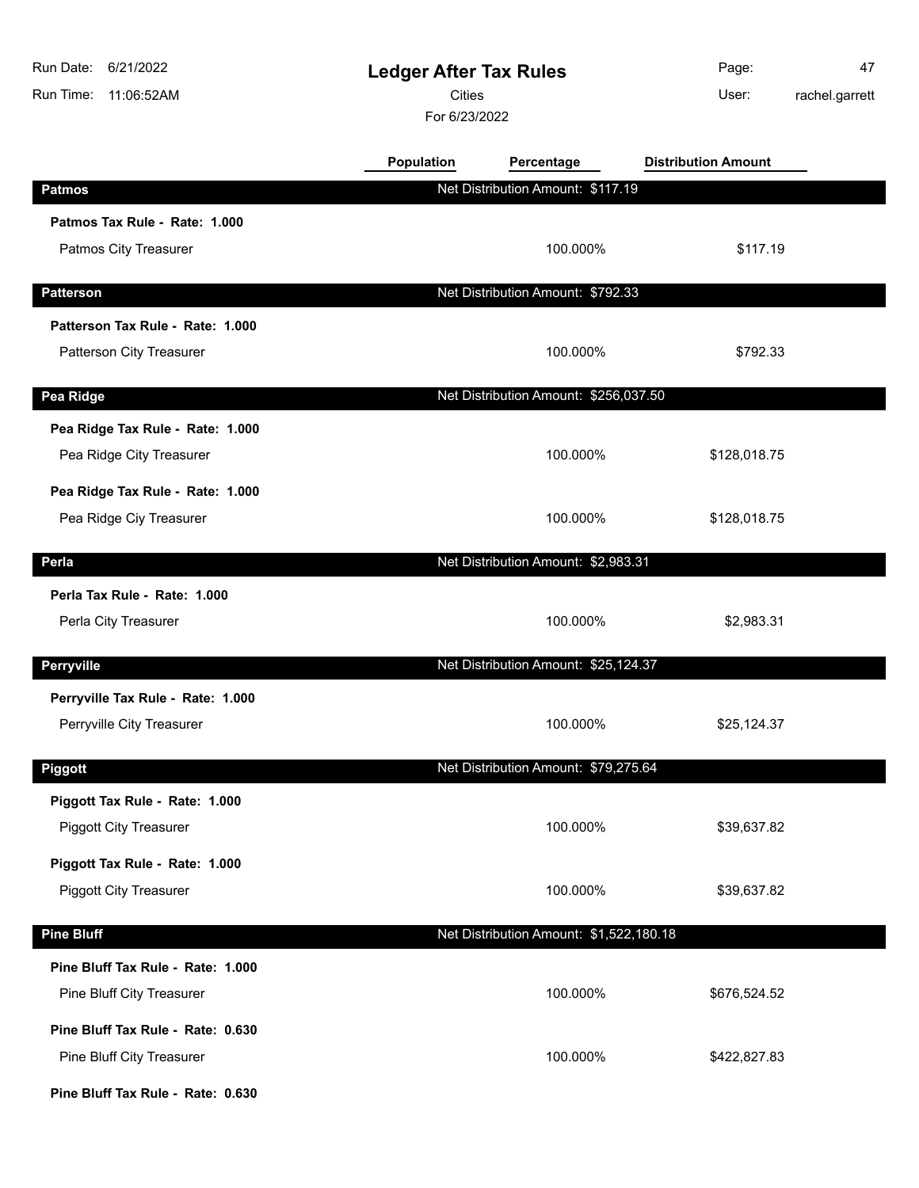# Ledger After Tax Rules

Cities

For 6/23/2022

Run Date: 6/21/2022
Run Time: 11:06:52AM
User: rachel.garrett

| | Population | Percentage | Distribution Amount |
|---|---|---|---|
| **Patmos** | Net Distribution Amount: $117.19 | | |
| **Patmos Tax Rule - Rate: 1.000** | | | |
| Patmos City Treasurer | | 100.000% | $117.19 |
| **Patterson** | Net Distribution Amount: $792.33 | | |
| **Patterson Tax Rule - Rate: 1.000** | | | |
| Patterson City Treasurer | | 100.000% | $792.33 |
| **Pea Ridge** | Net Distribution Amount: $256,037.50 | | |
| **Pea Ridge Tax Rule - Rate: 1.000** | | | |
| Pea Ridge City Treasurer | | 100.000% | $128,018.75 |
| **Pea Ridge Tax Rule - Rate: 1.000** | | | |
| Pea Ridge Ciy Treasurer | | 100.000% | $128,018.75 |
| **Perla** | Net Distribution Amount: $2,983.31 | | |
| **Perla Tax Rule - Rate: 1.000** | | | |
| Perla City Treasurer | | 100.000% | $2,983.31 |
| **Perryville** | Net Distribution Amount: $25,124.37 | | |
| **Perryville Tax Rule - Rate: 1.000** | | | |
| Perryville City Treasurer | | 100.000% | $25,124.37 |
| **Piggott** | Net Distribution Amount: $79,275.64 | | |
| **Piggott Tax Rule - Rate: 1.000** | | | |
| Piggott City Treasurer | | 100.000% | $39,637.82 |
| **Piggott Tax Rule - Rate: 1.000** | | | |
| Piggott City Treasurer | | 100.000% | $39,637.82 |
| **Pine Bluff** | Net Distribution Amount: $1,522,180.18 | | |
| **Pine Bluff Tax Rule - Rate: 1.000** | | | |
| Pine Bluff City Treasurer | | 100.000% | $676,524.52 |
| **Pine Bluff Tax Rule - Rate: 0.630** | | | |
| Pine Bluff City Treasurer | | 100.000% | $422,827.83 |
| **Pine Bluff Tax Rule - Rate: 0.630** | | | |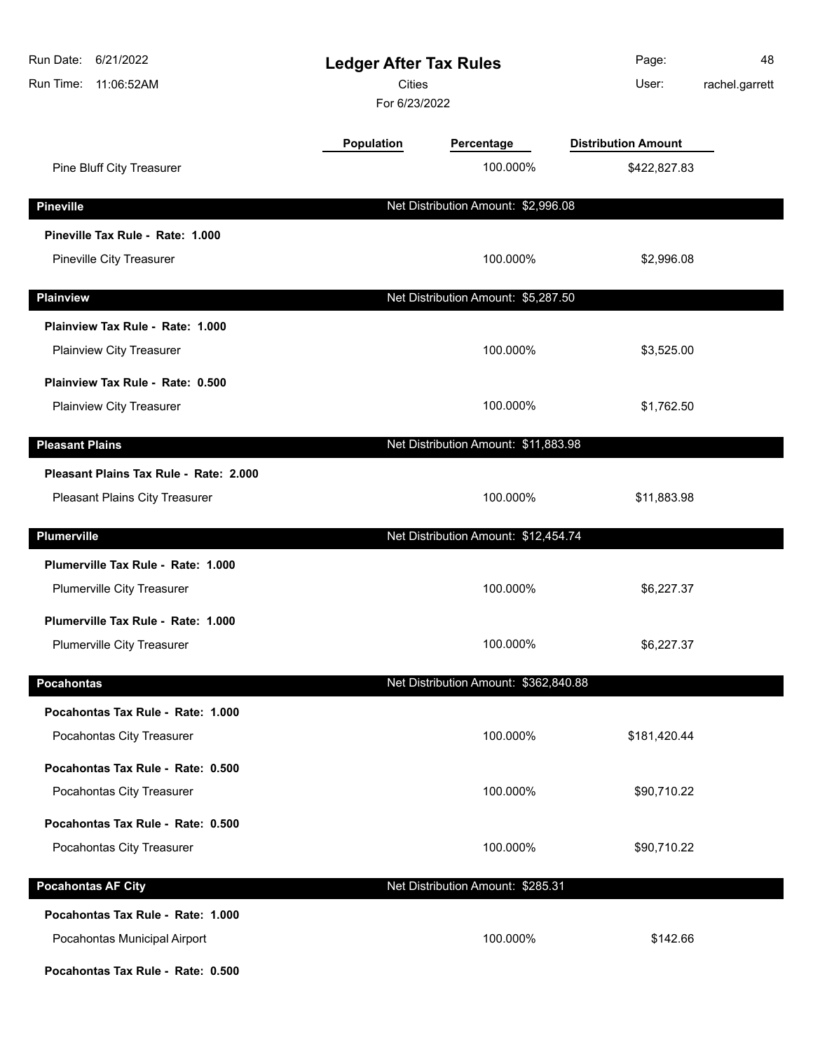| | Population | Percentage | Distribution Amount |
|---|---|---|---|
| Pine Bluff City Treasurer | | 100.000% | $422,827.83 |

**Pineville** — Net Distribution Amount: $2,996.08

| | Population | Percentage | Distribution Amount |
|---|---|---|---|
| **Pineville Tax Rule - Rate: 1.000** | | | |
| Pineville City Treasurer | | 100.000% | $2,996.08 |

**Plainview** — Net Distribution Amount: $5,287.50

| | Population | Percentage | Distribution Amount |
|---|---|---|---|
| **Plainview Tax Rule - Rate: 1.000** | | | |
| Plainview City Treasurer | | 100.000% | $3,525.00 |
| **Plainview Tax Rule - Rate: 0.500** | | | |
| Plainview City Treasurer | | 100.000% | $1,762.50 |

**Pleasant Plains** — Net Distribution Amount: $11,883.98

| | Population | Percentage | Distribution Amount |
|---|---|---|---|
| **Pleasant Plains Tax Rule - Rate: 2.000** | | | |
| Pleasant Plains City Treasurer | | 100.000% | $11,883.98 |

**Plumerville** — Net Distribution Amount: $12,454.74

| | Population | Percentage | Distribution Amount |
|---|---|---|---|
| **Plumerville Tax Rule - Rate: 1.000** | | | |
| Plumerville City Treasurer | | 100.000% | $6,227.37 |
| **Plumerville Tax Rule - Rate: 1.000** | | | |
| Plumerville City Treasurer | | 100.000% | $6,227.37 |

**Pocahontas** — Net Distribution Amount: $362,840.88

| | Population | Percentage | Distribution Amount |
|---|---|---|---|
| **Pocahontas Tax Rule - Rate: 1.000** | | | |
| Pocahontas City Treasurer | | 100.000% | $181,420.44 |
| **Pocahontas Tax Rule - Rate: 0.500** | | | |
| Pocahontas City Treasurer | | 100.000% | $90,710.22 |
| **Pocahontas Tax Rule - Rate: 0.500** | | | |
| Pocahontas City Treasurer | | 100.000% | $90,710.22 |

**Pocahontas AF City** — Net Distribution Amount: $285.31

| | Population | Percentage | Distribution Amount |
|---|---|---|---|
| **Pocahontas Tax Rule - Rate: 1.000** | | | |
| Pocahontas Municipal Airport | | 100.000% | $142.66 |
| **Pocahontas Tax Rule - Rate: 0.500** | | | |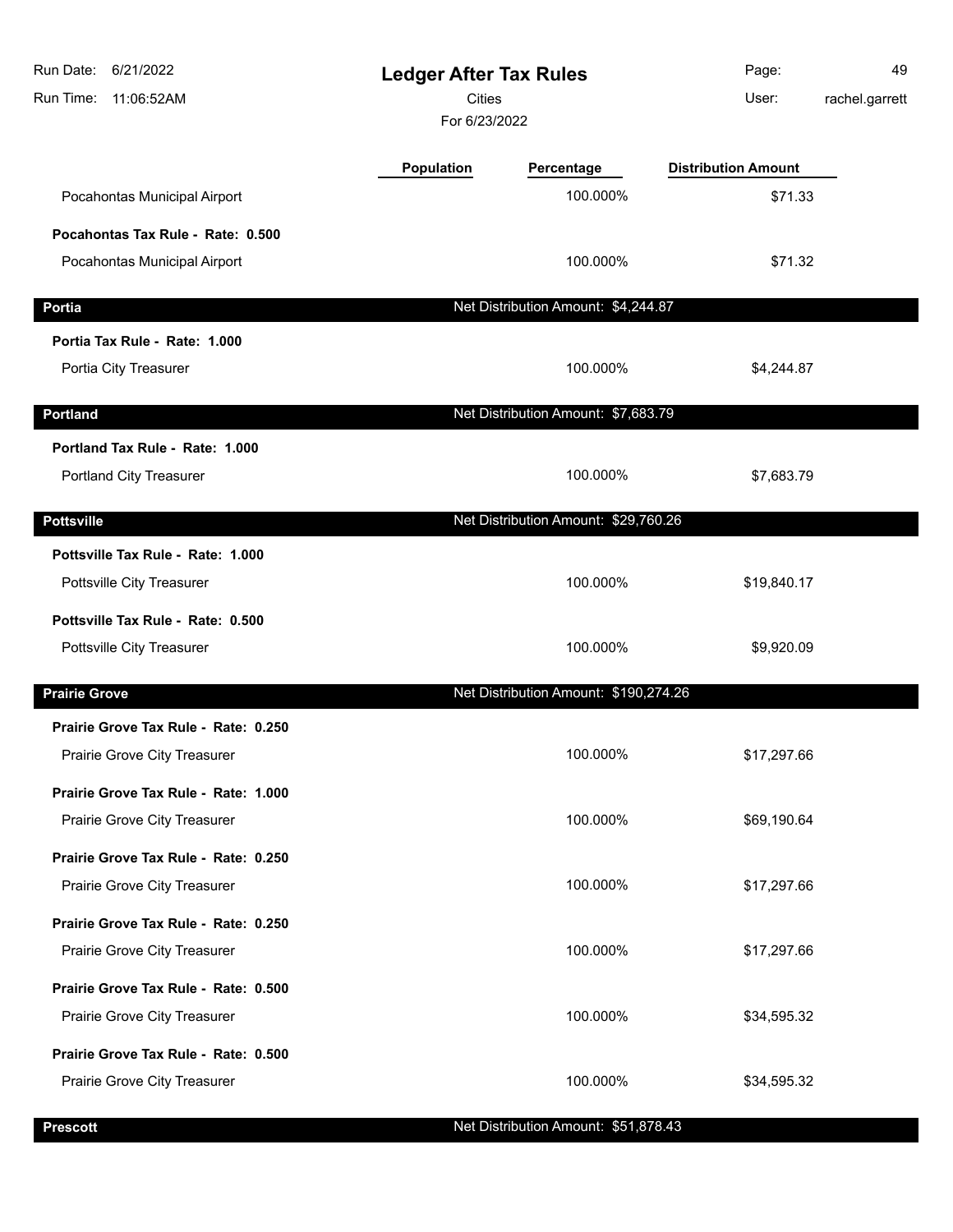# Ledger After Tax Rules

Cities

For 6/23/2022

| | Population | Percentage | Distribution Amount |
|---|---|---|---|
| Pocahontas Municipal Airport | | 100.000% | $71.33 |
| **Pocahontas Tax Rule - Rate: 0.500** | | | |
| Pocahontas Municipal Airport | | 100.000% | $71.32 |
| **Portia** | | Net Distribution Amount: $4,244.87 | |
| **Portia Tax Rule - Rate: 1.000** | | | |
| Portia City Treasurer | | 100.000% | $4,244.87 |
| **Portland** | | Net Distribution Amount: $7,683.79 | |
| **Portland Tax Rule - Rate: 1.000** | | | |
| Portland City Treasurer | | 100.000% | $7,683.79 |
| **Pottsville** | | Net Distribution Amount: $29,760.26 | |
| **Pottsville Tax Rule - Rate: 1.000** | | | |
| Pottsville City Treasurer | | 100.000% | $19,840.17 |
| **Pottsville Tax Rule - Rate: 0.500** | | | |
| Pottsville City Treasurer | | 100.000% | $9,920.09 |
| **Prairie Grove** | | Net Distribution Amount: $190,274.26 | |
| **Prairie Grove Tax Rule - Rate: 0.250** | | | |
| Prairie Grove City Treasurer | | 100.000% | $17,297.66 |
| **Prairie Grove Tax Rule - Rate: 1.000** | | | |
| Prairie Grove City Treasurer | | 100.000% | $69,190.64 |
| **Prairie Grove Tax Rule - Rate: 0.250** | | | |
| Prairie Grove City Treasurer | | 100.000% | $17,297.66 |
| **Prairie Grove Tax Rule - Rate: 0.250** | | | |
| Prairie Grove City Treasurer | | 100.000% | $17,297.66 |
| **Prairie Grove Tax Rule - Rate: 0.500** | | | |
| Prairie Grove City Treasurer | | 100.000% | $34,595.32 |
| **Prairie Grove Tax Rule - Rate: 0.500** | | | |
| Prairie Grove City Treasurer | | 100.000% | $34,595.32 |
| **Prescott** | | Net Distribution Amount: $51,878.43 | |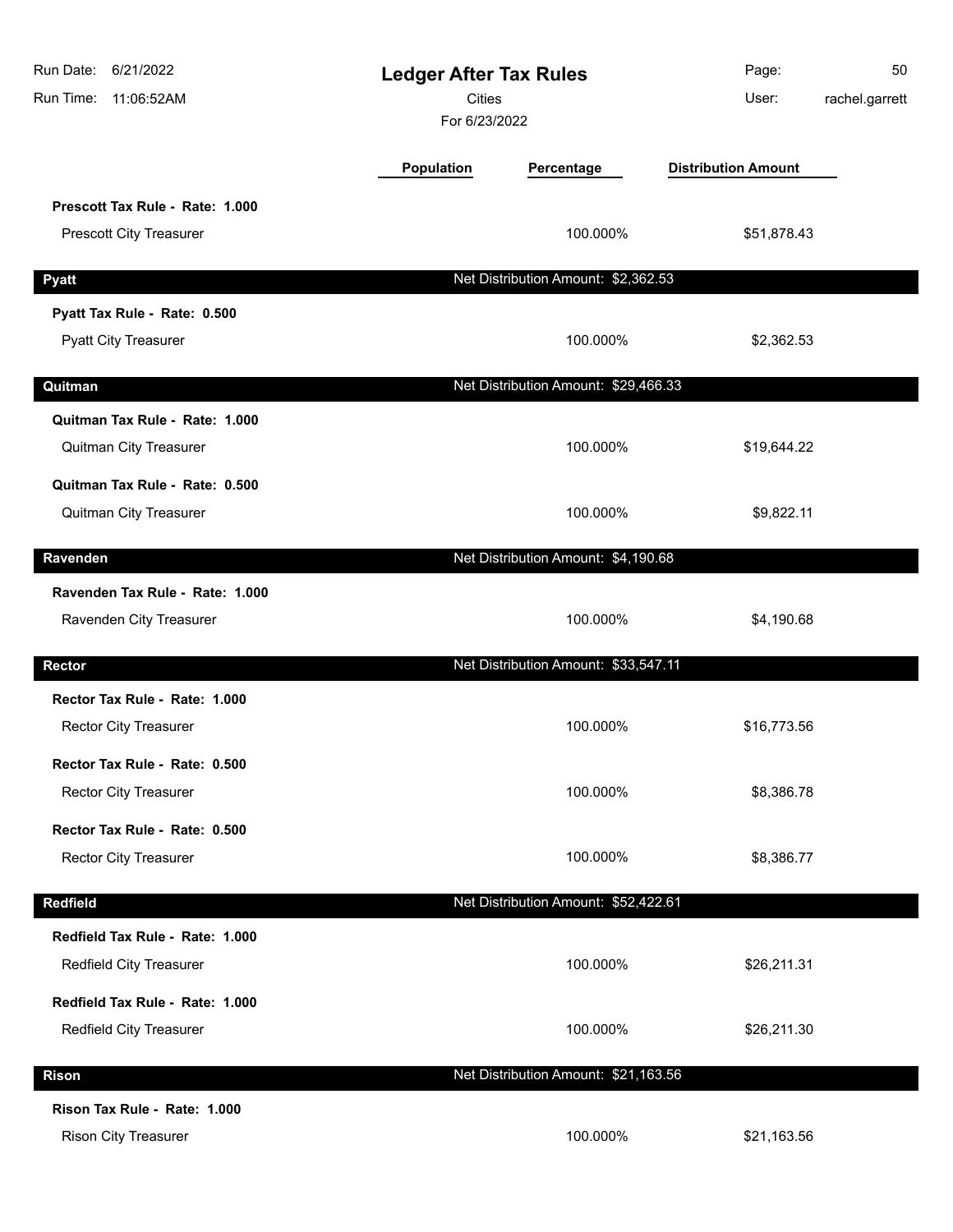# Ledger After Tax Rules

Cities

For 6/23/2022

| | Population | Percentage | Distribution Amount |
|---|---|---|---|
| **Prescott Tax Rule - Rate: 1.000** | | | |
| Prescott City Treasurer | | 100.000% | $51,878.43 |
| **Pyatt** | | Net Distribution Amount: $2,362.53 | |
| **Pyatt Tax Rule - Rate: 0.500** | | | |
| Pyatt City Treasurer | | 100.000% | $2,362.53 |
| **Quitman** | | Net Distribution Amount: $29,466.33 | |
| **Quitman Tax Rule - Rate: 1.000** | | | |
| Quitman City Treasurer | | 100.000% | $19,644.22 |
| **Quitman Tax Rule - Rate: 0.500** | | | |
| Quitman City Treasurer | | 100.000% | $9,822.11 |
| **Ravenden** | | Net Distribution Amount: $4,190.68 | |
| **Ravenden Tax Rule - Rate: 1.000** | | | |
| Ravenden City Treasurer | | 100.000% | $4,190.68 |
| **Rector** | | Net Distribution Amount: $33,547.11 | |
| **Rector Tax Rule - Rate: 1.000** | | | |
| Rector City Treasurer | | 100.000% | $16,773.56 |
| **Rector Tax Rule - Rate: 0.500** | | | |
| Rector City Treasurer | | 100.000% | $8,386.78 |
| **Rector Tax Rule - Rate: 0.500** | | | |
| Rector City Treasurer | | 100.000% | $8,386.77 |
| **Redfield** | | Net Distribution Amount: $52,422.61 | |
| **Redfield Tax Rule - Rate: 1.000** | | | |
| Redfield City Treasurer | | 100.000% | $26,211.31 |
| **Redfield Tax Rule - Rate: 1.000** | | | |
| Redfield City Treasurer | | 100.000% | $26,211.30 |
| **Rison** | | Net Distribution Amount: $21,163.56 | |
| **Rison Tax Rule - Rate: 1.000** | | | |
| Rison City Treasurer | | 100.000% | $21,163.56 |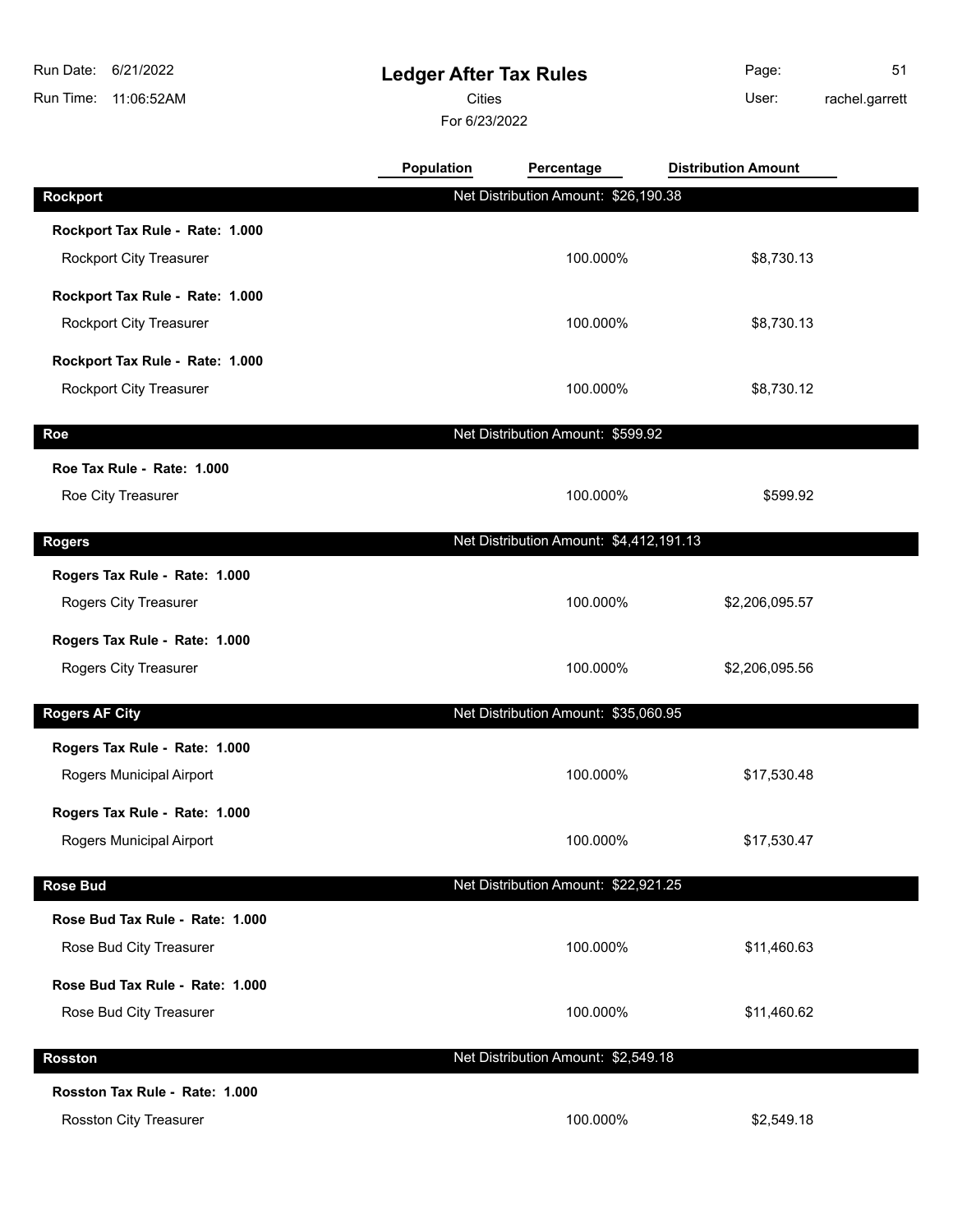# Ledger After Tax Rules

Cities

For 6/23/2022

Run Date: 6/21/2022
Run Time: 11:06:52AM
User: rachel.garrett

| | Population | Percentage | Distribution Amount |
|---|---|---|---|
| **Rockport** | Net Distribution Amount: $26,190.38 | | |
| **Rockport Tax Rule - Rate: 1.000** | | | |
| Rockport City Treasurer | | 100.000% | $8,730.13 |
| **Rockport Tax Rule - Rate: 1.000** | | | |
| Rockport City Treasurer | | 100.000% | $8,730.13 |
| **Rockport Tax Rule - Rate: 1.000** | | | |
| Rockport City Treasurer | | 100.000% | $8,730.12 |
| **Roe** | Net Distribution Amount: $599.92 | | |
| **Roe Tax Rule - Rate: 1.000** | | | |
| Roe City Treasurer | | 100.000% | $599.92 |
| **Rogers** | Net Distribution Amount: $4,412,191.13 | | |
| **Rogers Tax Rule - Rate: 1.000** | | | |
| Rogers City Treasurer | | 100.000% | $2,206,095.57 |
| **Rogers Tax Rule - Rate: 1.000** | | | |
| Rogers City Treasurer | | 100.000% | $2,206,095.56 |
| **Rogers AF City** | Net Distribution Amount: $35,060.95 | | |
| **Rogers Tax Rule - Rate: 1.000** | | | |
| Rogers Municipal Airport | | 100.000% | $17,530.48 |
| **Rogers Tax Rule - Rate: 1.000** | | | |
| Rogers Municipal Airport | | 100.000% | $17,530.47 |
| **Rose Bud** | Net Distribution Amount: $22,921.25 | | |
| **Rose Bud Tax Rule - Rate: 1.000** | | | |
| Rose Bud City Treasurer | | 100.000% | $11,460.63 |
| **Rose Bud Tax Rule - Rate: 1.000** | | | |
| Rose Bud City Treasurer | | 100.000% | $11,460.62 |
| **Rosston** | Net Distribution Amount: $2,549.18 | | |
| **Rosston Tax Rule - Rate: 1.000** | | | |
| Rosston City Treasurer | | 100.000% | $2,549.18 |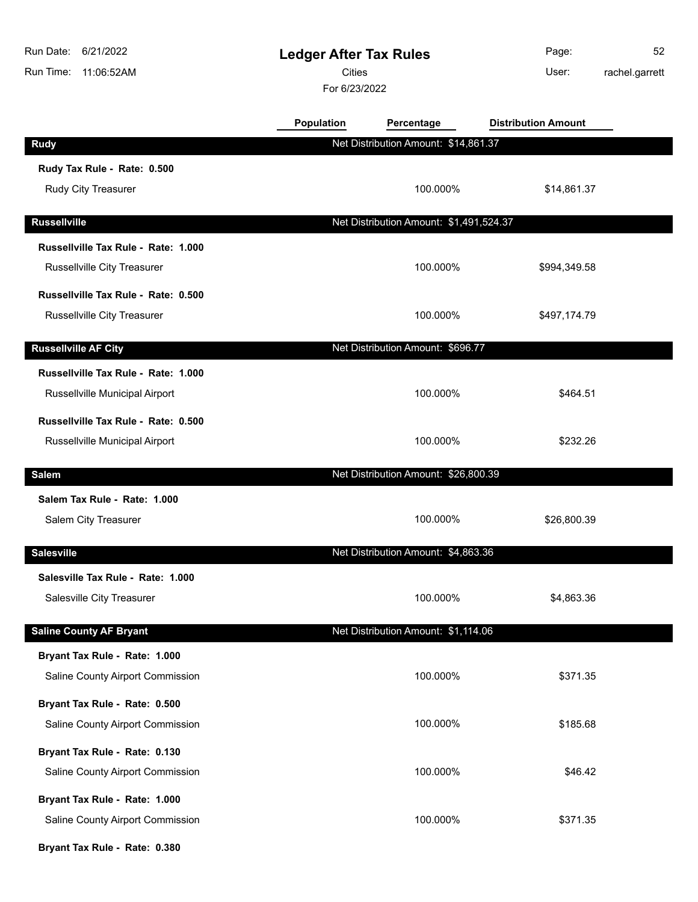# Ledger After Tax Rules

Cities

For 6/23/2022

| | Population | Percentage | Distribution Amount |
|---|---|---|---|
| **Rudy** | Net Distribution Amount: $14,861.37 | | |
| **Rudy Tax Rule - Rate: 0.500** | | | |
| Rudy City Treasurer | | 100.000% | $14,861.37 |
| **Russellville** | Net Distribution Amount: $1,491,524.37 | | |
| **Russellville Tax Rule - Rate: 1.000** | | | |
| Russellville City Treasurer | | 100.000% | $994,349.58 |
| **Russellville Tax Rule - Rate: 0.500** | | | |
| Russellville City Treasurer | | 100.000% | $497,174.79 |
| **Russellville AF City** | Net Distribution Amount: $696.77 | | |
| **Russellville Tax Rule - Rate: 1.000** | | | |
| Russellville Municipal Airport | | 100.000% | $464.51 |
| **Russellville Tax Rule - Rate: 0.500** | | | |
| Russellville Municipal Airport | | 100.000% | $232.26 |
| **Salem** | Net Distribution Amount: $26,800.39 | | |
| **Salem Tax Rule - Rate: 1.000** | | | |
| Salem City Treasurer | | 100.000% | $26,800.39 |
| **Salesville** | Net Distribution Amount: $4,863.36 | | |
| **Salesville Tax Rule - Rate: 1.000** | | | |
| Salesville City Treasurer | | 100.000% | $4,863.36 |
| **Saline County AF Bryant** | Net Distribution Amount: $1,114.06 | | |
| **Bryant Tax Rule - Rate: 1.000** | | | |
| Saline County Airport Commission | | 100.000% | $371.35 |
| **Bryant Tax Rule - Rate: 0.500** | | | |
| Saline County Airport Commission | | 100.000% | $185.68 |
| **Bryant Tax Rule - Rate: 0.130** | | | |
| Saline County Airport Commission | | 100.000% | $46.42 |
| **Bryant Tax Rule - Rate: 1.000** | | | |
| Saline County Airport Commission | | 100.000% | $371.35 |
| **Bryant Tax Rule - Rate: 0.380** | | | |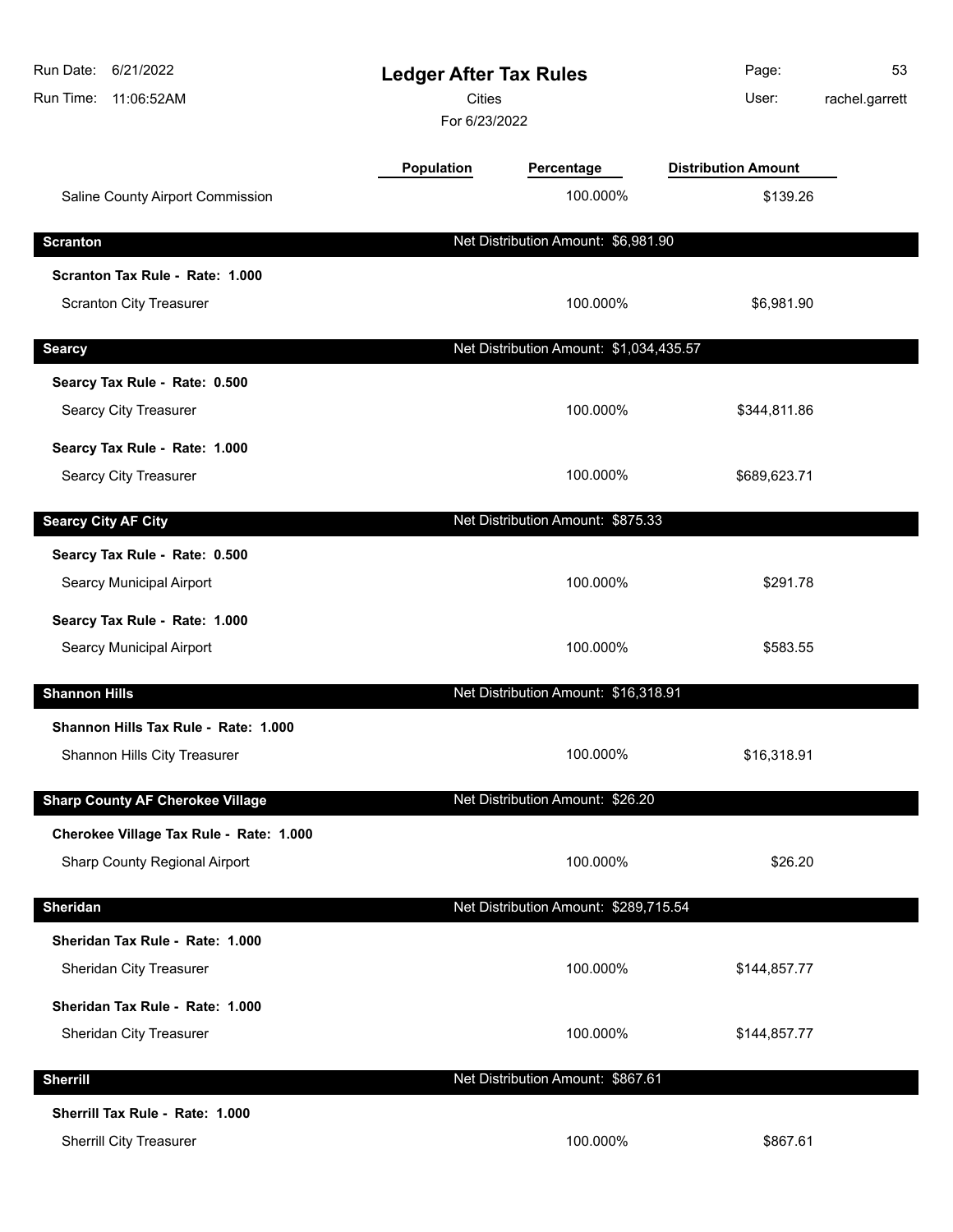# Ledger After Tax Rules

Cities

For 6/23/2022

Run Date: 6/21/2022
Run Time: 11:06:52AM
User: rachel.garrett

| | Population | Percentage | Distribution Amount |
|---|---|---|---|
| Saline County Airport Commission | | 100.000% | $139.26 |
| **Scranton** | | Net Distribution Amount: $6,981.90 | |
| **Scranton Tax Rule - Rate: 1.000** | | | |
| Scranton City Treasurer | | 100.000% | $6,981.90 |
| **Searcy** | | Net Distribution Amount: $1,034,435.57 | |
| **Searcy Tax Rule - Rate: 0.500** | | | |
| Searcy City Treasurer | | 100.000% | $344,811.86 |
| **Searcy Tax Rule - Rate: 1.000** | | | |
| Searcy City Treasurer | | 100.000% | $689,623.71 |
| **Searcy City AF City** | | Net Distribution Amount: $875.33 | |
| **Searcy Tax Rule - Rate: 0.500** | | | |
| Searcy Municipal Airport | | 100.000% | $291.78 |
| **Searcy Tax Rule - Rate: 1.000** | | | |
| Searcy Municipal Airport | | 100.000% | $583.55 |
| **Shannon Hills** | | Net Distribution Amount: $16,318.91 | |
| **Shannon Hills Tax Rule - Rate: 1.000** | | | |
| Shannon Hills City Treasurer | | 100.000% | $16,318.91 |
| **Sharp County AF Cherokee Village** | | Net Distribution Amount: $26.20 | |
| **Cherokee Village Tax Rule - Rate: 1.000** | | | |
| Sharp County Regional Airport | | 100.000% | $26.20 |
| **Sheridan** | | Net Distribution Amount: $289,715.54 | |
| **Sheridan Tax Rule - Rate: 1.000** | | | |
| Sheridan City Treasurer | | 100.000% | $144,857.77 |
| **Sheridan Tax Rule - Rate: 1.000** | | | |
| Sheridan City Treasurer | | 100.000% | $144,857.77 |
| **Sherrill** | | Net Distribution Amount: $867.61 | |
| **Sherrill Tax Rule - Rate: 1.000** | | | |
| Sherrill City Treasurer | | 100.000% | $867.61 |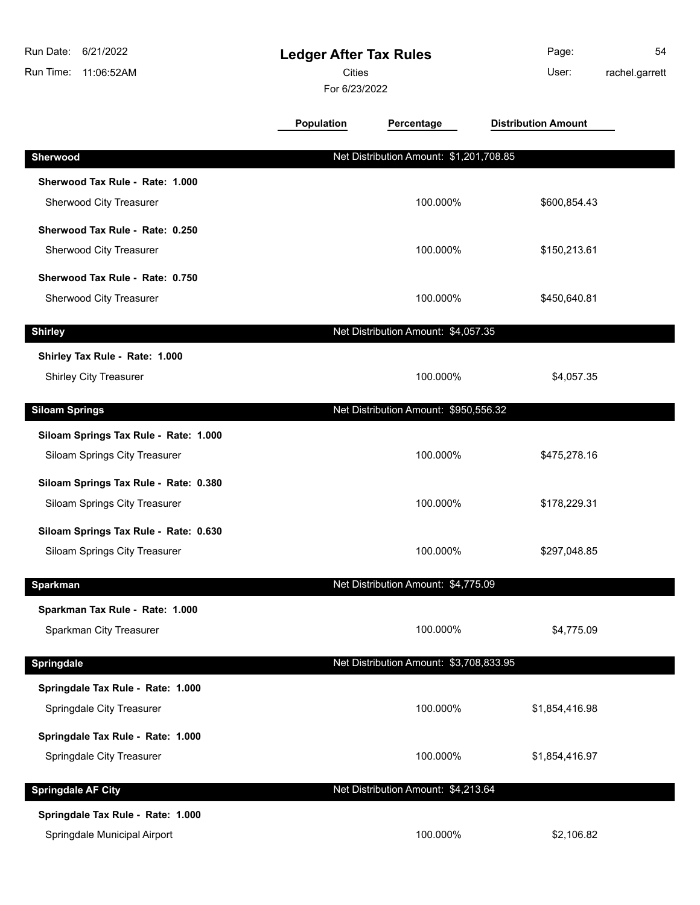# Ledger After Tax Rules

Cities

For 6/23/2022

Run Date: 6/21/2022
Run Time: 11:06:52AM
User: rachel.garrett

| | Population | Percentage | Distribution Amount |
|---|---|---|---|
| **Sherwood** | Net Distribution Amount: $1,201,708.85 | | |
| **Sherwood Tax Rule - Rate: 1.000** | | | |
| Sherwood City Treasurer | | 100.000% | $600,854.43 |
| **Sherwood Tax Rule - Rate: 0.250** | | | |
| Sherwood City Treasurer | | 100.000% | $150,213.61 |
| **Sherwood Tax Rule - Rate: 0.750** | | | |
| Sherwood City Treasurer | | 100.000% | $450,640.81 |
| **Shirley** | Net Distribution Amount: $4,057.35 | | |
| **Shirley Tax Rule - Rate: 1.000** | | | |
| Shirley City Treasurer | | 100.000% | $4,057.35 |
| **Siloam Springs** | Net Distribution Amount: $950,556.32 | | |
| **Siloam Springs Tax Rule - Rate: 1.000** | | | |
| Siloam Springs City Treasurer | | 100.000% | $475,278.16 |
| **Siloam Springs Tax Rule - Rate: 0.380** | | | |
| Siloam Springs City Treasurer | | 100.000% | $178,229.31 |
| **Siloam Springs Tax Rule - Rate: 0.630** | | | |
| Siloam Springs City Treasurer | | 100.000% | $297,048.85 |
| **Sparkman** | Net Distribution Amount: $4,775.09 | | |
| **Sparkman Tax Rule - Rate: 1.000** | | | |
| Sparkman City Treasurer | | 100.000% | $4,775.09 |
| **Springdale** | Net Distribution Amount: $3,708,833.95 | | |
| **Springdale Tax Rule - Rate: 1.000** | | | |
| Springdale City Treasurer | | 100.000% | $1,854,416.98 |
| **Springdale Tax Rule - Rate: 1.000** | | | |
| Springdale City Treasurer | | 100.000% | $1,854,416.97 |
| **Springdale AF City** | Net Distribution Amount: $4,213.64 | | |
| **Springdale Tax Rule - Rate: 1.000** | | | |
| Springdale Municipal Airport | | 100.000% | $2,106.82 |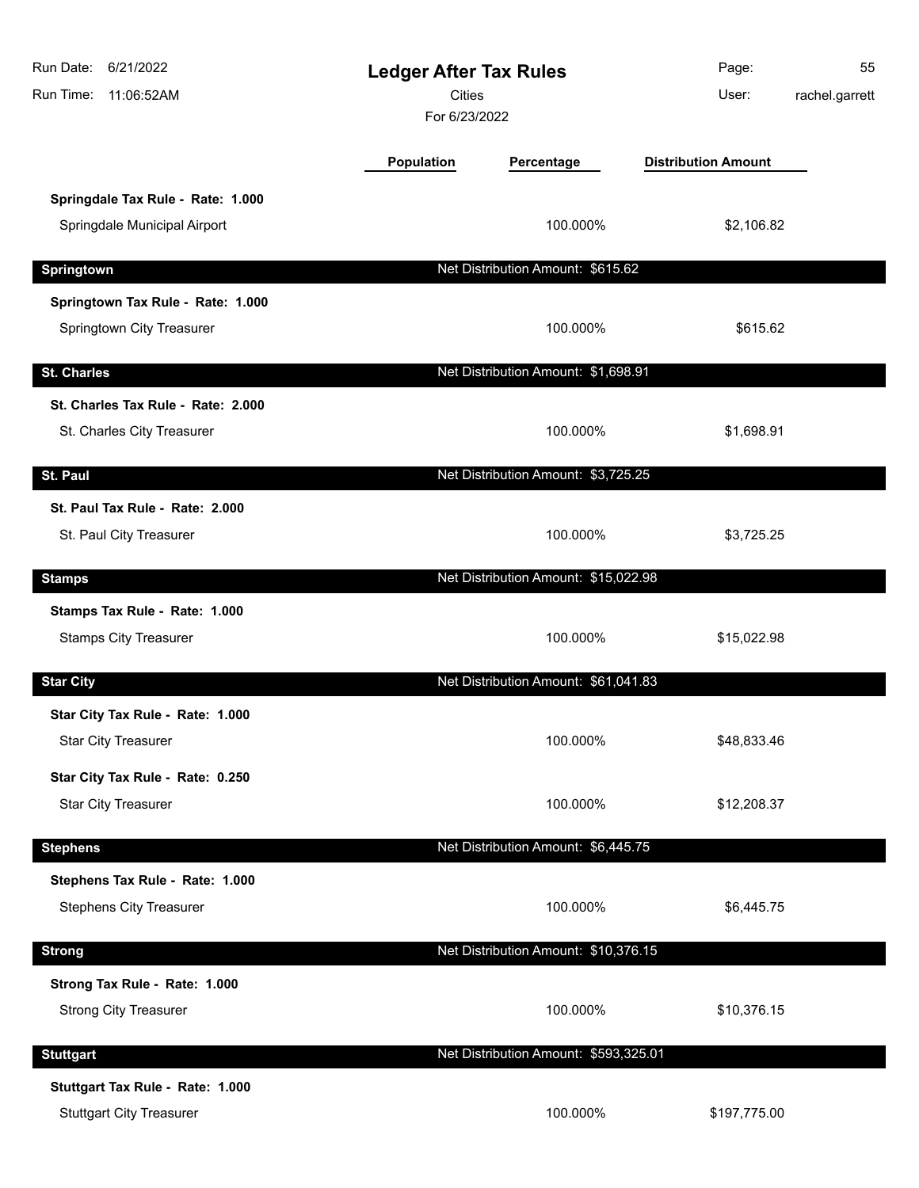# Ledger After Tax Rules

Cities

For 6/23/2022

| | Population | Percentage | Distribution Amount |
|---|---|---|---|
| **Springdale Tax Rule - Rate: 1.000** | | | |
| Springdale Municipal Airport | | 100.000% | $2,106.82 |
| **Springtown** | | Net Distribution Amount: $615.62 | |
| **Springtown Tax Rule - Rate: 1.000** | | | |
| Springtown City Treasurer | | 100.000% | $615.62 |
| **St. Charles** | | Net Distribution Amount: $1,698.91 | |
| **St. Charles Tax Rule - Rate: 2.000** | | | |
| St. Charles City Treasurer | | 100.000% | $1,698.91 |
| **St. Paul** | | Net Distribution Amount: $3,725.25 | |
| **St. Paul Tax Rule - Rate: 2.000** | | | |
| St. Paul City Treasurer | | 100.000% | $3,725.25 |
| **Stamps** | | Net Distribution Amount: $15,022.98 | |
| **Stamps Tax Rule - Rate: 1.000** | | | |
| Stamps City Treasurer | | 100.000% | $15,022.98 |
| **Star City** | | Net Distribution Amount: $61,041.83 | |
| **Star City Tax Rule - Rate: 1.000** | | | |
| Star City Treasurer | | 100.000% | $48,833.46 |
| **Star City Tax Rule - Rate: 0.250** | | | |
| Star City Treasurer | | 100.000% | $12,208.37 |
| **Stephens** | | Net Distribution Amount: $6,445.75 | |
| **Stephens Tax Rule - Rate: 1.000** | | | |
| Stephens City Treasurer | | 100.000% | $6,445.75 |
| **Strong** | | Net Distribution Amount: $10,376.15 | |
| **Strong Tax Rule - Rate: 1.000** | | | |
| Strong City Treasurer | | 100.000% | $10,376.15 |
| **Stuttgart** | | Net Distribution Amount: $593,325.01 | |
| **Stuttgart Tax Rule - Rate: 1.000** | | | |
| Stuttgart City Treasurer | | 100.000% | $197,775.00 |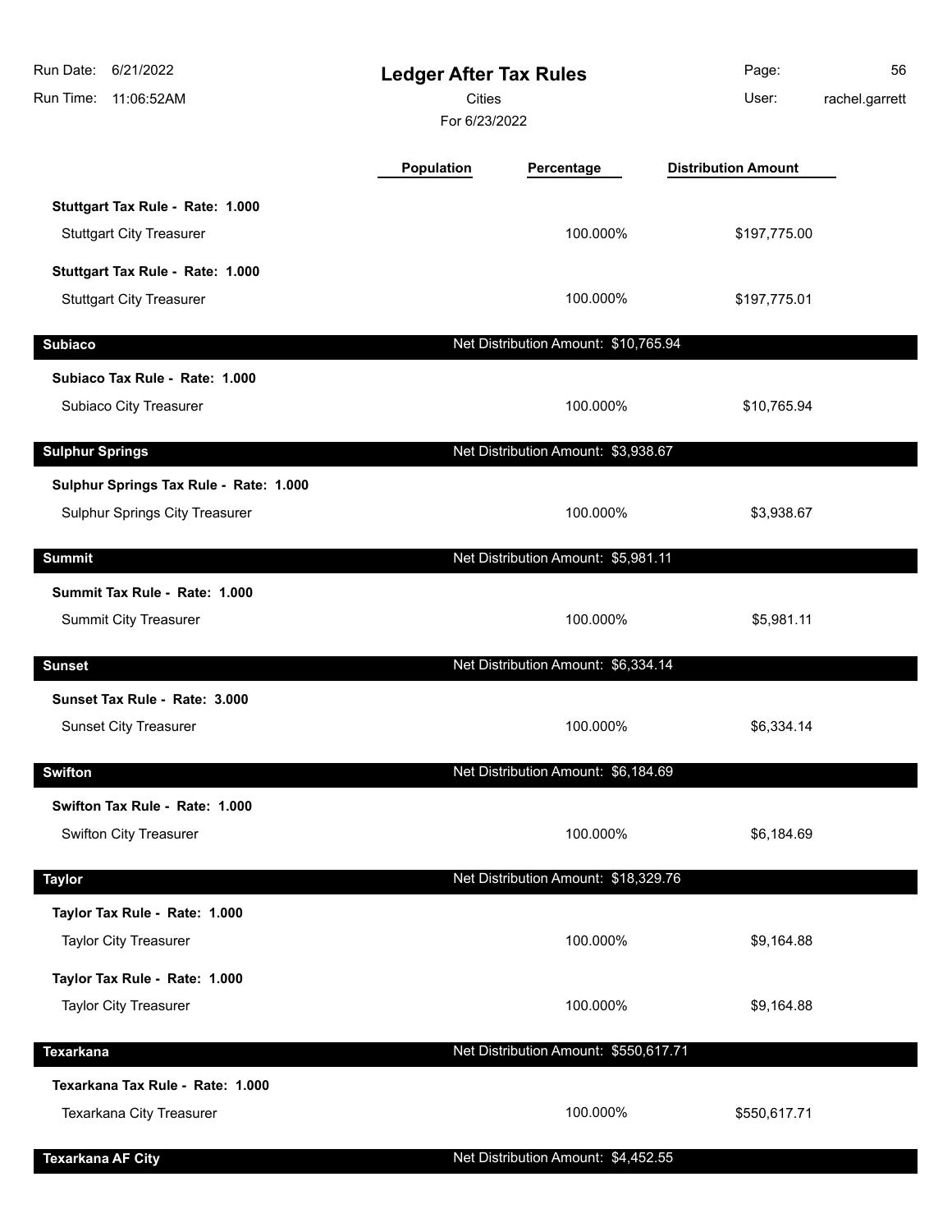# Ledger After Tax Rules

Cities

For 6/23/2022

| | Population | Percentage | Distribution Amount |
|---|---|---|---|
| **Stuttgart Tax Rule - Rate: 1.000** | | | |
| Stuttgart City Treasurer | | 100.000% | $197,775.00 |
| **Stuttgart Tax Rule - Rate: 1.000** | | | |
| Stuttgart City Treasurer | | 100.000% | $197,775.01 |
| **Subiaco** | | Net Distribution Amount: $10,765.94 | |
| **Subiaco Tax Rule - Rate: 1.000** | | | |
| Subiaco City Treasurer | | 100.000% | $10,765.94 |
| **Sulphur Springs** | | Net Distribution Amount: $3,938.67 | |
| **Sulphur Springs Tax Rule - Rate: 1.000** | | | |
| Sulphur Springs City Treasurer | | 100.000% | $3,938.67 |
| **Summit** | | Net Distribution Amount: $5,981.11 | |
| **Summit Tax Rule - Rate: 1.000** | | | |
| Summit City Treasurer | | 100.000% | $5,981.11 |
| **Sunset** | | Net Distribution Amount: $6,334.14 | |
| **Sunset Tax Rule - Rate: 3.000** | | | |
| Sunset City Treasurer | | 100.000% | $6,334.14 |
| **Swifton** | | Net Distribution Amount: $6,184.69 | |
| **Swifton Tax Rule - Rate: 1.000** | | | |
| Swifton City Treasurer | | 100.000% | $6,184.69 |
| **Taylor** | | Net Distribution Amount: $18,329.76 | |
| **Taylor Tax Rule - Rate: 1.000** | | | |
| Taylor City Treasurer | | 100.000% | $9,164.88 |
| **Taylor Tax Rule - Rate: 1.000** | | | |
| Taylor City Treasurer | | 100.000% | $9,164.88 |
| **Texarkana** | | Net Distribution Amount: $550,617.71 | |
| **Texarkana Tax Rule - Rate: 1.000** | | | |
| Texarkana City Treasurer | | 100.000% | $550,617.71 |
| **Texarkana AF City** | | Net Distribution Amount: $4,452.55 | |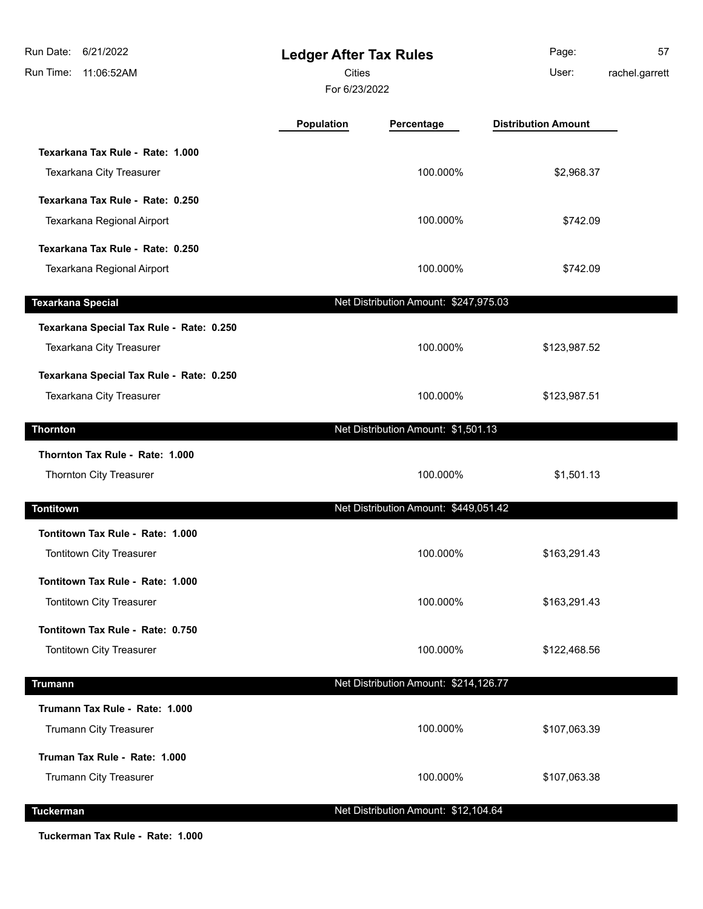# Ledger After Tax Rules

Cities

For 6/23/2022

Run Date: 6/21/2022

Run Time: 11:06:52AM

User: rachel.garrett

| | Population | Percentage | Distribution Amount |
|---|---|---|---|
| **Texarkana Tax Rule - Rate: 1.000** | | | |
| Texarkana City Treasurer | | 100.000% | $2,968.37 |
| **Texarkana Tax Rule - Rate: 0.250** | | | |
| Texarkana Regional Airport | | 100.000% | $742.09 |
| **Texarkana Tax Rule - Rate: 0.250** | | | |
| Texarkana Regional Airport | | 100.000% | $742.09 |
| **Texarkana Special** | | Net Distribution Amount: $247,975.03 | |
| **Texarkana Special Tax Rule - Rate: 0.250** | | | |
| Texarkana City Treasurer | | 100.000% | $123,987.52 |
| **Texarkana Special Tax Rule - Rate: 0.250** | | | |
| Texarkana City Treasurer | | 100.000% | $123,987.51 |
| **Thornton** | | Net Distribution Amount: $1,501.13 | |
| **Thornton Tax Rule - Rate: 1.000** | | | |
| Thornton City Treasurer | | 100.000% | $1,501.13 |
| **Tontitown** | | Net Distribution Amount: $449,051.42 | |
| **Tontitown Tax Rule - Rate: 1.000** | | | |
| Tontitown City Treasurer | | 100.000% | $163,291.43 |
| **Tontitown Tax Rule - Rate: 1.000** | | | |
| Tontitown City Treasurer | | 100.000% | $163,291.43 |
| **Tontitown Tax Rule - Rate: 0.750** | | | |
| Tontitown City Treasurer | | 100.000% | $122,468.56 |
| **Trumann** | | Net Distribution Amount: $214,126.77 | |
| **Trumann Tax Rule - Rate: 1.000** | | | |
| Trumann City Treasurer | | 100.000% | $107,063.39 |
| **Truman Tax Rule - Rate: 1.000** | | | |
| Trumann City Treasurer | | 100.000% | $107,063.38 |
| **Tuckerman** | | Net Distribution Amount: $12,104.64 | |
| **Tuckerman Tax Rule - Rate: 1.000** | | | |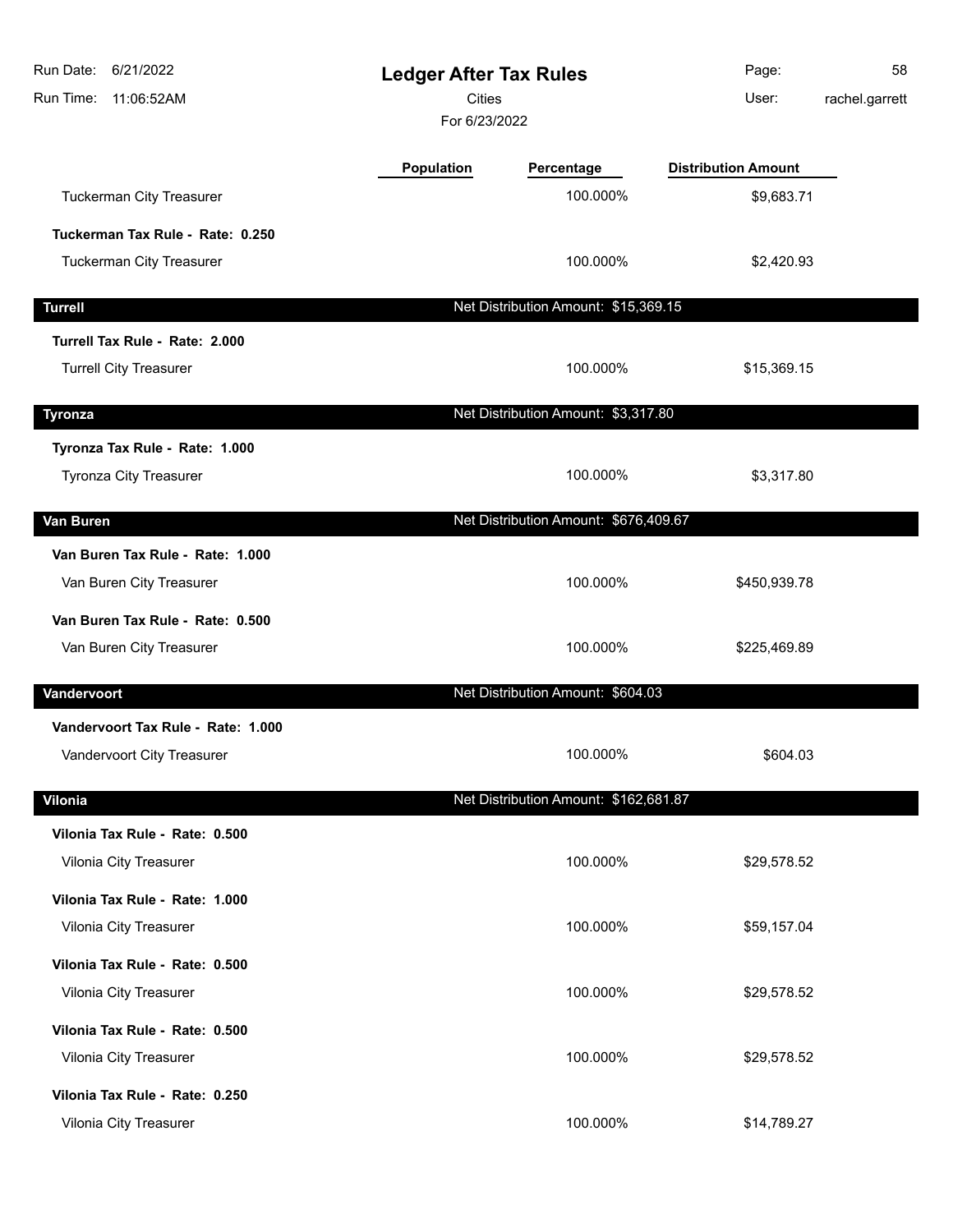| | Population | Percentage | Distribution Amount |
|---|---|---|---|
| Tuckerman City Treasurer | | 100.000% | $9,683.71 |
| **Tuckerman Tax Rule - Rate: 0.250** | | | |
| Tuckerman City Treasurer | | 100.000% | $2,420.93 |
| **Turrell** | | **Net Distribution Amount: $15,369.15** | |
| **Turrell Tax Rule - Rate: 2.000** | | | |
| Turrell City Treasurer | | 100.000% | $15,369.15 |
| **Tyronza** | | **Net Distribution Amount: $3,317.80** | |
| **Tyronza Tax Rule - Rate: 1.000** | | | |
| Tyronza City Treasurer | | 100.000% | $3,317.80 |
| **Van Buren** | | **Net Distribution Amount: $676,409.67** | |
| **Van Buren Tax Rule - Rate: 1.000** | | | |
| Van Buren City Treasurer | | 100.000% | $450,939.78 |
| **Van Buren Tax Rule - Rate: 0.500** | | | |
| Van Buren City Treasurer | | 100.000% | $225,469.89 |
| **Vandervoort** | | **Net Distribution Amount: $604.03** | |
| **Vandervoort Tax Rule - Rate: 1.000** | | | |
| Vandervoort City Treasurer | | 100.000% | $604.03 |
| **Vilonia** | | **Net Distribution Amount: $162,681.87** | |
| **Vilonia Tax Rule - Rate: 0.500** | | | |
| Vilonia City Treasurer | | 100.000% | $29,578.52 |
| **Vilonia Tax Rule - Rate: 1.000** | | | |
| Vilonia City Treasurer | | 100.000% | $59,157.04 |
| **Vilonia Tax Rule - Rate: 0.500** | | | |
| Vilonia City Treasurer | | 100.000% | $29,578.52 |
| **Vilonia Tax Rule - Rate: 0.500** | | | |
| Vilonia City Treasurer | | 100.000% | $29,578.52 |
| **Vilonia Tax Rule - Rate: 0.250** | | | |
| Vilonia City Treasurer | | 100.000% | $14,789.27 |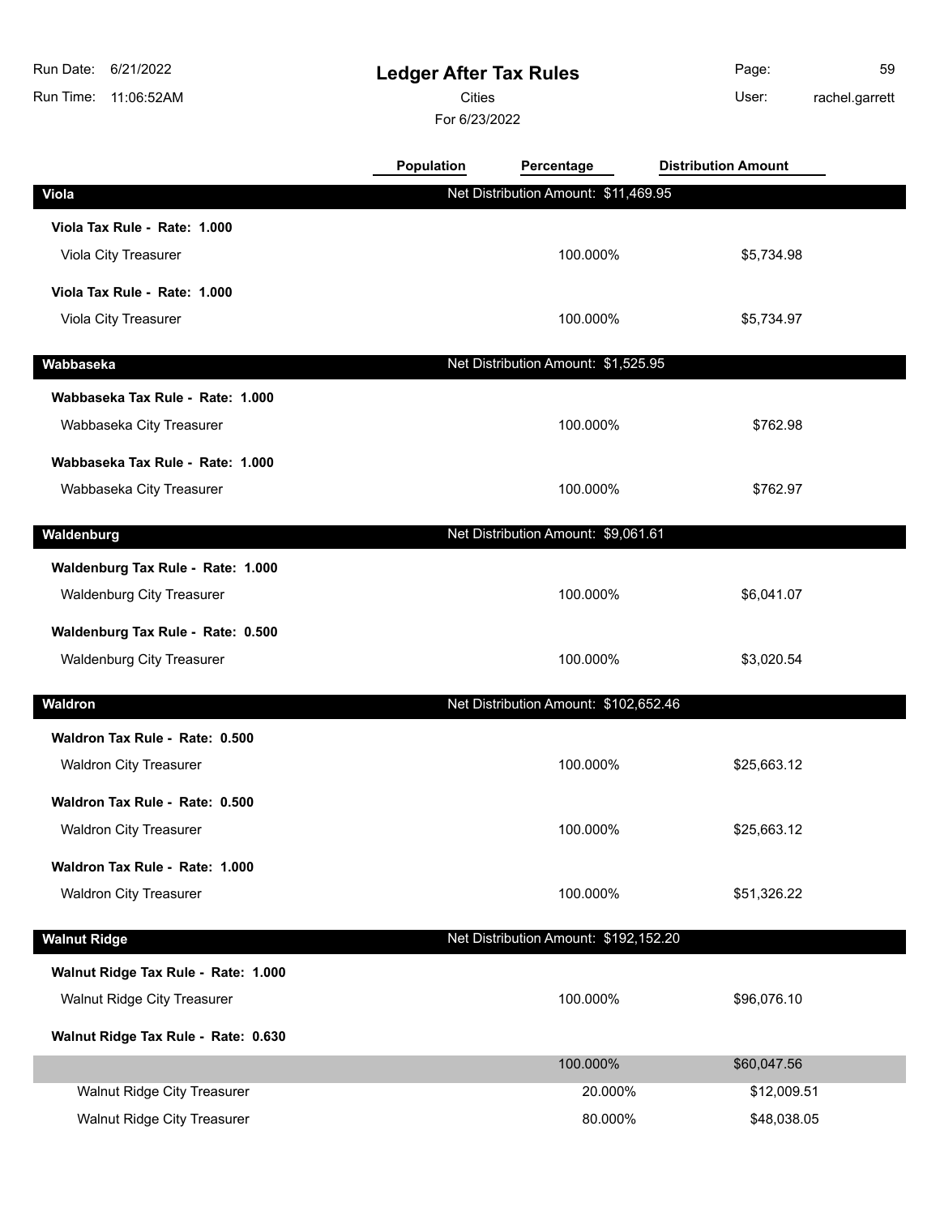# Ledger After Tax Rules

Cities

For 6/23/2022

Run Date: 6/21/2022
Run Time: 11:06:52AM
User: rachel.garrett

| | Population | Percentage | Distribution Amount |
|---|---|---|---|
| **Viola** | Net Distribution Amount: $11,469.95 | | |
| **Viola Tax Rule - Rate: 1.000** | | | |
| Viola City Treasurer | | 100.000% | $5,734.98 |
| **Viola Tax Rule - Rate: 1.000** | | | |
| Viola City Treasurer | | 100.000% | $5,734.97 |
| **Wabbaseka** | Net Distribution Amount: $1,525.95 | | |
| **Wabbaseka Tax Rule - Rate: 1.000** | | | |
| Wabbaseka City Treasurer | | 100.000% | $762.98 |
| **Wabbaseka Tax Rule - Rate: 1.000** | | | |
| Wabbaseka City Treasurer | | 100.000% | $762.97 |
| **Waldenburg** | Net Distribution Amount: $9,061.61 | | |
| **Waldenburg Tax Rule - Rate: 1.000** | | | |
| Waldenburg City Treasurer | | 100.000% | $6,041.07 |
| **Waldenburg Tax Rule - Rate: 0.500** | | | |
| Waldenburg City Treasurer | | 100.000% | $3,020.54 |
| **Waldron** | Net Distribution Amount: $102,652.46 | | |
| **Waldron Tax Rule - Rate: 0.500** | | | |
| Waldron City Treasurer | | 100.000% | $25,663.12 |
| **Waldron Tax Rule - Rate: 0.500** | | | |
| Waldron City Treasurer | | 100.000% | $25,663.12 |
| **Waldron Tax Rule - Rate: 1.000** | | | |
| Waldron City Treasurer | | 100.000% | $51,326.22 |
| **Walnut Ridge** | Net Distribution Amount: $192,152.20 | | |
| **Walnut Ridge Tax Rule - Rate: 1.000** | | | |
| Walnut Ridge City Treasurer | | 100.000% | $96,076.10 |
| **Walnut Ridge Tax Rule - Rate: 0.630** | | | |
| | | 100.000% | $60,047.56 |
| Walnut Ridge City Treasurer | | 20.000% | $12,009.51 |
| Walnut Ridge City Treasurer | | 80.000% | $48,038.05 |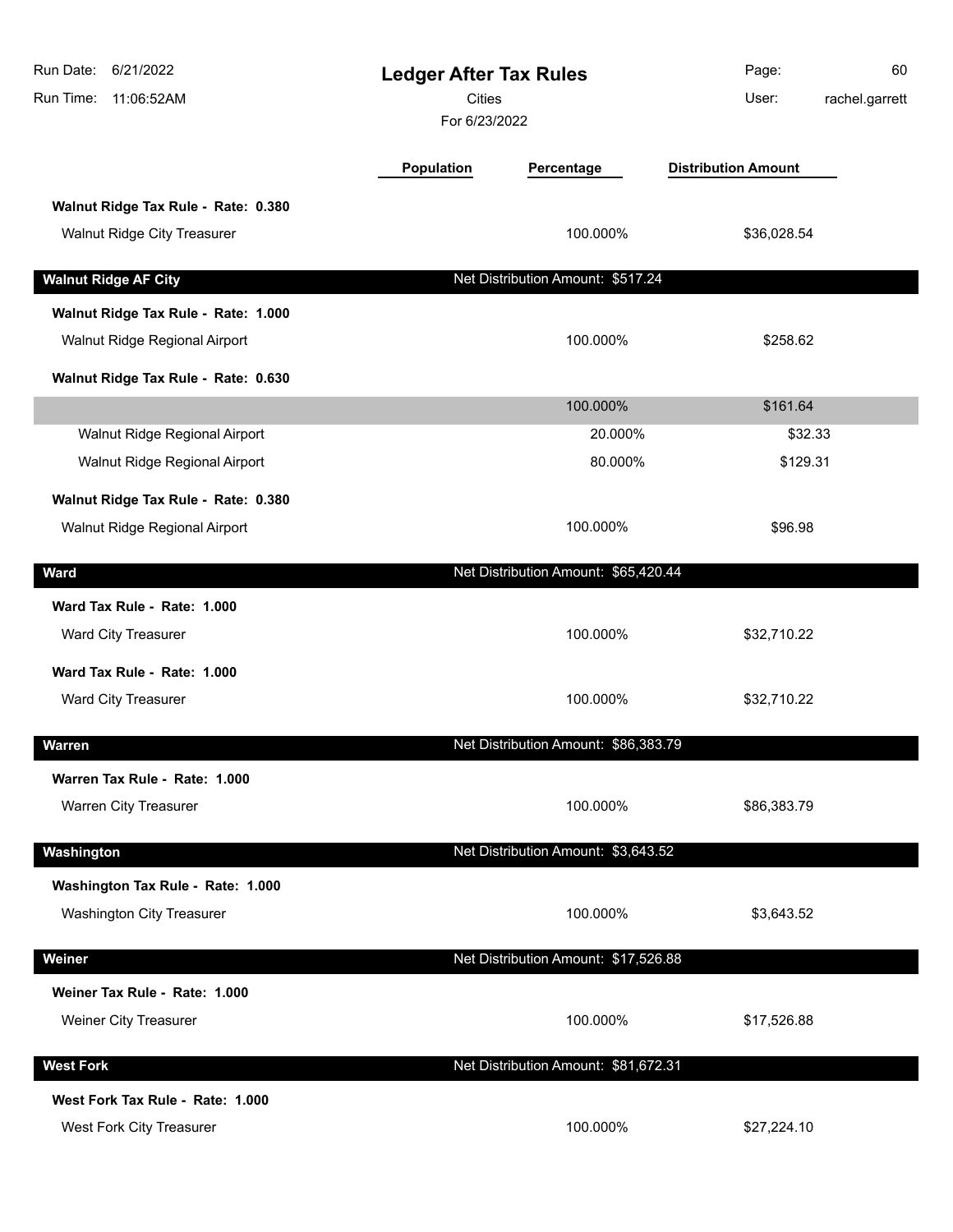# Ledger After Tax Rules

Cities

For 6/23/2022

| | Population | Percentage | Distribution Amount |
|---|---|---|---|
| **Walnut Ridge Tax Rule - Rate: 0.380** | | | |
| Walnut Ridge City Treasurer | | 100.000% | $36,028.54 |
| **Walnut Ridge AF City** | | Net Distribution Amount: $517.24 | |
| **Walnut Ridge Tax Rule - Rate: 1.000** | | | |
| Walnut Ridge Regional Airport | | 100.000% | $258.62 |
| **Walnut Ridge Tax Rule - Rate: 0.630** | | | |
| | | 100.000% | $161.64 |
| Walnut Ridge Regional Airport | | 20.000% | $32.33 |
| Walnut Ridge Regional Airport | | 80.000% | $129.31 |
| **Walnut Ridge Tax Rule - Rate: 0.380** | | | |
| Walnut Ridge Regional Airport | | 100.000% | $96.98 |
| **Ward** | | Net Distribution Amount: $65,420.44 | |
| **Ward Tax Rule - Rate: 1.000** | | | |
| Ward City Treasurer | | 100.000% | $32,710.22 |
| **Ward Tax Rule - Rate: 1.000** | | | |
| Ward City Treasurer | | 100.000% | $32,710.22 |
| **Warren** | | Net Distribution Amount: $86,383.79 | |
| **Warren Tax Rule - Rate: 1.000** | | | |
| Warren City Treasurer | | 100.000% | $86,383.79 |
| **Washington** | | Net Distribution Amount: $3,643.52 | |
| **Washington Tax Rule - Rate: 1.000** | | | |
| Washington City Treasurer | | 100.000% | $3,643.52 |
| **Weiner** | | Net Distribution Amount: $17,526.88 | |
| **Weiner Tax Rule - Rate: 1.000** | | | |
| Weiner City Treasurer | | 100.000% | $17,526.88 |
| **West Fork** | | Net Distribution Amount: $81,672.31 | |
| **West Fork Tax Rule - Rate: 1.000** | | | |
| West Fork City Treasurer | | 100.000% | $27,224.10 |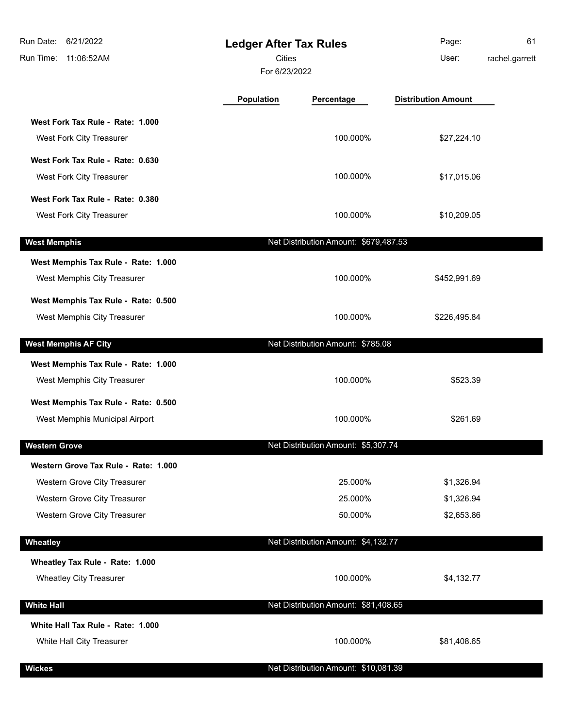# Ledger After Tax Rules

Cities

For 6/23/2022

| | Population | Percentage | Distribution Amount |
|---|---|---|---|
| **West Fork Tax Rule - Rate: 1.000** | | | |
| West Fork City Treasurer | | 100.000% | $27,224.10 |
| **West Fork Tax Rule - Rate: 0.630** | | | |
| West Fork City Treasurer | | 100.000% | $17,015.06 |
| **West Fork Tax Rule - Rate: 0.380** | | | |
| West Fork City Treasurer | | 100.000% | $10,209.05 |
| **West Memphis** | | Net Distribution Amount: $679,487.53 | |
| **West Memphis Tax Rule - Rate: 1.000** | | | |
| West Memphis City Treasurer | | 100.000% | $452,991.69 |
| **West Memphis Tax Rule - Rate: 0.500** | | | |
| West Memphis City Treasurer | | 100.000% | $226,495.84 |
| **West Memphis AF City** | | Net Distribution Amount: $785.08 | |
| **West Memphis Tax Rule - Rate: 1.000** | | | |
| West Memphis City Treasurer | | 100.000% | $523.39 |
| **West Memphis Tax Rule - Rate: 0.500** | | | |
| West Memphis Municipal Airport | | 100.000% | $261.69 |
| **Western Grove** | | Net Distribution Amount: $5,307.74 | |
| **Western Grove Tax Rule - Rate: 1.000** | | | |
| Western Grove City Treasurer | | 25.000% | $1,326.94 |
| Western Grove City Treasurer | | 25.000% | $1,326.94 |
| Western Grove City Treasurer | | 50.000% | $2,653.86 |
| **Wheatley** | | Net Distribution Amount: $4,132.77 | |
| **Wheatley Tax Rule - Rate: 1.000** | | | |
| Wheatley City Treasurer | | 100.000% | $4,132.77 |
| **White Hall** | | Net Distribution Amount: $81,408.65 | |
| **White Hall Tax Rule - Rate: 1.000** | | | |
| White Hall City Treasurer | | 100.000% | $81,408.65 |
| **Wickes** | | Net Distribution Amount: $10,081.39 | |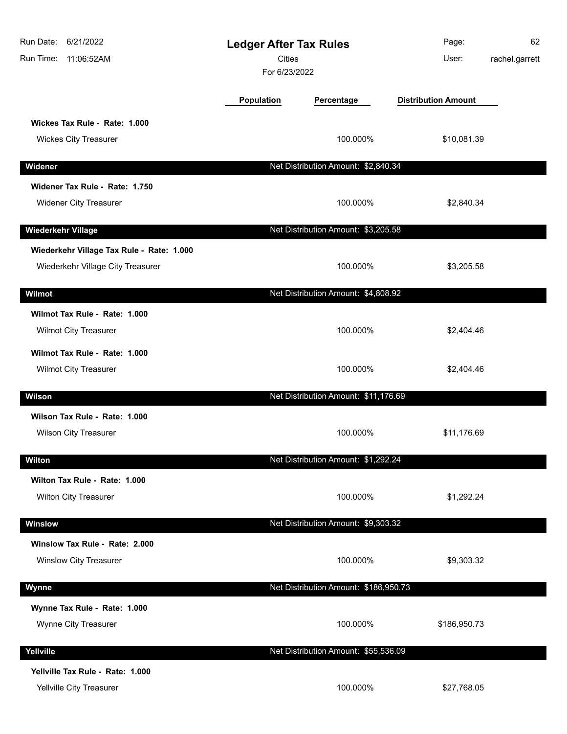# Ledger After Tax Rules

Cities

For 6/23/2022

| | Population | Percentage | Distribution Amount |
|---|---|---|---|
| **Wickes Tax Rule - Rate: 1.000** | | | |
| Wickes City Treasurer | | 100.000% | $10,081.39 |
| **Widener** | | Net Distribution Amount: $2,840.34 | |
| **Widener Tax Rule - Rate: 1.750** | | | |
| Widener City Treasurer | | 100.000% | $2,840.34 |
| **Wiederkehr Village** | | Net Distribution Amount: $3,205.58 | |
| **Wiederkehr Village Tax Rule - Rate: 1.000** | | | |
| Wiederkehr Village City Treasurer | | 100.000% | $3,205.58 |
| **Wilmot** | | Net Distribution Amount: $4,808.92 | |
| **Wilmot Tax Rule - Rate: 1.000** | | | |
| Wilmot City Treasurer | | 100.000% | $2,404.46 |
| **Wilmot Tax Rule - Rate: 1.000** | | | |
| Wilmot City Treasurer | | 100.000% | $2,404.46 |
| **Wilson** | | Net Distribution Amount: $11,176.69 | |
| **Wilson Tax Rule - Rate: 1.000** | | | |
| Wilson City Treasurer | | 100.000% | $11,176.69 |
| **Wilton** | | Net Distribution Amount: $1,292.24 | |
| **Wilton Tax Rule - Rate: 1.000** | | | |
| Wilton City Treasurer | | 100.000% | $1,292.24 |
| **Winslow** | | Net Distribution Amount: $9,303.32 | |
| **Winslow Tax Rule - Rate: 2.000** | | | |
| Winslow City Treasurer | | 100.000% | $9,303.32 |
| **Wynne** | | Net Distribution Amount: $186,950.73 | |
| **Wynne Tax Rule - Rate: 1.000** | | | |
| Wynne City Treasurer | | 100.000% | $186,950.73 |
| **Yellville** | | Net Distribution Amount: $55,536.09 | |
| **Yellville Tax Rule - Rate: 1.000** | | | |
| Yellville City Treasurer | | 100.000% | $27,768.05 |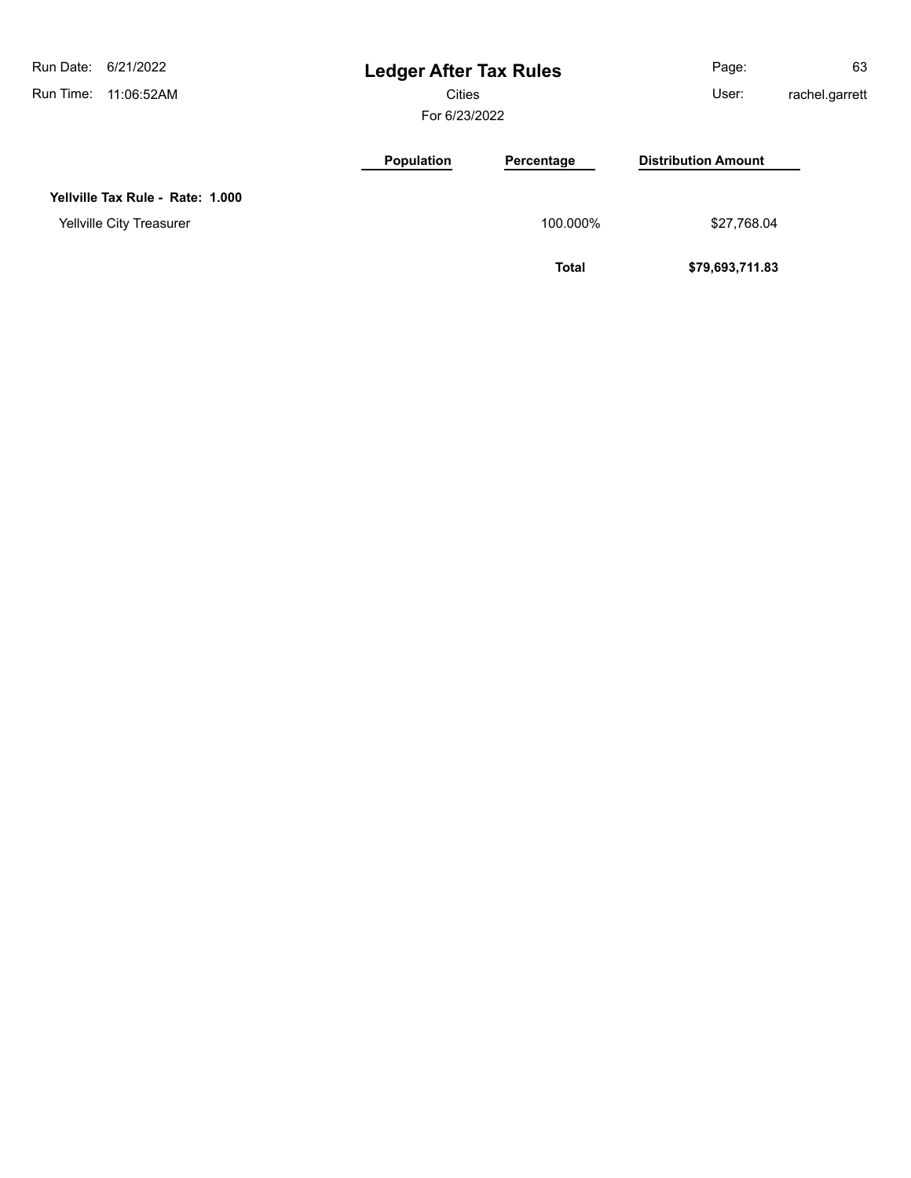# Ledger After Tax Rules

Cities

For 6/23/2022

| | Population | Percentage | Distribution Amount |
|---|---|---|---|
| **Yellville Tax Rule - Rate: 1.000** | | | |
| Yellville City Treasurer | | 100.000% | $27,768.04 |
| | | **Total** | **$79,693,711.83** |